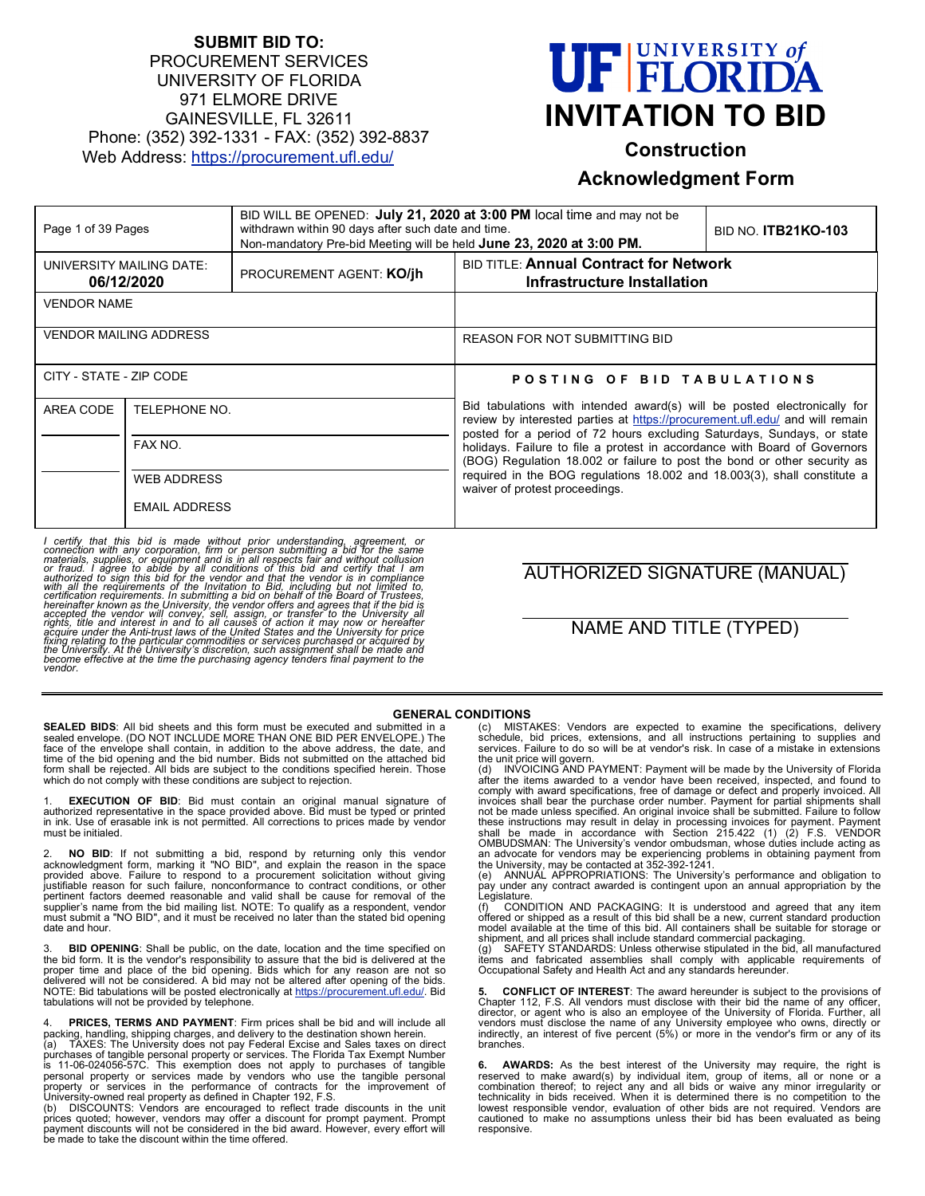**SUBMIT BID TO:**
PROCUREMENT SERVICES
UNIVERSITY OF FLORIDA
971 ELMORE DRIVE
GAINESVILLE, FL 32611
Phone: (352) 392-1331 - FAX: (352) 392-8837
Web Address: https://procurement.ufl.edu/

**UF | UNIVERSITY of FLORIDA**

# INVITATION TO BID

## Construction

## Acknowledgment Form

| Page 1 of 39 Pages | | BID WILL BE OPENED: **July 21, 2020 at 3:00 PM** local time and may not be withdrawn within 90 days after such date and time. Non-mandatory Pre-bid Meeting will be held **June 23, 2020 at 3:00 PM.** | BID NO. **ITB21KO-103** |
|---|---|---|---|
| UNIVERSITY MAILING DATE: **06/12/2020** | PROCUREMENT AGENT: **KO/jh** | BID TITLE: **Annual Contract for Network Infrastructure Installation** | |
| VENDOR NAME | | | |
| VENDOR MAILING ADDRESS | | REASON FOR NOT SUBMITTING BID | |
| CITY - STATE - ZIP CODE | | **POSTING OF BID TABULATIONS** | |
| AREA CODE | TELEPHONE NO. | Bid tabulations with intended award(s) will be posted electronically for review by interested parties at https://procurement.ufl.edu/ and will remain posted for a period of 72 hours excluding Saturdays, Sundays, or state holidays. Failure to file a protest in accordance with Board of Governors (BOG) Regulation 18.002 or failure to post the bond or other security as required in the BOG regulations 18.002 and 18.003(3), shall constitute a waiver of protest proceedings. | |
| | FAX NO. | | |
| | WEB ADDRESS | | |
| | EMAIL ADDRESS | | |

*I certify that this bid is made without prior understanding, agreement, or connection with any corporation, firm or person submitting a bid for the same materials, supplies, or equipment and is in all respects fair and without collusion or fraud. I agree to abide by all conditions of this bid and certify that I am authorized to sign this bid for the vendor and that the vendor is in compliance with all the requirements of the Invitation to Bid, including but not limited to, certification requirements. In submitting a bid on behalf of the Board of Trustees, hereinafter known as the University, the vendor offers and agrees that if the bid is accepted the vendor will convey, sell, assign, or transfer to the University all rights, title and interest in and to all causes of action it may now or hereafter acquire under the Anti-trust laws of the United States and the University for price fixing relating to the particular commodities or services purchased or acquired by the University. At the University's discretion, such assignment shall be made and become effective at the time the purchasing agency tenders final payment to the vendor.*

AUTHORIZED SIGNATURE (MANUAL)

NAME AND TITLE (TYPED)

### GENERAL CONDITIONS

**SEALED BIDS**: All bid sheets and this form must be executed and submitted in a sealed envelope. (DO NOT INCLUDE MORE THAN ONE BID PER ENVELOPE.) The face of the envelope shall contain, in addition to the above address, the date, and time of the bid opening and the bid number. Bids not submitted on the attached bid form shall be rejected. All bids are subject to the conditions specified herein. Those which do not comply with these conditions are subject to rejection.

1. **EXECUTION OF BID**: Bid must contain an original manual signature of authorized representative in the space provided above. Bid must be typed or printed in ink. Use of erasable ink is not permitted. All corrections to prices made by vendor must be initialed.

2. **NO BID**: If not submitting a bid, respond by returning only this vendor acknowledgment form, marking it "NO BID", and explain the reason in the space provided above. Failure to respond to a procurement solicitation without giving justifiable reason for such failure, nonconformance to contract conditions, or other pertinent factors deemed reasonable and valid shall be cause for removal of the supplier's name from the bid mailing list. NOTE: To qualify as a respondent, vendor must submit a "NO BID", and it must be received no later than the stated bid opening date and hour.

3. **BID OPENING**: Shall be public, on the date, location and the time specified on the bid form. It is the vendor's responsibility to assure that the bid is delivered at the proper time and place of the bid opening. Bids which for any reason are not so delivered will not be considered. A bid may not be altered after opening of the bids. NOTE: Bid tabulations will be posted electronically at https://procurement.ufl.edu/. Bid tabulations will not be provided by telephone.

4. **PRICES, TERMS AND PAYMENT**: Firm prices shall be bid and will include all packing, handling, shipping charges, and delivery to the destination shown herein.
(a) TAXES: The University does not pay Federal Excise and Sales taxes on direct purchases of tangible personal property or services. The Florida Tax Exempt Number is 11-06-024056-57C. This exemption does not apply to purchases of tangible personal property or services made by vendors who use the tangible personal property or services in the performance of contracts for the improvement of University-owned real property as defined in Chapter 192, F.S.
(b) DISCOUNTS: Vendors are encouraged to reflect trade discounts in the unit prices quoted; however, vendors may offer a discount for prompt payment. Prompt payment discounts will not be considered in the bid award. However, every effort will be made to take the discount within the time offered.
(c) MISTAKES: Vendors are expected to examine the specifications, delivery schedule, bid prices, extensions, and all instructions pertaining to supplies and services. Failure to do so will be at vendor's risk. In case of a mistake in extensions the unit price will govern.
(d) INVOICING AND PAYMENT: Payment will be made by the University of Florida after the items awarded to a vendor have been received, inspected, and found to comply with award specifications, free of damage or defect and properly invoiced. All invoices shall bear the purchase order number. Payment for partial shipments shall not be made unless specified. An original invoice shall be submitted. Failure to follow these instructions may result in delay in processing invoices for payment. Payment shall be made in accordance with Section 215.422 (1) (2) F.S. VENDOR OMBUDSMAN: The University's vendor ombudsman, whose duties include acting as an advocate for vendors may be experiencing problems in obtaining payment from the University, may be contacted at 352-392-1241.
(e) ANNUAL APPROPRIATIONS: The University's performance and obligation to pay under any contract awarded is contingent upon an annual appropriation by the Legislature.
(f) CONDITION AND PACKAGING: It is understood and agreed that any item offered or shipped as a result of this bid shall be a new, current standard production model available at the time of this bid. All containers shall be suitable for storage or shipment, and all prices shall include standard commercial packaging.
(g) SAFETY STANDARDS: Unless otherwise stipulated in the bid, all manufactured items and fabricated assemblies shall comply with applicable requirements of Occupational Safety and Health Act and any standards hereunder.

5. **CONFLICT OF INTEREST**: The award hereunder is subject to the provisions of Chapter 112, F.S. All vendors must disclose with their bid the name of any officer, director, or agent who is also an employee of the University of Florida. Further, all vendors must disclose the name of any University employee who owns, directly or indirectly, an interest of five percent (5%) or more in the vendor's firm or any of its branches.

6. **AWARDS:** As the best interest of the University may require, the right is reserved to make award(s) by individual item, group of items, all or none or a combination thereof; to reject any and all bids or waive any minor irregularity or technicality in bids received. When it is determined there is no competition to the lowest responsible vendor, evaluation of other bids are not required. Vendors are cautioned to make no assumptions unless their bid has been evaluated as being responsive.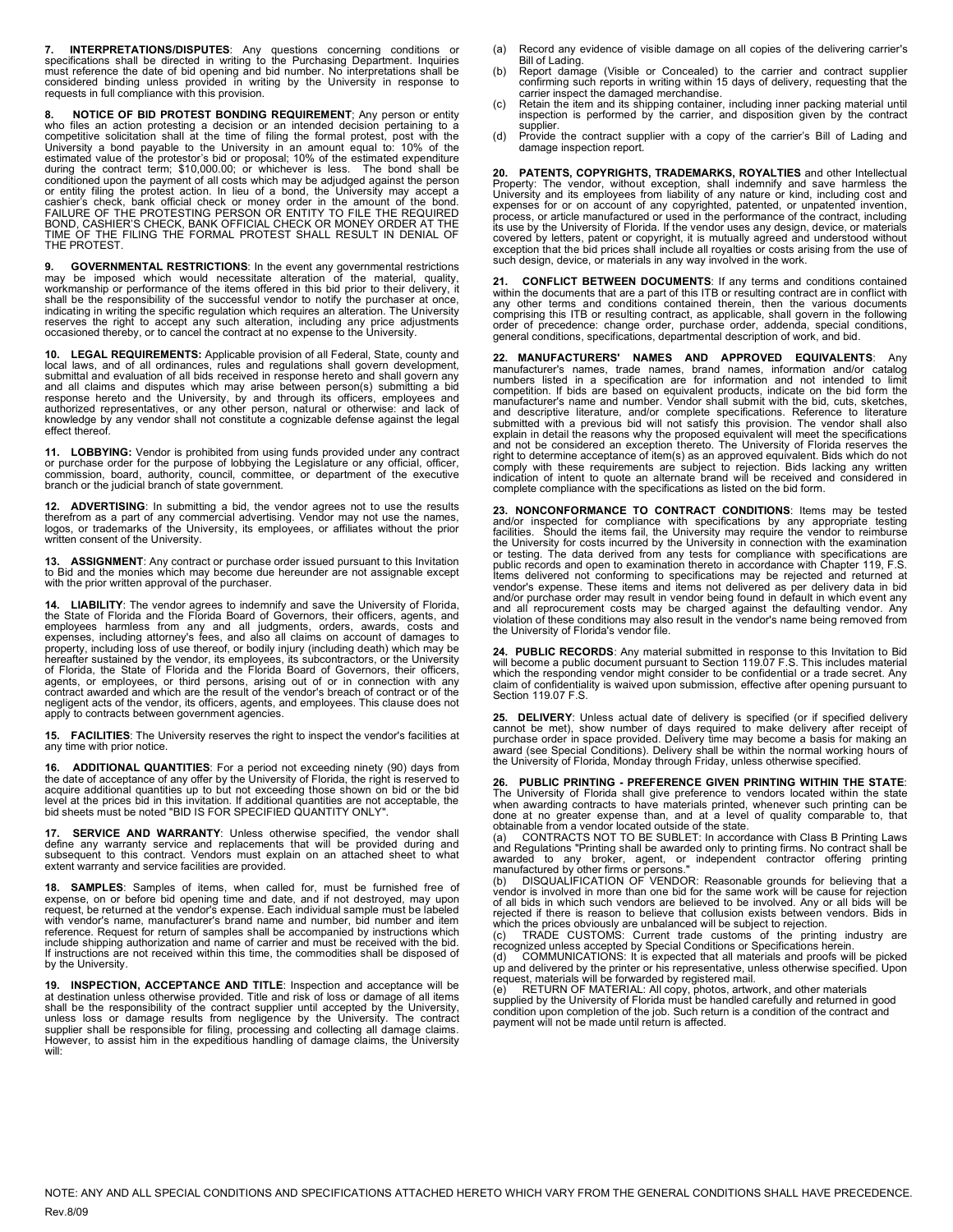**7. INTERPRETATIONS/DISPUTES**: Any questions concerning conditions or specifications shall be directed in writing to the Purchasing Department. Inquiries must reference the date of bid opening and bid number. No interpretations shall be considered binding unless provided in writing by the University in response to requests in full compliance with this provision.

**8. NOTICE OF BID PROTEST BONDING REQUIREMENT**; Any person or entity who files an action protesting a decision or an intended decision pertaining to a competitive solicitation shall at the time of filing the formal protest, post with the University a bond payable to the University in an amount equal to: 10% of the estimated value of the protestor's bid or proposal; 10% of the estimated expenditure during the contract term; $10,000.00; or whichever is less. The bond shall be conditioned upon the payment of all costs which may be adjudged against the person or entity filing the protest action. In lieu of a bond, the University may accept a cashier's check, bank official check or money order in the amount of the bond. FAILURE OF THE PROTESTING PERSON OR ENTITY TO FILE THE REQUIRED BOND, CASHIER'S CHECK, BANK OFFICIAL CHECK OR MONEY ORDER AT THE TIME OF THE FILING THE FORMAL PROTEST SHALL RESULT IN DENIAL OF THE PROTEST.

**9. GOVERNMENTAL RESTRICTIONS**: In the event any governmental restrictions may be imposed which would necessitate alteration of the material, quality, workmanship or performance of the items offered in this bid prior to their delivery, it shall be the responsibility of the successful vendor to notify the purchaser at once, indicating in writing the specific regulation which requires an alteration. The University reserves the right to accept any such alteration, including any price adjustments occasioned thereby, or to cancel the contract at no expense to the University.

**10. LEGAL REQUIREMENTS:** Applicable provision of all Federal, State, county and local laws, and of all ordinances, rules and regulations shall govern development, submittal and evaluation of all bids received in response hereto and shall govern any and all claims and disputes which may arise between person(s) submitting a bid response hereto and the University, by and through its officers, employees and authorized representatives, or any other person, natural or otherwise: and lack of knowledge by any vendor shall not constitute a cognizable defense against the legal effect thereof.

**11. LOBBYING:** Vendor is prohibited from using funds provided under any contract or purchase order for the purpose of lobbying the Legislature or any official, officer, commission, board, authority, council, committee, or department of the executive branch or the judicial branch of state government.

**12. ADVERTISING**: In submitting a bid, the vendor agrees not to use the results therefrom as a part of any commercial advertising. Vendor may not use the names, logos, or trademarks of the University, its employees, or affiliates without the prior written consent of the University.

**13. ASSIGNMENT**: Any contract or purchase order issued pursuant to this Invitation to Bid and the monies which may become due hereunder are not assignable except with the prior written approval of the purchaser.

**14. LIABILITY**: The vendor agrees to indemnify and save the University of Florida, the State of Florida and the Florida Board of Governors, their officers, agents, and employees harmless from any and all judgments, orders, awards, costs and expenses, including attorney's fees, and also all claims on account of damages to property, including loss of use thereof, or bodily injury (including death) which may be hereafter sustained by the vendor, its employees, its subcontractors, or the University of Florida, the State of Florida and the Florida Board of Governors, their officers, agents, or employees, or third persons, arising out of or in connection with any contract awarded and which are the result of the vendor's breach of contract or of the negligent acts of the vendor, its officers, agents, and employees. This clause does not apply to contracts between government agencies.

**15. FACILITIES**: The University reserves the right to inspect the vendor's facilities at any time with prior notice.

**16. ADDITIONAL QUANTITIES**: For a period not exceeding ninety (90) days from the date of acceptance of any offer by the University of Florida, the right is reserved to acquire additional quantities up to but not exceeding those shown on bid or the bid level at the prices bid in this invitation. If additional quantities are not acceptable, the bid sheets must be noted "BID IS FOR SPECIFIED QUANTITY ONLY".

**17. SERVICE AND WARRANTY**: Unless otherwise specified, the vendor shall define any warranty service and replacements that will be provided during and subsequent to this contract. Vendors must explain on an attached sheet to what extent warranty and service facilities are provided.

**18. SAMPLES**: Samples of items, when called for, must be furnished free of expense, on or before bid opening time and date, and if not destroyed, may upon request, be returned at the vendor's expense. Each individual sample must be labeled with vendor's name, manufacturer's brand name and number, bid number and item reference. Request for return of samples shall be accompanied by instructions which include shipping authorization and name of carrier and must be received with the bid. If instructions are not received within this time, the commodities shall be disposed of by the University.

**19. INSPECTION, ACCEPTANCE AND TITLE**: Inspection and acceptance will be at destination unless otherwise provided. Title and risk of loss or damage of all items shall be the responsibility of the contract supplier until accepted by the University, unless loss or damage results from negligence by the University. The contract supplier shall be responsible for filing, processing and collecting all damage claims. However, to assist him in the expeditious handling of damage claims, the University will:

(a) Record any evidence of visible damage on all copies of the delivering carrier's Bill of Lading.
(b) Report damage (Visible or Concealed) to the carrier and contract supplier confirming such reports in writing within 15 days of delivery, requesting that the carrier inspect the damaged merchandise.
(c) Retain the item and its shipping container, including inner packing material until inspection is performed by the carrier, and disposition given by the contract supplier.
(d) Provide the contract supplier with a copy of the carrier's Bill of Lading and damage inspection report.

**20. PATENTS, COPYRIGHTS, TRADEMARKS, ROYALTIES** and other Intellectual Property: The vendor, without exception, shall indemnify and save harmless the University and its employees from liability of any nature or kind, including cost and expenses for or on account of any copyrighted, patented, or unpatented invention, process, or article manufactured or used in the performance of the contract, including its use by the University of Florida. If the vendor uses any design, device, or materials covered by letters, patent or copyright, it is mutually agreed and understood without exception that the bid prices shall include all royalties or costs arising from the use of such design, device, or materials in any way involved in the work.

**21. CONFLICT BETWEEN DOCUMENTS**: If any terms and conditions contained within the documents that are a part of this ITB or resulting contract are in conflict with any other terms and conditions contained therein, then the various documents comprising this ITB or resulting contract, as applicable, shall govern in the following order of precedence: change order, purchase order, addenda, special conditions, general conditions, specifications, departmental description of work, and bid.

**22. MANUFACTURERS' NAMES AND APPROVED EQUIVALENTS**: Any manufacturer's names, trade names, brand names, information and/or catalog numbers listed in a specification are for information and not intended to limit competition. If bids are based on equivalent products, indicate on the bid form the manufacturer's name and number. Vendor shall submit with the bid, cuts, sketches, and descriptive literature, and/or complete specifications. Reference to literature submitted with a previous bid will not satisfy this provision. The vendor shall also explain in detail the reasons why the proposed equivalent will meet the specifications and not be considered an exception thereto. The University of Florida reserves the right to determine acceptance of item(s) as an approved equivalent. Bids which do not comply with these requirements are subject to rejection. Bids lacking any written indication of intent to quote an alternate brand will be received and considered in complete compliance with the specifications as listed on the bid form.

**23. NONCONFORMANCE TO CONTRACT CONDITIONS**: Items may be tested and/or inspected for compliance with specifications by any appropriate testing facilities. Should the items fail, the University may require the vendor to reimburse the University for costs incurred by the University in connection with the examination or testing. The data derived from any tests for compliance with specifications are public records and open to examination thereto in accordance with Chapter 119, F.S. Items delivered not conforming to specifications may be rejected and returned at vendor's expense. These items and items not delivered as per delivery data in bid and/or purchase order may result in vendor being found in default in which event any and all reprocurement costs may be charged against the defaulting vendor. Any violation of these conditions may also result in the vendor's name being removed from the University of Florida's vendor file.

**24. PUBLIC RECORDS**: Any material submitted in response to this Invitation to Bid will become a public document pursuant to Section 119.07 F.S. This includes material which the responding vendor might consider to be confidential or a trade secret. Any claim of confidentiality is waived upon submission, effective after opening pursuant to Section 119.07 F.S.

**25. DELIVERY**: Unless actual date of delivery is specified (or if specified delivery cannot be met), show number of days required to make delivery after receipt of purchase order in space provided. Delivery time may become a basis for making an award (see Special Conditions). Delivery shall be within the normal working hours of the University of Florida, Monday through Friday, unless otherwise specified.

**26. PUBLIC PRINTING - PREFERENCE GIVEN PRINTING WITHIN THE STATE**: The University of Florida shall give preference to vendors located within the state when awarding contracts to have materials printed, whenever such printing can be done at no greater expense than, and at a level of quality comparable to, that obtainable from a vendor located outside of the state.
(a) CONTRACTS NOT TO BE SUBLET: In accordance with Class B Printing Laws and Regulations "Printing shall be awarded only to printing firms. No contract shall be awarded to any broker, agent, or independent contractor offering printing manufactured by other firms or persons."
(b) DISQUALIFICATION OF VENDOR: Reasonable grounds for believing that a vendor is involved in more than one bid for the same work will be cause for rejection of all bids in which such vendors are believed to be involved. Any or all bids will be rejected if there is reason to believe that collusion exists between vendors. Bids in which the prices obviously are unbalanced will be subject to rejection.
(c) TRADE CUSTOMS: Current trade customs of the printing industry are recognized unless accepted by Special Conditions or Specifications herein.
(d) COMMUNICATIONS: It is expected that all materials and proofs will be picked up and delivered by the printer or his representative, unless otherwise specified. Upon request, materials will be forwarded by registered mail.
(e) RETURN OF MATERIAL: All copy, photos, artwork, and other materials supplied by the University of Florida must be handled carefully and returned in good condition upon completion of the job. Such return is a condition of the contract and payment will not be made until return is affected.

NOTE: ANY AND ALL SPECIAL CONDITIONS AND SPECIFICATIONS ATTACHED HERETO WHICH VARY FROM THE GENERAL CONDITIONS SHALL HAVE PRECEDENCE.

Rev.8/09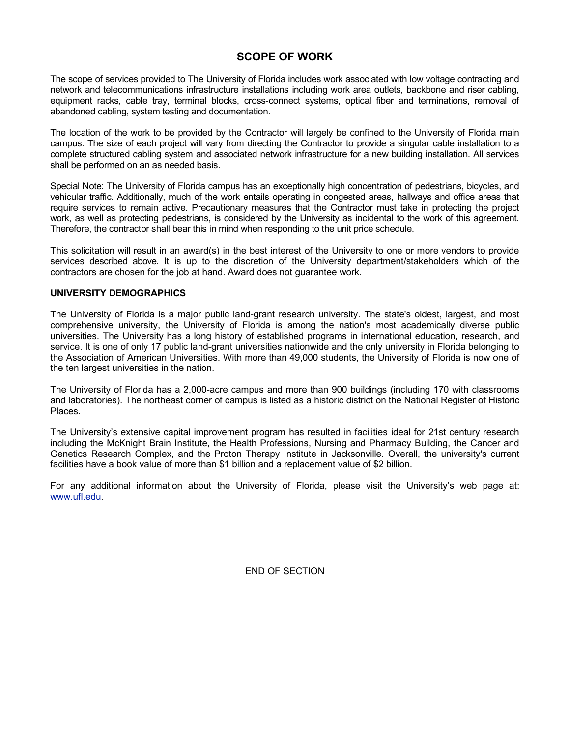# SCOPE OF WORK

The scope of services provided to The University of Florida includes work associated with low voltage contracting and network and telecommunications infrastructure installations including work area outlets, backbone and riser cabling, equipment racks, cable tray, terminal blocks, cross-connect systems, optical fiber and terminations, removal of abandoned cabling, system testing and documentation.

The location of the work to be provided by the Contractor will largely be confined to the University of Florida main campus. The size of each project will vary from directing the Contractor to provide a singular cable installation to a complete structured cabling system and associated network infrastructure for a new building installation. All services shall be performed on an as needed basis.

Special Note: The University of Florida campus has an exceptionally high concentration of pedestrians, bicycles, and vehicular traffic. Additionally, much of the work entails operating in congested areas, hallways and office areas that require services to remain active. Precautionary measures that the Contractor must take in protecting the project work, as well as protecting pedestrians, is considered by the University as incidental to the work of this agreement. Therefore, the contractor shall bear this in mind when responding to the unit price schedule.

This solicitation will result in an award(s) in the best interest of the University to one or more vendors to provide services described above. It is up to the discretion of the University department/stakeholders which of the contractors are chosen for the job at hand. Award does not guarantee work.

**UNIVERSITY DEMOGRAPHICS**

The University of Florida is a major public land-grant research university. The state's oldest, largest, and most comprehensive university, the University of Florida is among the nation's most academically diverse public universities. The University has a long history of established programs in international education, research, and service. It is one of only 17 public land-grant universities nationwide and the only university in Florida belonging to the Association of American Universities. With more than 49,000 students, the University of Florida is now one of the ten largest universities in the nation.

The University of Florida has a 2,000-acre campus and more than 900 buildings (including 170 with classrooms and laboratories). The northeast corner of campus is listed as a historic district on the National Register of Historic Places.

The University's extensive capital improvement program has resulted in facilities ideal for 21st century research including the McKnight Brain Institute, the Health Professions, Nursing and Pharmacy Building, the Cancer and Genetics Research Complex, and the Proton Therapy Institute in Jacksonville. Overall, the university's current facilities have a book value of more than $1 billion and a replacement value of $2 billion.

For any additional information about the University of Florida, please visit the University's web page at: www.ufl.edu.

END OF SECTION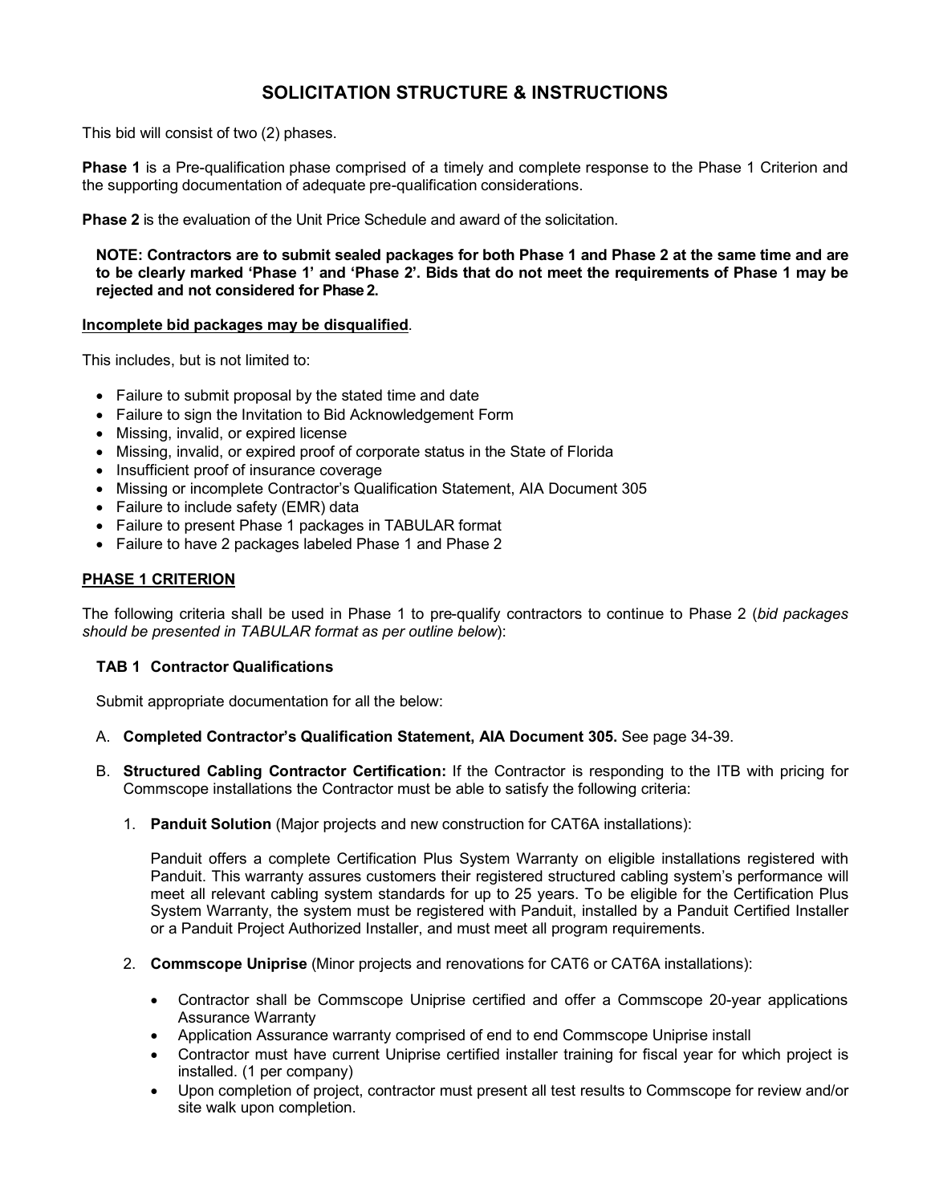# SOLICITATION STRUCTURE & INSTRUCTIONS

This bid will consist of two (2) phases.

**Phase 1** is a Pre-qualification phase comprised of a timely and complete response to the Phase 1 Criterion and the supporting documentation of adequate pre-qualification considerations.

**Phase 2** is the evaluation of the Unit Price Schedule and award of the solicitation.

> **NOTE: Contractors are to submit sealed packages for both Phase 1 and Phase 2 at the same time and are to be clearly marked 'Phase 1' and 'Phase 2'. Bids that do not meet the requirements of Phase 1 may be rejected and not considered for Phase 2.**

**<u>Incomplete bid packages may be disqualified</u>**.

This includes, but is not limited to:

- Failure to submit proposal by the stated time and date
- Failure to sign the Invitation to Bid Acknowledgement Form
- Missing, invalid, or expired license
- Missing, invalid, or expired proof of corporate status in the State of Florida
- Insufficient proof of insurance coverage
- Missing or incomplete Contractor's Qualification Statement, AIA Document 305
- Failure to include safety (EMR) data
- Failure to present Phase 1 packages in TABULAR format
- Failure to have 2 packages labeled Phase 1 and Phase 2

## <u>PHASE 1 CRITERION</u>

The following criteria shall be used in Phase 1 to pre-qualify contractors to continue to Phase 2 (*bid packages should be presented in TABULAR format as per outline below*):

### TAB 1 Contractor Qualifications

Submit appropriate documentation for all the below:

A. **Completed Contractor's Qualification Statement, AIA Document 305.** See page 34-39.

B. **Structured Cabling Contractor Certification:** If the Contractor is responding to the ITB with pricing for Commscope installations the Contractor must be able to satisfy the following criteria:

1. **Panduit Solution** (Major projects and new construction for CAT6A installations):

   Panduit offers a complete Certification Plus System Warranty on eligible installations registered with Panduit. This warranty assures customers their registered structured cabling system's performance will meet all relevant cabling system standards for up to 25 years. To be eligible for the Certification Plus System Warranty, the system must be registered with Panduit, installed by a Panduit Certified Installer or a Panduit Project Authorized Installer, and must meet all program requirements.

2. **Commscope Uniprise** (Minor projects and renovations for CAT6 or CAT6A installations):

   - Contractor shall be Commscope Uniprise certified and offer a Commscope 20-year applications Assurance Warranty
   - Application Assurance warranty comprised of end to end Commscope Uniprise install
   - Contractor must have current Uniprise certified installer training for fiscal year for which project is installed. (1 per company)
   - Upon completion of project, contractor must present all test results to Commscope for review and/or site walk upon completion.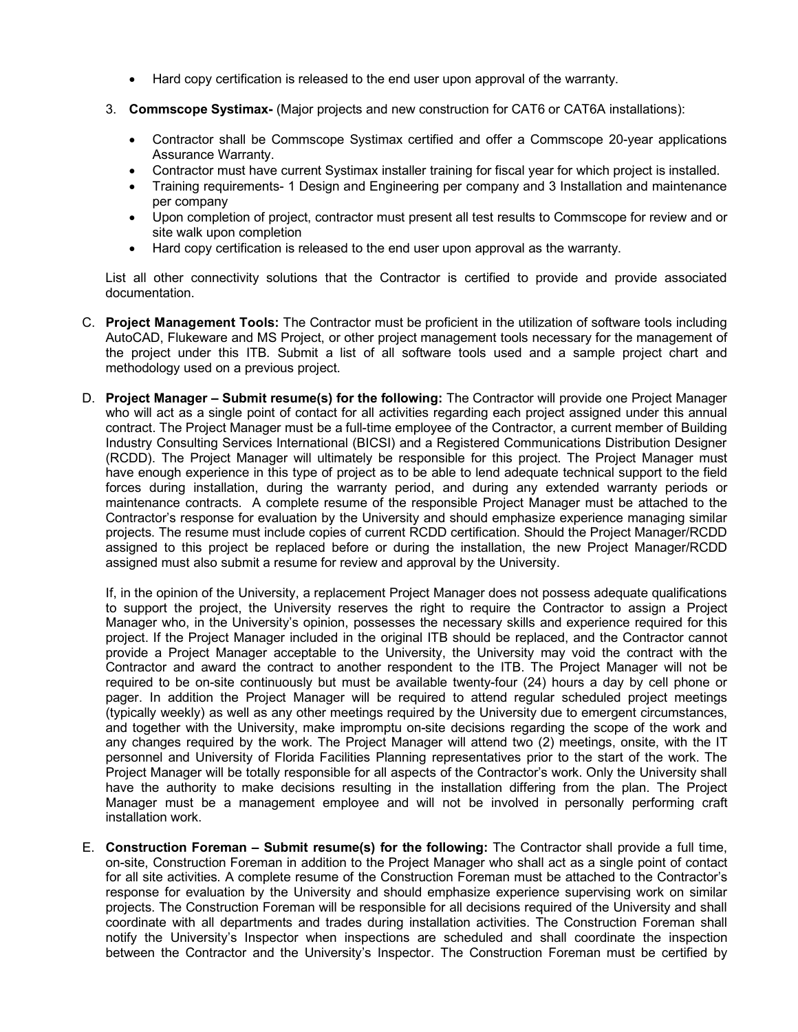- Hard copy certification is released to the end user upon approval of the warranty.

3. **Commscope Systimax-** (Major projects and new construction for CAT6 or CAT6A installations):

   - Contractor shall be Commscope Systimax certified and offer a Commscope 20-year applications Assurance Warranty.
   - Contractor must have current Systimax installer training for fiscal year for which project is installed.
   - Training requirements- 1 Design and Engineering per company and 3 Installation and maintenance per company
   - Upon completion of project, contractor must present all test results to Commscope for review and or site walk upon completion
   - Hard copy certification is released to the end user upon approval as the warranty.

List all other connectivity solutions that the Contractor is certified to provide and provide associated documentation.

C. **Project Management Tools:** The Contractor must be proficient in the utilization of software tools including AutoCAD, Flukeware and MS Project, or other project management tools necessary for the management of the project under this ITB. Submit a list of all software tools used and a sample project chart and methodology used on a previous project.

D. **Project Manager – Submit resume(s) for the following:** The Contractor will provide one Project Manager who will act as a single point of contact for all activities regarding each project assigned under this annual contract. The Project Manager must be a full-time employee of the Contractor, a current member of Building Industry Consulting Services International (BICSI) and a Registered Communications Distribution Designer (RCDD). The Project Manager will ultimately be responsible for this project. The Project Manager must have enough experience in this type of project as to be able to lend adequate technical support to the field forces during installation, during the warranty period, and during any extended warranty periods or maintenance contracts. A complete resume of the responsible Project Manager must be attached to the Contractor's response for evaluation by the University and should emphasize experience managing similar projects. The resume must include copies of current RCDD certification. Should the Project Manager/RCDD assigned to this project be replaced before or during the installation, the new Project Manager/RCDD assigned must also submit a resume for review and approval by the University.

If, in the opinion of the University, a replacement Project Manager does not possess adequate qualifications to support the project, the University reserves the right to require the Contractor to assign a Project Manager who, in the University's opinion, possesses the necessary skills and experience required for this project. If the Project Manager included in the original ITB should be replaced, and the Contractor cannot provide a Project Manager acceptable to the University, the University may void the contract with the Contractor and award the contract to another respondent to the ITB. The Project Manager will not be required to be on-site continuously but must be available twenty-four (24) hours a day by cell phone or pager. In addition the Project Manager will be required to attend regular scheduled project meetings (typically weekly) as well as any other meetings required by the University due to emergent circumstances, and together with the University, make impromptu on-site decisions regarding the scope of the work and any changes required by the work. The Project Manager will attend two (2) meetings, onsite, with the IT personnel and University of Florida Facilities Planning representatives prior to the start of the work. The Project Manager will be totally responsible for all aspects of the Contractor's work. Only the University shall have the authority to make decisions resulting in the installation differing from the plan. The Project Manager must be a management employee and will not be involved in personally performing craft installation work.

E. **Construction Foreman – Submit resume(s) for the following:** The Contractor shall provide a full time, on-site, Construction Foreman in addition to the Project Manager who shall act as a single point of contact for all site activities. A complete resume of the Construction Foreman must be attached to the Contractor's response for evaluation by the University and should emphasize experience supervising work on similar projects. The Construction Foreman will be responsible for all decisions required of the University and shall coordinate with all departments and trades during installation activities. The Construction Foreman shall notify the University's Inspector when inspections are scheduled and shall coordinate the inspection between the Contractor and the University's Inspector. The Construction Foreman must be certified by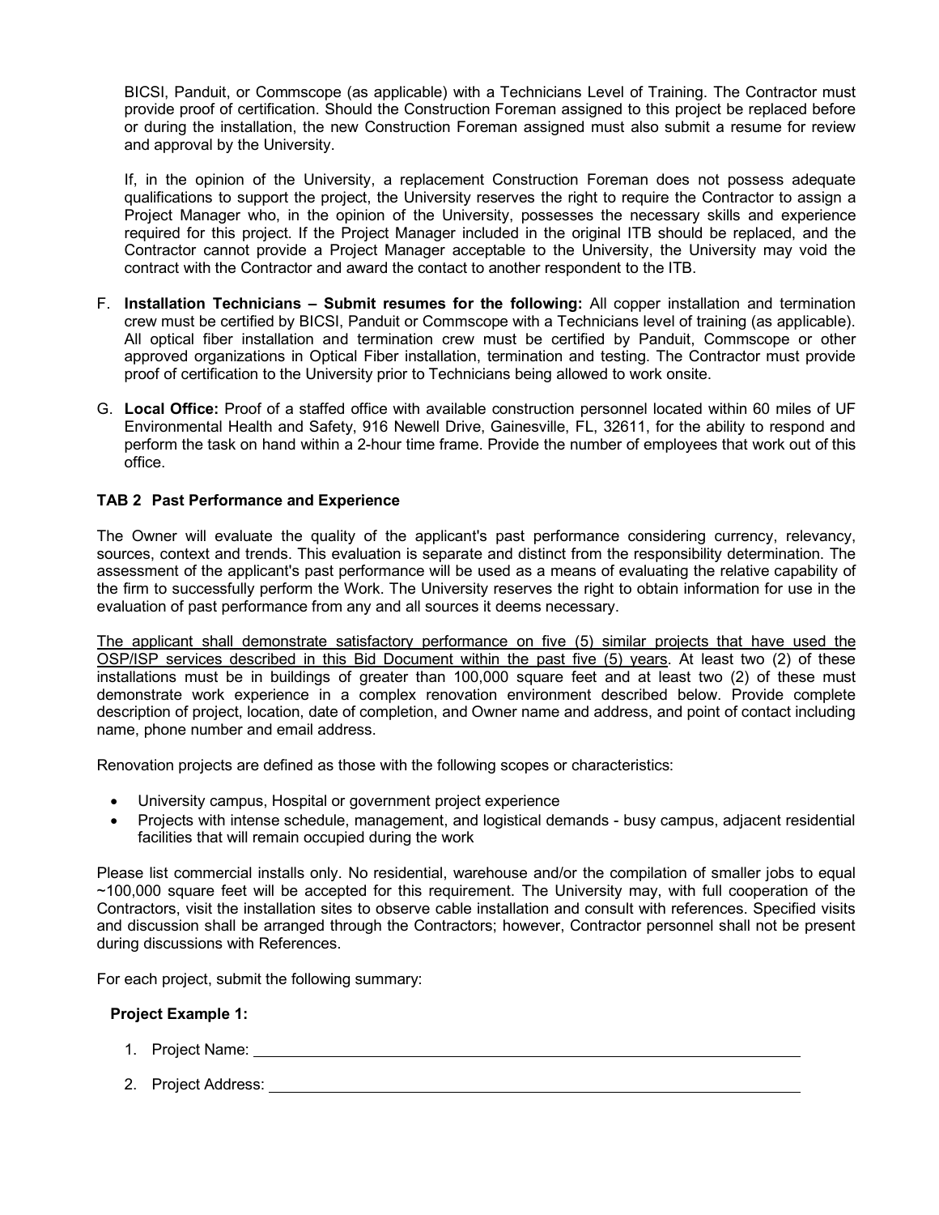BICSI, Panduit, or Commscope (as applicable) with a Technicians Level of Training. The Contractor must provide proof of certification. Should the Construction Foreman assigned to this project be replaced before or during the installation, the new Construction Foreman assigned must also submit a resume for review and approval by the University.

If, in the opinion of the University, a replacement Construction Foreman does not possess adequate qualifications to support the project, the University reserves the right to require the Contractor to assign a Project Manager who, in the opinion of the University, possesses the necessary skills and experience required for this project. If the Project Manager included in the original ITB should be replaced, and the Contractor cannot provide a Project Manager acceptable to the University, the University may void the contract with the Contractor and award the contact to another respondent to the ITB.

F. **Installation Technicians – Submit resumes for the following:** All copper installation and termination crew must be certified by BICSI, Panduit or Commscope with a Technicians level of training (as applicable). All optical fiber installation and termination crew must be certified by Panduit, Commscope or other approved organizations in Optical Fiber installation, termination and testing. The Contractor must provide proof of certification to the University prior to Technicians being allowed to work onsite.

G. **Local Office:** Proof of a staffed office with available construction personnel located within 60 miles of UF Environmental Health and Safety, 916 Newell Drive, Gainesville, FL, 32611, for the ability to respond and perform the task on hand within a 2-hour time frame. Provide the number of employees that work out of this office.

### TAB 2 Past Performance and Experience

The Owner will evaluate the quality of the applicant's past performance considering currency, relevancy, sources, context and trends. This evaluation is separate and distinct from the responsibility determination. The assessment of the applicant's past performance will be used as a means of evaluating the relative capability of the firm to successfully perform the Work. The University reserves the right to obtain information for use in the evaluation of past performance from any and all sources it deems necessary.

The applicant shall demonstrate satisfactory performance on five (5) similar projects that have used the OSP/ISP services described in this Bid Document within the past five (5) years. At least two (2) of these installations must be in buildings of greater than 100,000 square feet and at least two (2) of these must demonstrate work experience in a complex renovation environment described below. Provide complete description of project, location, date of completion, and Owner name and address, and point of contact including name, phone number and email address.

Renovation projects are defined as those with the following scopes or characteristics:

- University campus, Hospital or government project experience
- Projects with intense schedule, management, and logistical demands - busy campus, adjacent residential facilities that will remain occupied during the work

Please list commercial installs only. No residential, warehouse and/or the compilation of smaller jobs to equal ~100,000 square feet will be accepted for this requirement. The University may, with full cooperation of the Contractors, visit the installation sites to observe cable installation and consult with references. Specified visits and discussion shall be arranged through the Contractors; however, Contractor personnel shall not be present during discussions with References.

For each project, submit the following summary:

**Project Example 1:**

1. Project Name: ________________________________________
2. Project Address: ________________________________________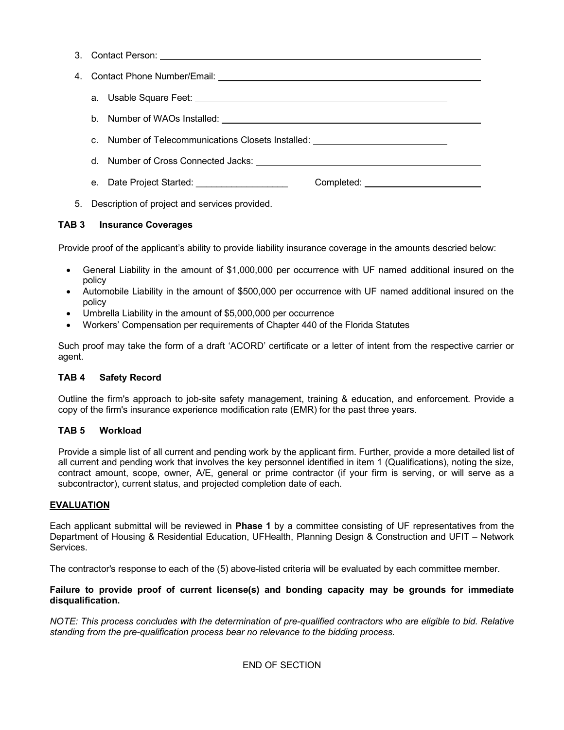3. Contact Person: ___________________________________________

4. Contact Phone Number/Email: ___________________________________________

   a. Usable Square Feet: ___________________________________________

   b. Number of WAOs Installed: ___________________________________________

   c. Number of Telecommunications Closets Installed: ___________________________

   d. Number of Cross Connected Jacks: ___________________________________________

   e. Date Project Started: __________________ Completed: ______________________

5. Description of project and services provided.

**TAB 3 Insurance Coverages**

Provide proof of the applicant's ability to provide liability insurance coverage in the amounts descried below:

- General Liability in the amount of $1,000,000 per occurrence with UF named additional insured on the policy
- Automobile Liability in the amount of $500,000 per occurrence with UF named additional insured on the policy
- Umbrella Liability in the amount of $5,000,000 per occurrence
- Workers' Compensation per requirements of Chapter 440 of the Florida Statutes

Such proof may take the form of a draft 'ACORD' certificate or a letter of intent from the respective carrier or agent.

**TAB 4 Safety Record**

Outline the firm's approach to job-site safety management, training & education, and enforcement. Provide a copy of the firm's insurance experience modification rate (EMR) for the past three years.

**TAB 5 Workload**

Provide a simple list of all current and pending work by the applicant firm. Further, provide a more detailed list of all current and pending work that involves the key personnel identified in item 1 (Qualifications), noting the size, contract amount, scope, owner, A/E, general or prime contractor (if your firm is serving, or will serve as a subcontractor), current status, and projected completion date of each.

**EVALUATION**

Each applicant submittal will be reviewed in **Phase 1** by a committee consisting of UF representatives from the Department of Housing & Residential Education, UFHealth, Planning Design & Construction and UFIT – Network Services.

The contractor's response to each of the (5) above-listed criteria will be evaluated by each committee member.

**Failure to provide proof of current license(s) and bonding capacity may be grounds for immediate disqualification.**

*NOTE: This process concludes with the determination of pre-qualified contractors who are eligible to bid. Relative standing from the pre-qualification process bear no relevance to the bidding process.*

END OF SECTION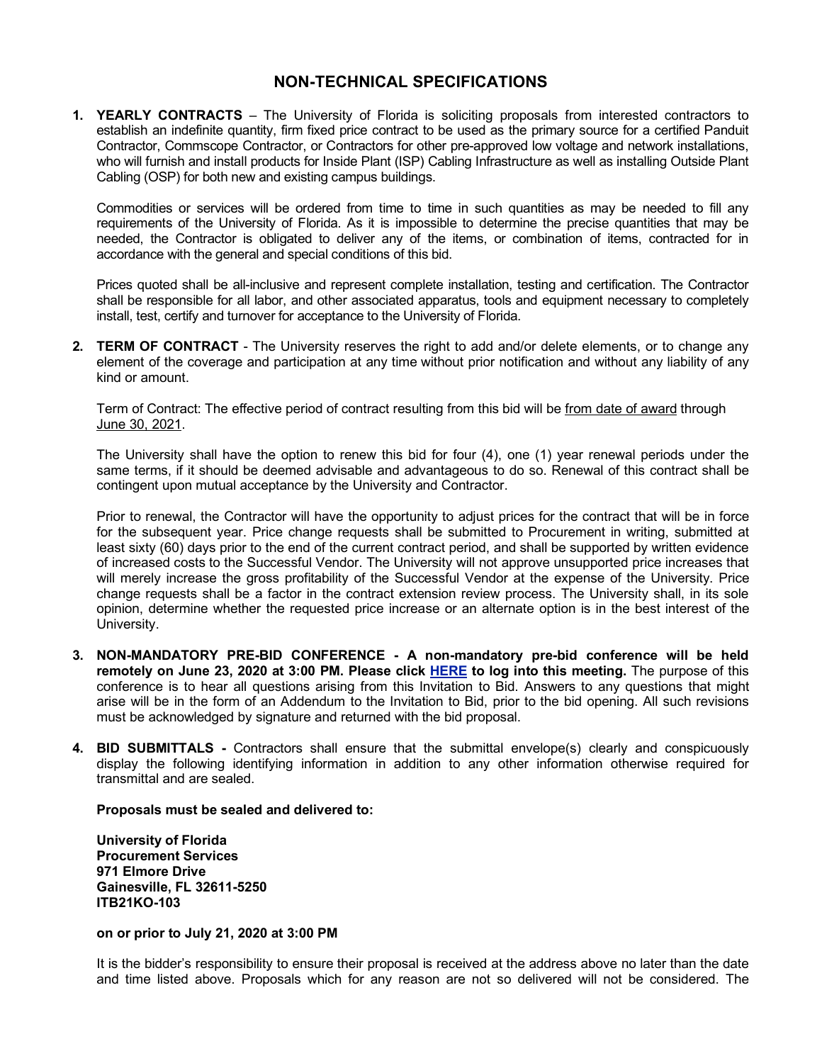# NON-TECHNICAL SPECIFICATIONS

1. **YEARLY CONTRACTS** – The University of Florida is soliciting proposals from interested contractors to establish an indefinite quantity, firm fixed price contract to be used as the primary source for a certified Panduit Contractor, Commscope Contractor, or Contractors for other pre-approved low voltage and network installations, who will furnish and install products for Inside Plant (ISP) Cabling Infrastructure as well as installing Outside Plant Cabling (OSP) for both new and existing campus buildings.

   Commodities or services will be ordered from time to time in such quantities as may be needed to fill any requirements of the University of Florida. As it is impossible to determine the precise quantities that may be needed, the Contractor is obligated to deliver any of the items, or combination of items, contracted for in accordance with the general and special conditions of this bid.

   Prices quoted shall be all-inclusive and represent complete installation, testing and certification. The Contractor shall be responsible for all labor, and other associated apparatus, tools and equipment necessary to completely install, test, certify and turnover for acceptance to the University of Florida.

2. **TERM OF CONTRACT** - The University reserves the right to add and/or delete elements, or to change any element of the coverage and participation at any time without prior notification and without any liability of any kind or amount.

   Term of Contract: The effective period of contract resulting from this bid will be from date of award through June 30, 2021.

   The University shall have the option to renew this bid for four (4), one (1) year renewal periods under the same terms, if it should be deemed advisable and advantageous to do so. Renewal of this contract shall be contingent upon mutual acceptance by the University and Contractor.

   Prior to renewal, the Contractor will have the opportunity to adjust prices for the contract that will be in force for the subsequent year. Price change requests shall be submitted to Procurement in writing, submitted at least sixty (60) days prior to the end of the current contract period, and shall be supported by written evidence of increased costs to the Successful Vendor. The University will not approve unsupported price increases that will merely increase the gross profitability of the Successful Vendor at the expense of the University. Price change requests shall be a factor in the contract extension review process. The University shall, in its sole opinion, determine whether the requested price increase or an alternate option is in the best interest of the University.

3. **NON-MANDATORY PRE-BID CONFERENCE - A non-mandatory pre-bid conference will be held remotely on June 23, 2020 at 3:00 PM. Please click HERE to log into this meeting.** The purpose of this conference is to hear all questions arising from this Invitation to Bid. Answers to any questions that might arise will be in the form of an Addendum to the Invitation to Bid, prior to the bid opening. All such revisions must be acknowledged by signature and returned with the bid proposal.

4. **BID SUBMITTALS -** Contractors shall ensure that the submittal envelope(s) clearly and conspicuously display the following identifying information in addition to any other information otherwise required for transmittal and are sealed.

   **Proposals must be sealed and delivered to:**

   **University of Florida**
   **Procurement Services**
   **971 Elmore Drive**
   **Gainesville, FL 32611-5250**
   **ITB21KO-103**

   **on or prior to July 21, 2020 at 3:00 PM**

   It is the bidder's responsibility to ensure their proposal is received at the address above no later than the date and time listed above. Proposals which for any reason are not so delivered will not be considered. The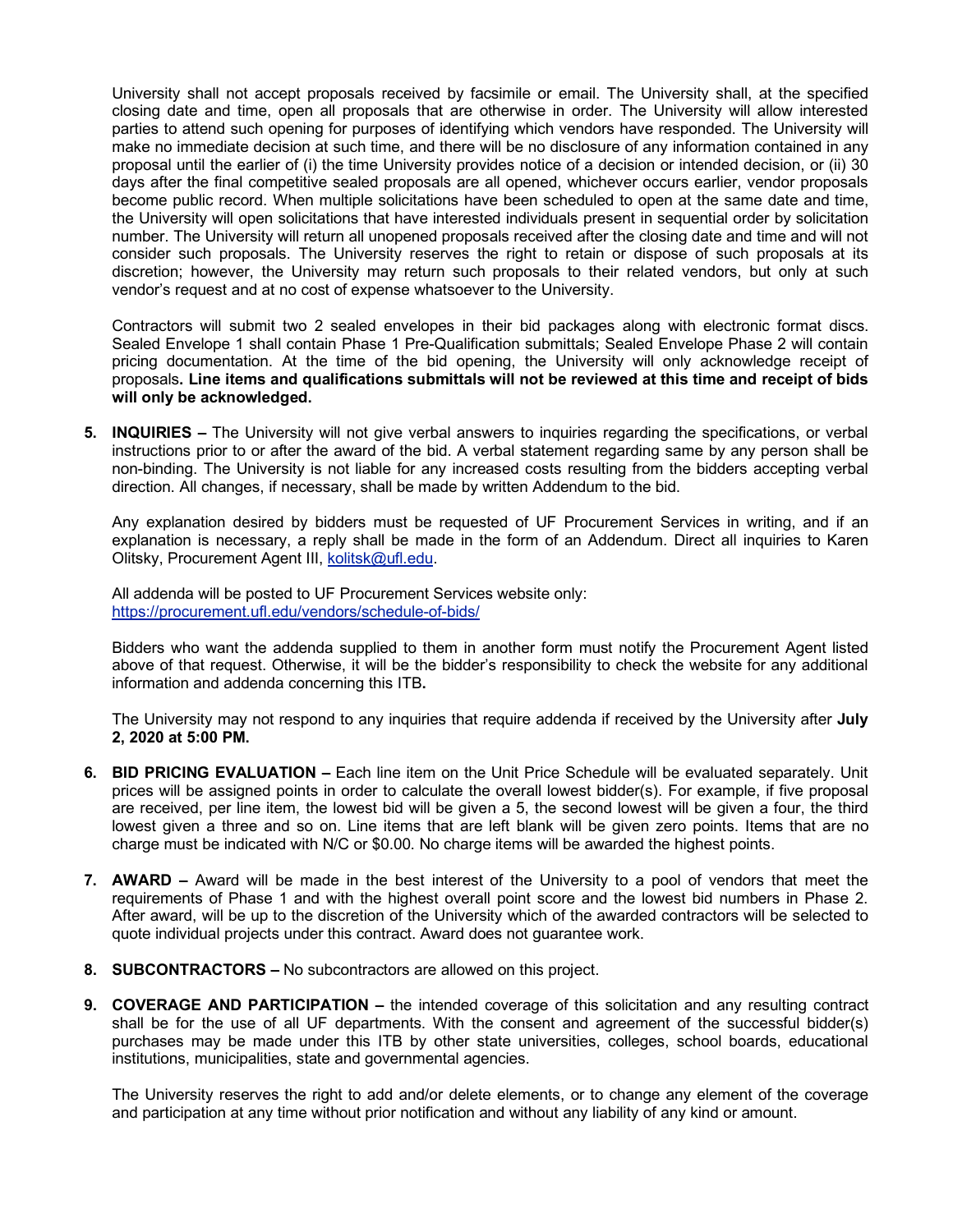University shall not accept proposals received by facsimile or email. The University shall, at the specified closing date and time, open all proposals that are otherwise in order. The University will allow interested parties to attend such opening for purposes of identifying which vendors have responded. The University will make no immediate decision at such time, and there will be no disclosure of any information contained in any proposal until the earlier of (i) the time University provides notice of a decision or intended decision, or (ii) 30 days after the final competitive sealed proposals are all opened, whichever occurs earlier, vendor proposals become public record. When multiple solicitations have been scheduled to open at the same date and time, the University will open solicitations that have interested individuals present in sequential order by solicitation number. The University will return all unopened proposals received after the closing date and time and will not consider such proposals. The University reserves the right to retain or dispose of such proposals at its discretion; however, the University may return such proposals to their related vendors, but only at such vendor's request and at no cost of expense whatsoever to the University.

Contractors will submit two 2 sealed envelopes in their bid packages along with electronic format discs. Sealed Envelope 1 shall contain Phase 1 Pre-Qualification submittals; Sealed Envelope Phase 2 will contain pricing documentation. At the time of the bid opening, the University will only acknowledge receipt of proposals**. Line items and qualifications submittals will not be reviewed at this time and receipt of bids will only be acknowledged.**

5. **INQUIRIES –** The University will not give verbal answers to inquiries regarding the specifications, or verbal instructions prior to or after the award of the bid. A verbal statement regarding same by any person shall be non-binding. The University is not liable for any increased costs resulting from the bidders accepting verbal direction. All changes, if necessary, shall be made by written Addendum to the bid.

   Any explanation desired by bidders must be requested of UF Procurement Services in writing, and if an explanation is necessary, a reply shall be made in the form of an Addendum. Direct all inquiries to Karen Olitsky, Procurement Agent III, kolitsk@ufl.edu.

   All addenda will be posted to UF Procurement Services website only:
   https://procurement.ufl.edu/vendors/schedule-of-bids/

   Bidders who want the addenda supplied to them in another form must notify the Procurement Agent listed above of that request. Otherwise, it will be the bidder's responsibility to check the website for any additional information and addenda concerning this ITB**.**

   The University may not respond to any inquiries that require addenda if received by the University after **July 2, 2020 at 5:00 PM.**

6. **BID PRICING EVALUATION –** Each line item on the Unit Price Schedule will be evaluated separately. Unit prices will be assigned points in order to calculate the overall lowest bidder(s). For example, if five proposal are received, per line item, the lowest bid will be given a 5, the second lowest will be given a four, the third lowest given a three and so on. Line items that are left blank will be given zero points. Items that are no charge must be indicated with N/C or $0.00. No charge items will be awarded the highest points.

7. **AWARD –** Award will be made in the best interest of the University to a pool of vendors that meet the requirements of Phase 1 and with the highest overall point score and the lowest bid numbers in Phase 2. After award, will be up to the discretion of the University which of the awarded contractors will be selected to quote individual projects under this contract. Award does not guarantee work.

8. **SUBCONTRACTORS –** No subcontractors are allowed on this project.

9. **COVERAGE AND PARTICIPATION –** the intended coverage of this solicitation and any resulting contract shall be for the use of all UF departments. With the consent and agreement of the successful bidder(s) purchases may be made under this ITB by other state universities, colleges, school boards, educational institutions, municipalities, state and governmental agencies.

   The University reserves the right to add and/or delete elements, or to change any element of the coverage and participation at any time without prior notification and without any liability of any kind or amount.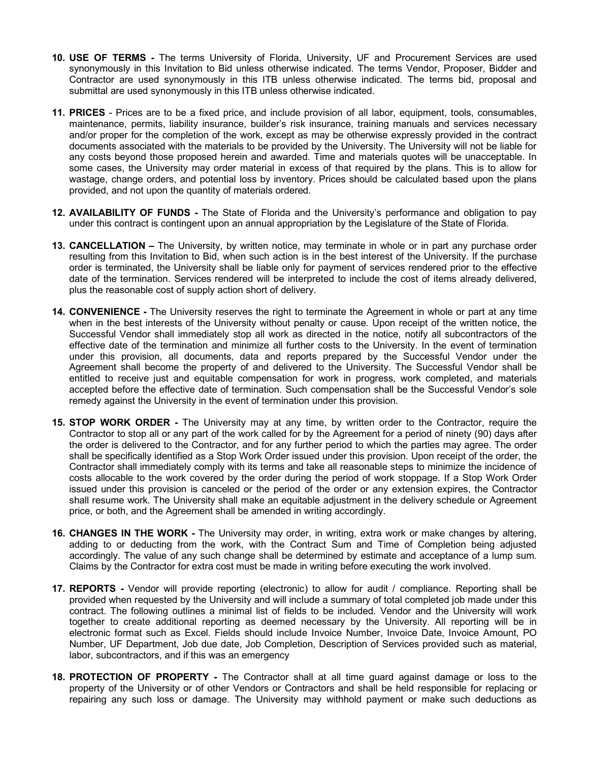10. **USE OF TERMS -** The terms University of Florida, University, UF and Procurement Services are used synonymously in this Invitation to Bid unless otherwise indicated. The terms Vendor, Proposer, Bidder and Contractor are used synonymously in this ITB unless otherwise indicated. The terms bid, proposal and submittal are used synonymously in this ITB unless otherwise indicated.

11. **PRICES** - Prices are to be a fixed price, and include provision of all labor, equipment, tools, consumables, maintenance, permits, liability insurance, builder's risk insurance, training manuals and services necessary and/or proper for the completion of the work, except as may be otherwise expressly provided in the contract documents associated with the materials to be provided by the University. The University will not be liable for any costs beyond those proposed herein and awarded. Time and materials quotes will be unacceptable. In some cases, the University may order material in excess of that required by the plans. This is to allow for wastage, change orders, and potential loss by inventory. Prices should be calculated based upon the plans provided, and not upon the quantity of materials ordered.

12. **AVAILABILITY OF FUNDS -** The State of Florida and the University's performance and obligation to pay under this contract is contingent upon an annual appropriation by the Legislature of the State of Florida.

13. **CANCELLATION –** The University, by written notice, may terminate in whole or in part any purchase order resulting from this Invitation to Bid, when such action is in the best interest of the University. If the purchase order is terminated, the University shall be liable only for payment of services rendered prior to the effective date of the termination. Services rendered will be interpreted to include the cost of items already delivered, plus the reasonable cost of supply action short of delivery.

14. **CONVENIENCE -** The University reserves the right to terminate the Agreement in whole or part at any time when in the best interests of the University without penalty or cause. Upon receipt of the written notice, the Successful Vendor shall immediately stop all work as directed in the notice, notify all subcontractors of the effective date of the termination and minimize all further costs to the University. In the event of termination under this provision, all documents, data and reports prepared by the Successful Vendor under the Agreement shall become the property of and delivered to the University. The Successful Vendor shall be entitled to receive just and equitable compensation for work in progress, work completed, and materials accepted before the effective date of termination. Such compensation shall be the Successful Vendor's sole remedy against the University in the event of termination under this provision.

15. **STOP WORK ORDER -** The University may at any time, by written order to the Contractor, require the Contractor to stop all or any part of the work called for by the Agreement for a period of ninety (90) days after the order is delivered to the Contractor, and for any further period to which the parties may agree. The order shall be specifically identified as a Stop Work Order issued under this provision. Upon receipt of the order, the Contractor shall immediately comply with its terms and take all reasonable steps to minimize the incidence of costs allocable to the work covered by the order during the period of work stoppage. If a Stop Work Order issued under this provision is canceled or the period of the order or any extension expires, the Contractor shall resume work. The University shall make an equitable adjustment in the delivery schedule or Agreement price, or both, and the Agreement shall be amended in writing accordingly.

16. **CHANGES IN THE WORK -** The University may order, in writing, extra work or make changes by altering, adding to or deducting from the work, with the Contract Sum and Time of Completion being adjusted accordingly. The value of any such change shall be determined by estimate and acceptance of a lump sum. Claims by the Contractor for extra cost must be made in writing before executing the work involved.

17. **REPORTS -** Vendor will provide reporting (electronic) to allow for audit / compliance. Reporting shall be provided when requested by the University and will include a summary of total completed job made under this contract. The following outlines a minimal list of fields to be included. Vendor and the University will work together to create additional reporting as deemed necessary by the University. All reporting will be in electronic format such as Excel. Fields should include Invoice Number, Invoice Date, Invoice Amount, PO Number, UF Department, Job due date, Job Completion, Description of Services provided such as material, labor, subcontractors, and if this was an emergency

18. **PROTECTION OF PROPERTY -** The Contractor shall at all time guard against damage or loss to the property of the University or of other Vendors or Contractors and shall be held responsible for replacing or repairing any such loss or damage. The University may withhold payment or make such deductions as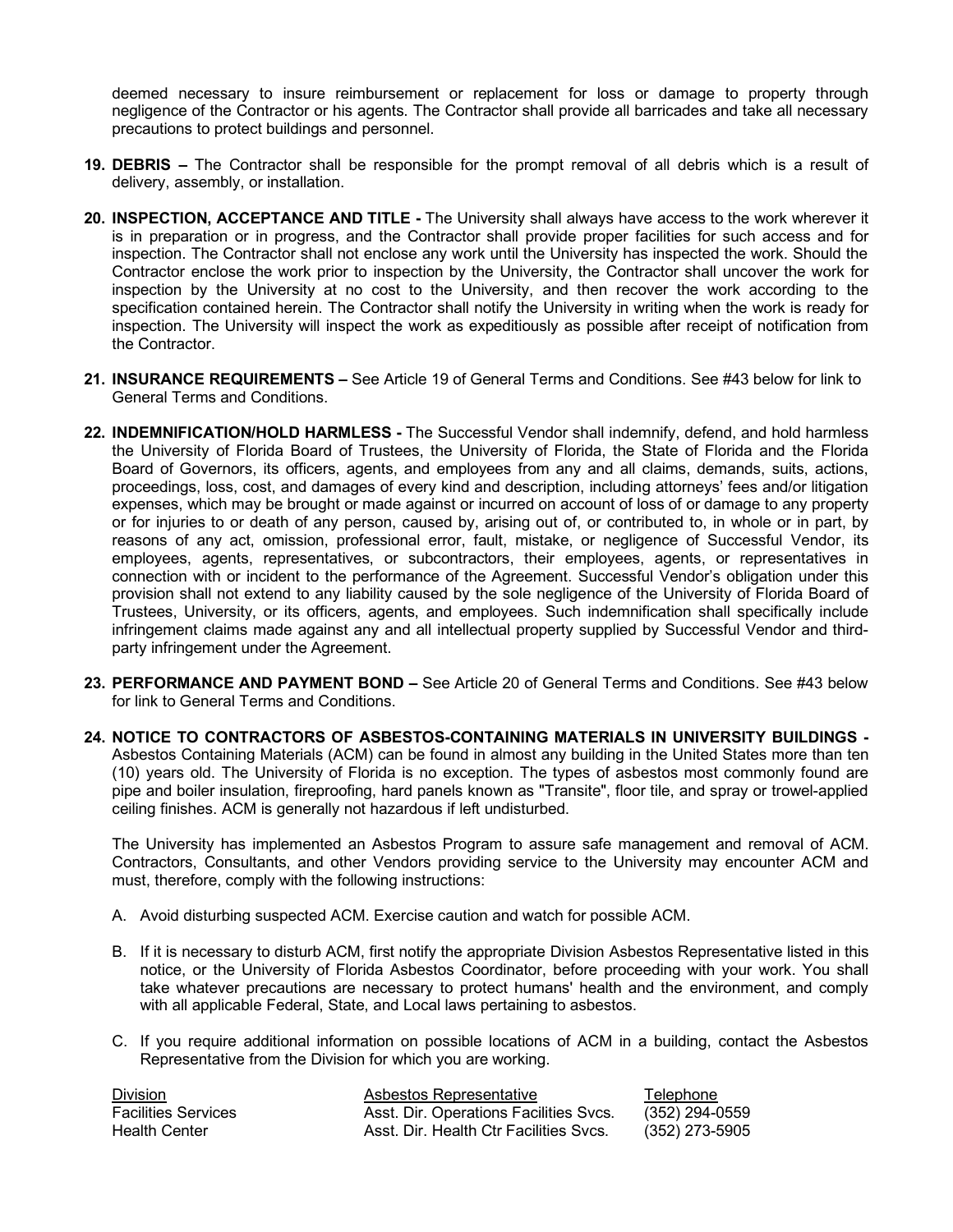deemed necessary to insure reimbursement or replacement for loss or damage to property through negligence of the Contractor or his agents. The Contractor shall provide all barricades and take all necessary precautions to protect buildings and personnel.

19. **DEBRIS –** The Contractor shall be responsible for the prompt removal of all debris which is a result of delivery, assembly, or installation.

20. **INSPECTION, ACCEPTANCE AND TITLE -** The University shall always have access to the work wherever it is in preparation or in progress, and the Contractor shall provide proper facilities for such access and for inspection. The Contractor shall not enclose any work until the University has inspected the work. Should the Contractor enclose the work prior to inspection by the University, the Contractor shall uncover the work for inspection by the University at no cost to the University, and then recover the work according to the specification contained herein. The Contractor shall notify the University in writing when the work is ready for inspection. The University will inspect the work as expeditiously as possible after receipt of notification from the Contractor.

21. **INSURANCE REQUIREMENTS –** See Article 19 of General Terms and Conditions. See #43 below for link to General Terms and Conditions.

22. **INDEMNIFICATION/HOLD HARMLESS -** The Successful Vendor shall indemnify, defend, and hold harmless the University of Florida Board of Trustees, the University of Florida, the State of Florida and the Florida Board of Governors, its officers, agents, and employees from any and all claims, demands, suits, actions, proceedings, loss, cost, and damages of every kind and description, including attorneys' fees and/or litigation expenses, which may be brought or made against or incurred on account of loss of or damage to any property or for injuries to or death of any person, caused by, arising out of, or contributed to, in whole or in part, by reasons of any act, omission, professional error, fault, mistake, or negligence of Successful Vendor, its employees, agents, representatives, or subcontractors, their employees, agents, or representatives in connection with or incident to the performance of the Agreement. Successful Vendor's obligation under this provision shall not extend to any liability caused by the sole negligence of the University of Florida Board of Trustees, University, or its officers, agents, and employees. Such indemnification shall specifically include infringement claims made against any and all intellectual property supplied by Successful Vendor and third-party infringement under the Agreement.

23. **PERFORMANCE AND PAYMENT BOND –** See Article 20 of General Terms and Conditions. See #43 below for link to General Terms and Conditions.

24. **NOTICE TO CONTRACTORS OF ASBESTOS-CONTAINING MATERIALS IN UNIVERSITY BUILDINGS -** Asbestos Containing Materials (ACM) can be found in almost any building in the United States more than ten (10) years old. The University of Florida is no exception. The types of asbestos most commonly found are pipe and boiler insulation, fireproofing, hard panels known as "Transite", floor tile, and spray or trowel-applied ceiling finishes. ACM is generally not hazardous if left undisturbed.

    The University has implemented an Asbestos Program to assure safe management and removal of ACM. Contractors, Consultants, and other Vendors providing service to the University may encounter ACM and must, therefore, comply with the following instructions:

    A. Avoid disturbing suspected ACM. Exercise caution and watch for possible ACM.

    B. If it is necessary to disturb ACM, first notify the appropriate Division Asbestos Representative listed in this notice, or the University of Florida Asbestos Coordinator, before proceeding with your work. You shall take whatever precautions are necessary to protect humans' health and the environment, and comply with all applicable Federal, State, and Local laws pertaining to asbestos.

    C. If you require additional information on possible locations of ACM in a building, contact the Asbestos Representative from the Division for which you are working.

| Division | Asbestos Representative | Telephone |
|---|---|---|
| Facilities Services | Asst. Dir. Operations Facilities Svcs. | (352) 294-0559 |
| Health Center | Asst. Dir. Health Ctr Facilities Svcs. | (352) 273-5905 |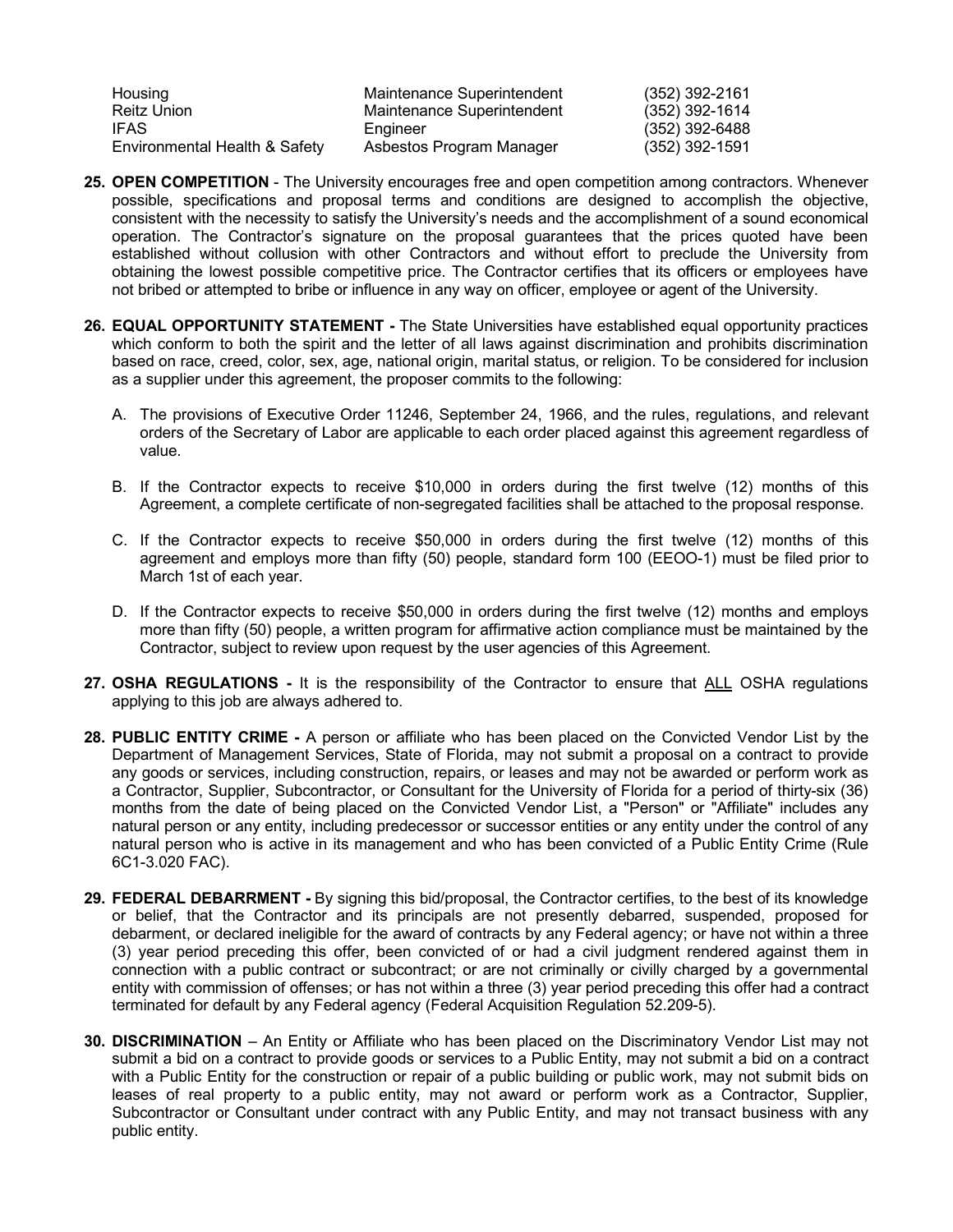| | | |
|---|---|---|
| Housing | Maintenance Superintendent | (352) 392-2161 |
| Reitz Union | Maintenance Superintendent | (352) 392-1614 |
| IFAS | Engineer | (352) 392-6488 |
| Environmental Health & Safety | Asbestos Program Manager | (352) 392-1591 |

**25. OPEN COMPETITION** - The University encourages free and open competition among contractors. Whenever possible, specifications and proposal terms and conditions are designed to accomplish the objective, consistent with the necessity to satisfy the University's needs and the accomplishment of a sound economical operation. The Contractor's signature on the proposal guarantees that the prices quoted have been established without collusion with other Contractors and without effort to preclude the University from obtaining the lowest possible competitive price. The Contractor certifies that its officers or employees have not bribed or attempted to bribe or influence in any way on officer, employee or agent of the University.

**26. EQUAL OPPORTUNITY STATEMENT -** The State Universities have established equal opportunity practices which conform to both the spirit and the letter of all laws against discrimination and prohibits discrimination based on race, creed, color, sex, age, national origin, marital status, or religion. To be considered for inclusion as a supplier under this agreement, the proposer commits to the following:

A. The provisions of Executive Order 11246, September 24, 1966, and the rules, regulations, and relevant orders of the Secretary of Labor are applicable to each order placed against this agreement regardless of value.

B. If the Contractor expects to receive $10,000 in orders during the first twelve (12) months of this Agreement, a complete certificate of non-segregated facilities shall be attached to the proposal response.

C. If the Contractor expects to receive $50,000 in orders during the first twelve (12) months of this agreement and employs more than fifty (50) people, standard form 100 (EEOO-1) must be filed prior to March 1st of each year.

D. If the Contractor expects to receive $50,000 in orders during the first twelve (12) months and employs more than fifty (50) people, a written program for affirmative action compliance must be maintained by the Contractor, subject to review upon request by the user agencies of this Agreement.

**27. OSHA REGULATIONS -** It is the responsibility of the Contractor to ensure that ALL OSHA regulations applying to this job are always adhered to.

**28. PUBLIC ENTITY CRIME -** A person or affiliate who has been placed on the Convicted Vendor List by the Department of Management Services, State of Florida, may not submit a proposal on a contract to provide any goods or services, including construction, repairs, or leases and may not be awarded or perform work as a Contractor, Supplier, Subcontractor, or Consultant for the University of Florida for a period of thirty-six (36) months from the date of being placed on the Convicted Vendor List, a "Person" or "Affiliate" includes any natural person or any entity, including predecessor or successor entities or any entity under the control of any natural person who is active in its management and who has been convicted of a Public Entity Crime (Rule 6C1-3.020 FAC).

**29. FEDERAL DEBARRMENT -** By signing this bid/proposal, the Contractor certifies, to the best of its knowledge or belief, that the Contractor and its principals are not presently debarred, suspended, proposed for debarment, or declared ineligible for the award of contracts by any Federal agency; or have not within a three (3) year period preceding this offer, been convicted of or had a civil judgment rendered against them in connection with a public contract or subcontract; or are not criminally or civilly charged by a governmental entity with commission of offenses; or has not within a three (3) year period preceding this offer had a contract terminated for default by any Federal agency (Federal Acquisition Regulation 52.209-5).

**30. DISCRIMINATION** – An Entity or Affiliate who has been placed on the Discriminatory Vendor List may not submit a bid on a contract to provide goods or services to a Public Entity, may not submit a bid on a contract with a Public Entity for the construction or repair of a public building or public work, may not submit bids on leases of real property to a public entity, may not award or perform work as a Contractor, Supplier, Subcontractor or Consultant under contract with any Public Entity, and may not transact business with any public entity.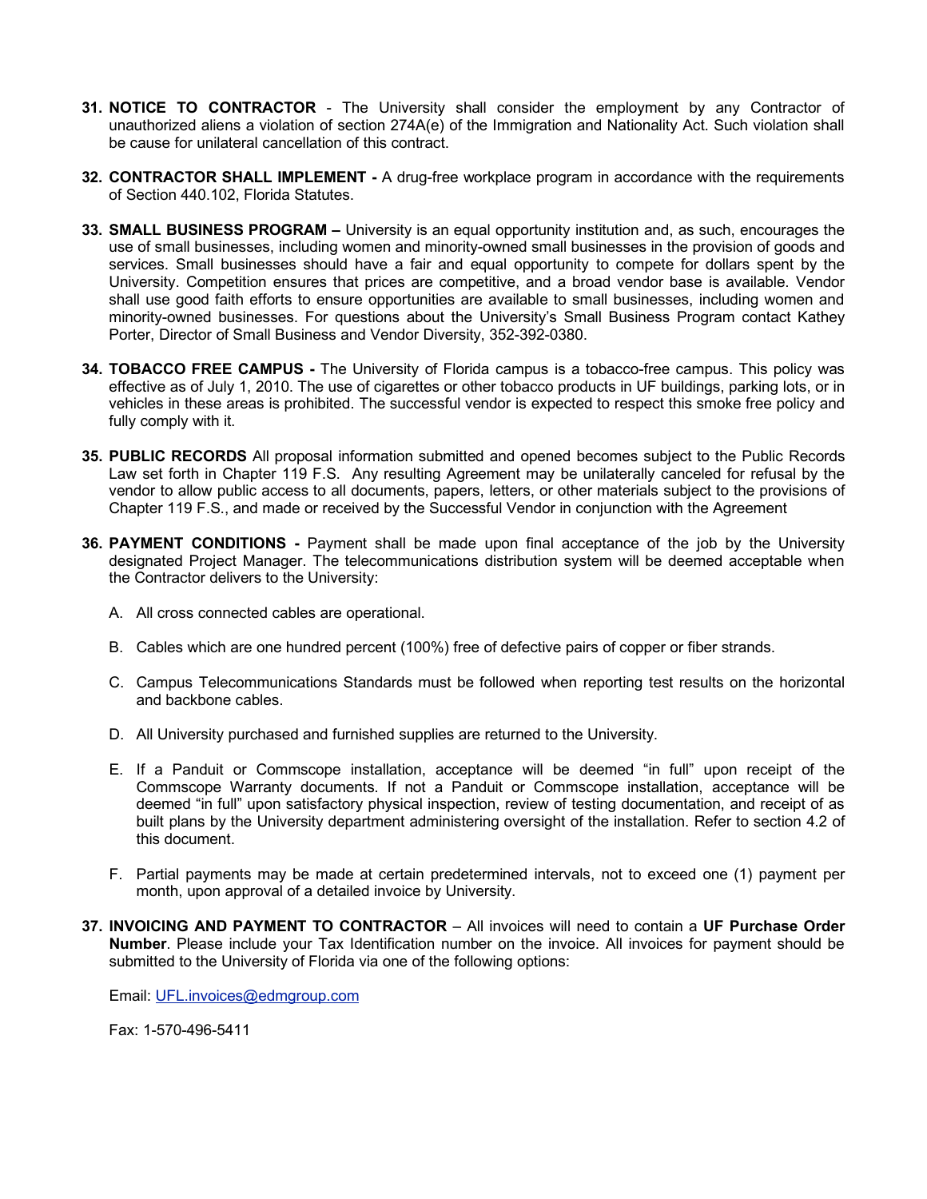31. **NOTICE TO CONTRACTOR** - The University shall consider the employment by any Contractor of unauthorized aliens a violation of section 274A(e) of the Immigration and Nationality Act. Such violation shall be cause for unilateral cancellation of this contract.

32. **CONTRACTOR SHALL IMPLEMENT -** A drug-free workplace program in accordance with the requirements of Section 440.102, Florida Statutes.

33. **SMALL BUSINESS PROGRAM –** University is an equal opportunity institution and, as such, encourages the use of small businesses, including women and minority-owned small businesses in the provision of goods and services. Small businesses should have a fair and equal opportunity to compete for dollars spent by the University. Competition ensures that prices are competitive, and a broad vendor base is available. Vendor shall use good faith efforts to ensure opportunities are available to small businesses, including women and minority-owned businesses. For questions about the University's Small Business Program contact Kathey Porter, Director of Small Business and Vendor Diversity, 352-392-0380.

34. **TOBACCO FREE CAMPUS -** The University of Florida campus is a tobacco-free campus. This policy was effective as of July 1, 2010. The use of cigarettes or other tobacco products in UF buildings, parking lots, or in vehicles in these areas is prohibited. The successful vendor is expected to respect this smoke free policy and fully comply with it.

35. **PUBLIC RECORDS** All proposal information submitted and opened becomes subject to the Public Records Law set forth in Chapter 119 F.S. Any resulting Agreement may be unilaterally canceled for refusal by the vendor to allow public access to all documents, papers, letters, or other materials subject to the provisions of Chapter 119 F.S., and made or received by the Successful Vendor in conjunction with the Agreement

36. **PAYMENT CONDITIONS -** Payment shall be made upon final acceptance of the job by the University designated Project Manager. The telecommunications distribution system will be deemed acceptable when the Contractor delivers to the University:

    A. All cross connected cables are operational.

    B. Cables which are one hundred percent (100%) free of defective pairs of copper or fiber strands.

    C. Campus Telecommunications Standards must be followed when reporting test results on the horizontal and backbone cables.

    D. All University purchased and furnished supplies are returned to the University.

    E. If a Panduit or Commscope installation, acceptance will be deemed "in full" upon receipt of the Commscope Warranty documents. If not a Panduit or Commscope installation, acceptance will be deemed "in full" upon satisfactory physical inspection, review of testing documentation, and receipt of as built plans by the University department administering oversight of the installation. Refer to section 4.2 of this document.

    F. Partial payments may be made at certain predetermined intervals, not to exceed one (1) payment per month, upon approval of a detailed invoice by University.

37. **INVOICING AND PAYMENT TO CONTRACTOR** – All invoices will need to contain a **UF Purchase Order Number**. Please include your Tax Identification number on the invoice. All invoices for payment should be submitted to the University of Florida via one of the following options:

    Email: UFL.invoices@edmgroup.com

    Fax: 1-570-496-5411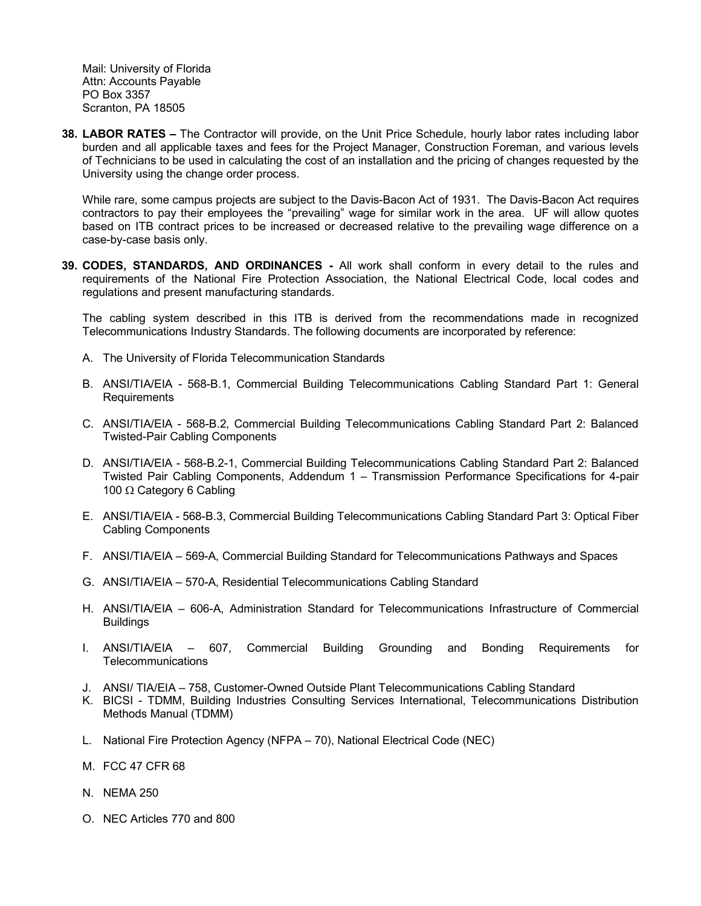Mail: University of Florida
Attn: Accounts Payable
PO Box 3357
Scranton, PA 18505

**38. LABOR RATES –** The Contractor will provide, on the Unit Price Schedule, hourly labor rates including labor burden and all applicable taxes and fees for the Project Manager, Construction Foreman, and various levels of Technicians to be used in calculating the cost of an installation and the pricing of changes requested by the University using the change order process.

While rare, some campus projects are subject to the Davis-Bacon Act of 1931. The Davis-Bacon Act requires contractors to pay their employees the "prevailing" wage for similar work in the area. UF will allow quotes based on ITB contract prices to be increased or decreased relative to the prevailing wage difference on a case-by-case basis only.

**39. CODES, STANDARDS, AND ORDINANCES -** All work shall conform in every detail to the rules and requirements of the National Fire Protection Association, the National Electrical Code, local codes and regulations and present manufacturing standards.

The cabling system described in this ITB is derived from the recommendations made in recognized Telecommunications Industry Standards. The following documents are incorporated by reference:

A. The University of Florida Telecommunication Standards

B. ANSI/TIA/EIA - 568-B.1, Commercial Building Telecommunications Cabling Standard Part 1: General Requirements

C. ANSI/TIA/EIA - 568-B.2, Commercial Building Telecommunications Cabling Standard Part 2: Balanced Twisted-Pair Cabling Components

D. ANSI/TIA/EIA - 568-B.2-1, Commercial Building Telecommunications Cabling Standard Part 2: Balanced Twisted Pair Cabling Components, Addendum 1 – Transmission Performance Specifications for 4-pair 100 Ω Category 6 Cabling

E. ANSI/TIA/EIA - 568-B.3, Commercial Building Telecommunications Cabling Standard Part 3: Optical Fiber Cabling Components

F. ANSI/TIA/EIA – 569-A, Commercial Building Standard for Telecommunications Pathways and Spaces

G. ANSI/TIA/EIA – 570-A, Residential Telecommunications Cabling Standard

H. ANSI/TIA/EIA – 606-A, Administration Standard for Telecommunications Infrastructure of Commercial Buildings

I. ANSI/TIA/EIA – 607, Commercial Building Grounding and Bonding Requirements for Telecommunications

J. ANSI/ TIA/EIA – 758, Customer-Owned Outside Plant Telecommunications Cabling Standard

K. BICSI - TDMM, Building Industries Consulting Services International, Telecommunications Distribution Methods Manual (TDMM)

L. National Fire Protection Agency (NFPA – 70), National Electrical Code (NEC)

M. FCC 47 CFR 68

N. NEMA 250

O. NEC Articles 770 and 800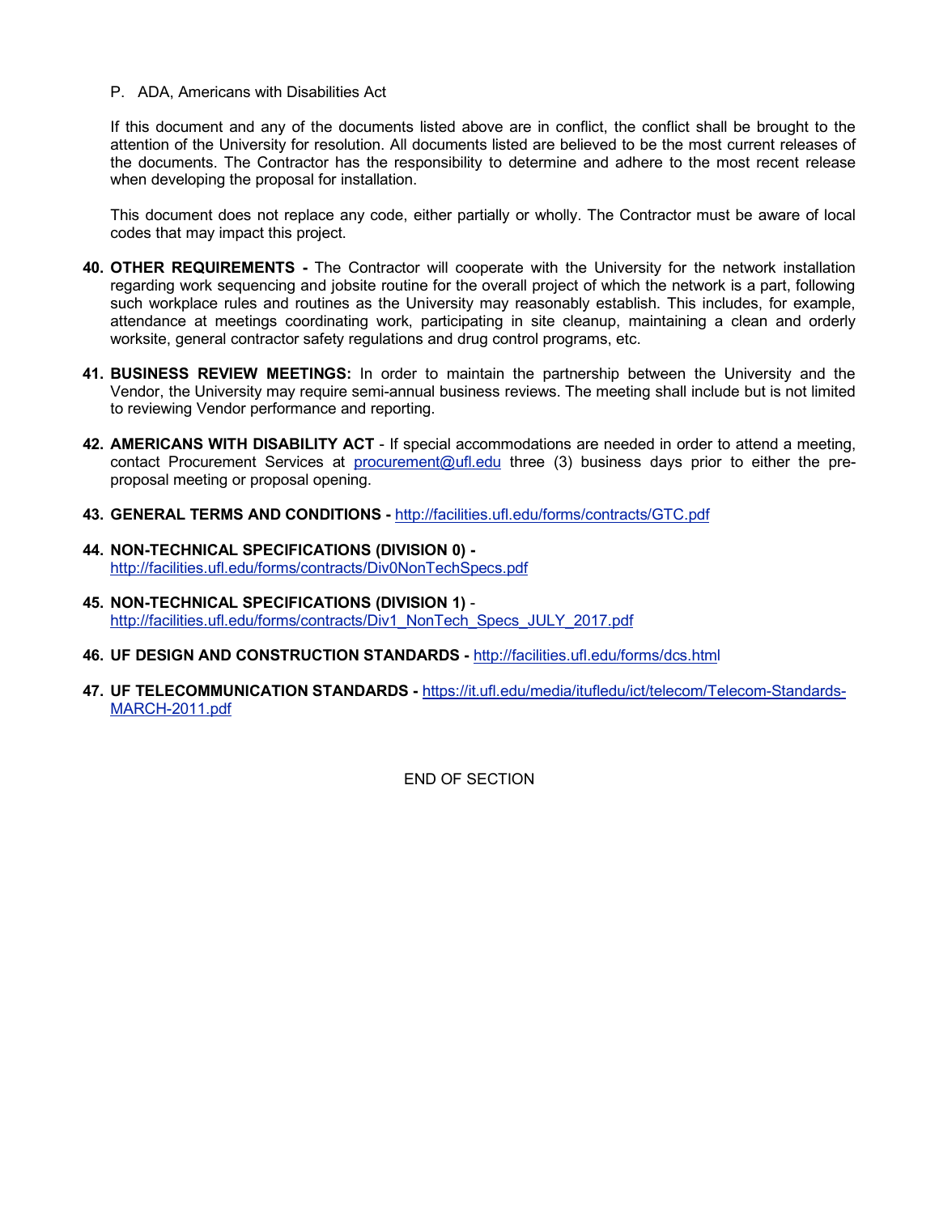P. ADA, Americans with Disabilities Act

If this document and any of the documents listed above are in conflict, the conflict shall be brought to the attention of the University for resolution. All documents listed are believed to be the most current releases of the documents. The Contractor has the responsibility to determine and adhere to the most recent release when developing the proposal for installation.

This document does not replace any code, either partially or wholly. The Contractor must be aware of local codes that may impact this project.

40. **OTHER REQUIREMENTS -** The Contractor will cooperate with the University for the network installation regarding work sequencing and jobsite routine for the overall project of which the network is a part, following such workplace rules and routines as the University may reasonably establish. This includes, for example, attendance at meetings coordinating work, participating in site cleanup, maintaining a clean and orderly worksite, general contractor safety regulations and drug control programs, etc.

41. **BUSINESS REVIEW MEETINGS:** In order to maintain the partnership between the University and the Vendor, the University may require semi-annual business reviews. The meeting shall include but is not limited to reviewing Vendor performance and reporting.

42. **AMERICANS WITH DISABILITY ACT** - If special accommodations are needed in order to attend a meeting, contact Procurement Services at procurement@ufl.edu three (3) business days prior to either the pre-proposal meeting or proposal opening.

43. **GENERAL TERMS AND CONDITIONS -** http://facilities.ufl.edu/forms/contracts/GTC.pdf

44. **NON-TECHNICAL SPECIFICATIONS (DIVISION 0) -** http://facilities.ufl.edu/forms/contracts/Div0NonTechSpecs.pdf

45. **NON-TECHNICAL SPECIFICATIONS (DIVISION 1)** - http://facilities.ufl.edu/forms/contracts/Div1_NonTech_Specs_JULY_2017.pdf

46. **UF DESIGN AND CONSTRUCTION STANDARDS -** http://facilities.ufl.edu/forms/dcs.html

47. **UF TELECOMMUNICATION STANDARDS -** https://it.ufl.edu/media/itufledu/ict/telecom/Telecom-Standards-MARCH-2011.pdf

END OF SECTION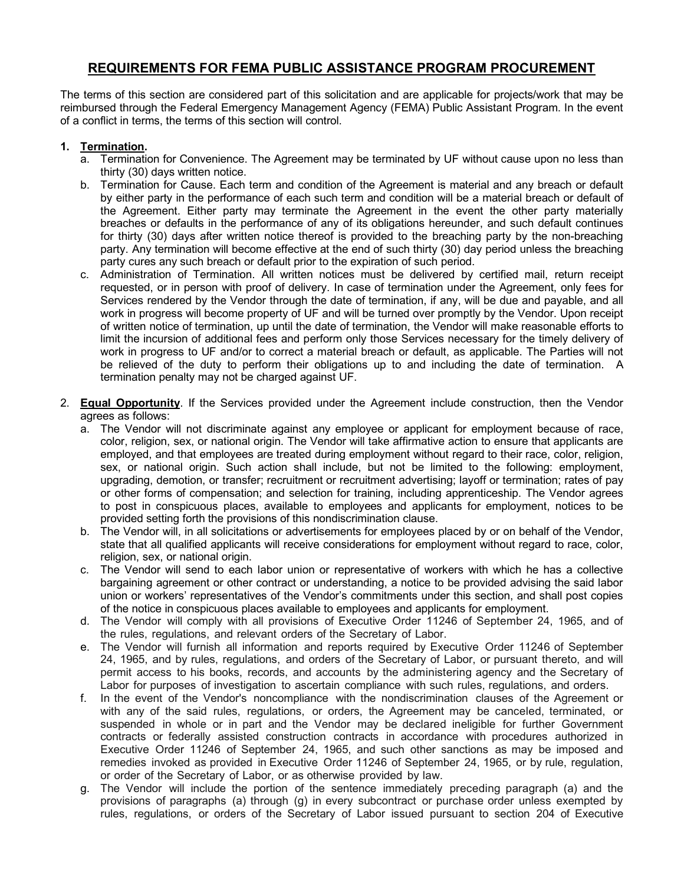## REQUIREMENTS FOR FEMA PUBLIC ASSISTANCE PROGRAM PROCUREMENT

The terms of this section are considered part of this solicitation and are applicable for projects/work that may be reimbursed through the Federal Emergency Management Agency (FEMA) Public Assistant Program. In the event of a conflict in terms, the terms of this section will control.

1. **Termination.**
   a. Termination for Convenience. The Agreement may be terminated by UF without cause upon no less than thirty (30) days written notice.
   b. Termination for Cause. Each term and condition of the Agreement is material and any breach or default by either party in the performance of each such term and condition will be a material breach or default of the Agreement. Either party may terminate the Agreement in the event the other party materially breaches or defaults in the performance of any of its obligations hereunder, and such default continues for thirty (30) days after written notice thereof is provided to the breaching party by the non-breaching party. Any termination will become effective at the end of such thirty (30) day period unless the breaching party cures any such breach or default prior to the expiration of such period.
   c. Administration of Termination. All written notices must be delivered by certified mail, return receipt requested, or in person with proof of delivery. In case of termination under the Agreement, only fees for Services rendered by the Vendor through the date of termination, if any, will be due and payable, and all work in progress will become property of UF and will be turned over promptly by the Vendor. Upon receipt of written notice of termination, up until the date of termination, the Vendor will make reasonable efforts to limit the incursion of additional fees and perform only those Services necessary for the timely delivery of work in progress to UF and/or to correct a material breach or default, as applicable. The Parties will not be relieved of the duty to perform their obligations up to and including the date of termination. A termination penalty may not be charged against UF.

2. **Equal Opportunity**. If the Services provided under the Agreement include construction, then the Vendor agrees as follows:
   a. The Vendor will not discriminate against any employee or applicant for employment because of race, color, religion, sex, or national origin. The Vendor will take affirmative action to ensure that applicants are employed, and that employees are treated during employment without regard to their race, color, religion, sex, or national origin. Such action shall include, but not be limited to the following: employment, upgrading, demotion, or transfer; recruitment or recruitment advertising; layoff or termination; rates of pay or other forms of compensation; and selection for training, including apprenticeship. The Vendor agrees to post in conspicuous places, available to employees and applicants for employment, notices to be provided setting forth the provisions of this nondiscrimination clause.
   b. The Vendor will, in all solicitations or advertisements for employees placed by or on behalf of the Vendor, state that all qualified applicants will receive considerations for employment without regard to race, color, religion, sex, or national origin.
   c. The Vendor will send to each labor union or representative of workers with which he has a collective bargaining agreement or other contract or understanding, a notice to be provided advising the said labor union or workers' representatives of the Vendor's commitments under this section, and shall post copies of the notice in conspicuous places available to employees and applicants for employment.
   d. The Vendor will comply with all provisions of Executive Order 11246 of September 24, 1965, and of the rules, regulations, and relevant orders of the Secretary of Labor.
   e. The Vendor will furnish all information and reports required by Executive Order 11246 of September 24, 1965, and by rules, regulations, and orders of the Secretary of Labor, or pursuant thereto, and will permit access to his books, records, and accounts by the administering agency and the Secretary of Labor for purposes of investigation to ascertain compliance with such rules, regulations, and orders.
   f. In the event of the Vendor's noncompliance with the nondiscrimination clauses of the Agreement or with any of the said rules, regulations, or orders, the Agreement may be canceled, terminated, or suspended in whole or in part and the Vendor may be declared ineligible for further Government contracts or federally assisted construction contracts in accordance with procedures authorized in Executive Order 11246 of September 24, 1965, and such other sanctions as may be imposed and remedies invoked as provided in Executive Order 11246 of September 24, 1965, or by rule, regulation, or order of the Secretary of Labor, or as otherwise provided by law.
   g. The Vendor will include the portion of the sentence immediately preceding paragraph (a) and the provisions of paragraphs (a) through (g) in every subcontract or purchase order unless exempted by rules, regulations, or orders of the Secretary of Labor issued pursuant to section 204 of Executive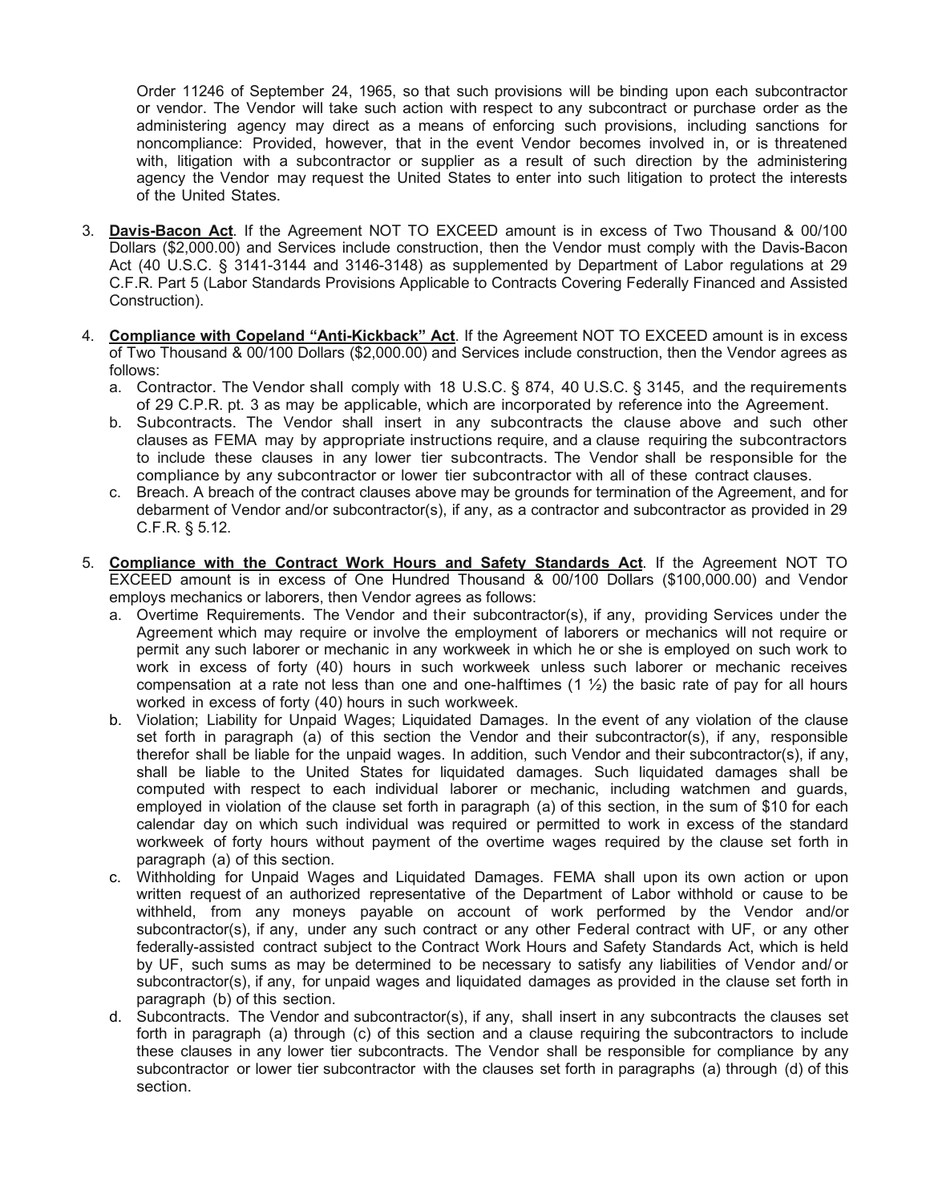Order 11246 of September 24, 1965, so that such provisions will be binding upon each subcontractor or vendor. The Vendor will take such action with respect to any subcontract or purchase order as the administering agency may direct as a means of enforcing such provisions, including sanctions for noncompliance: Provided, however, that in the event Vendor becomes involved in, or is threatened with, litigation with a subcontractor or supplier as a result of such direction by the administering agency the Vendor may request the United States to enter into such litigation to protect the interests of the United States.

3. **Davis-Bacon Act**. If the Agreement NOT TO EXCEED amount is in excess of Two Thousand & 00/100 Dollars ($2,000.00) and Services include construction, then the Vendor must comply with the Davis-Bacon Act (40 U.S.C. § 3141-3144 and 3146-3148) as supplemented by Department of Labor regulations at 29 C.F.R. Part 5 (Labor Standards Provisions Applicable to Contracts Covering Federally Financed and Assisted Construction).

4. **Compliance with Copeland "Anti-Kickback" Act**. If the Agreement NOT TO EXCEED amount is in excess of Two Thousand & 00/100 Dollars ($2,000.00) and Services include construction, then the Vendor agrees as follows:
   a. Contractor. The Vendor shall comply with 18 U.S.C. § 874, 40 U.S.C. § 3145, and the requirements of 29 C.P.R. pt. 3 as may be applicable, which are incorporated by reference into the Agreement.
   b. Subcontracts. The Vendor shall insert in any subcontracts the clause above and such other clauses as FEMA may by appropriate instructions require, and a clause requiring the subcontractors to include these clauses in any lower tier subcontracts. The Vendor shall be responsible for the compliance by any subcontractor or lower tier subcontractor with all of these contract clauses.
   c. Breach. A breach of the contract clauses above may be grounds for termination of the Agreement, and for debarment of Vendor and/or subcontractor(s), if any, as a contractor and subcontractor as provided in 29 C.F.R. § 5.12.

5. **Compliance with the Contract Work Hours and Safety Standards Act**. If the Agreement NOT TO EXCEED amount is in excess of One Hundred Thousand & 00/100 Dollars ($100,000.00) and Vendor employs mechanics or laborers, then Vendor agrees as follows:
   a. Overtime Requirements. The Vendor and their subcontractor(s), if any, providing Services under the Agreement which may require or involve the employment of laborers or mechanics will not require or permit any such laborer or mechanic in any workweek in which he or she is employed on such work to work in excess of forty (40) hours in such workweek unless such laborer or mechanic receives compensation at a rate not less than one and one-halftimes (1 ½) the basic rate of pay for all hours worked in excess of forty (40) hours in such workweek.
   b. Violation; Liability for Unpaid Wages; Liquidated Damages. In the event of any violation of the clause set forth in paragraph (a) of this section the Vendor and their subcontractor(s), if any, responsible therefor shall be liable for the unpaid wages. In addition, such Vendor and their subcontractor(s), if any, shall be liable to the United States for liquidated damages. Such liquidated damages shall be computed with respect to each individual laborer or mechanic, including watchmen and guards, employed in violation of the clause set forth in paragraph (a) of this section, in the sum of $10 for each calendar day on which such individual was required or permitted to work in excess of the standard workweek of forty hours without payment of the overtime wages required by the clause set forth in paragraph (a) of this section.
   c. Withholding for Unpaid Wages and Liquidated Damages. FEMA shall upon its own action or upon written request of an authorized representative of the Department of Labor withhold or cause to be withheld, from any moneys payable on account of work performed by the Vendor and/or subcontractor(s), if any, under any such contract or any other Federal contract with UF, or any other federally-assisted contract subject to the Contract Work Hours and Safety Standards Act, which is held by UF, such sums as may be determined to be necessary to satisfy any liabilities of Vendor and/or subcontractor(s), if any, for unpaid wages and liquidated damages as provided in the clause set forth in paragraph (b) of this section.
   d. Subcontracts. The Vendor and subcontractor(s), if any, shall insert in any subcontracts the clauses set forth in paragraph (a) through (c) of this section and a clause requiring the subcontractors to include these clauses in any lower tier subcontracts. The Vendor shall be responsible for compliance by any subcontractor or lower tier subcontractor with the clauses set forth in paragraphs (a) through (d) of this section.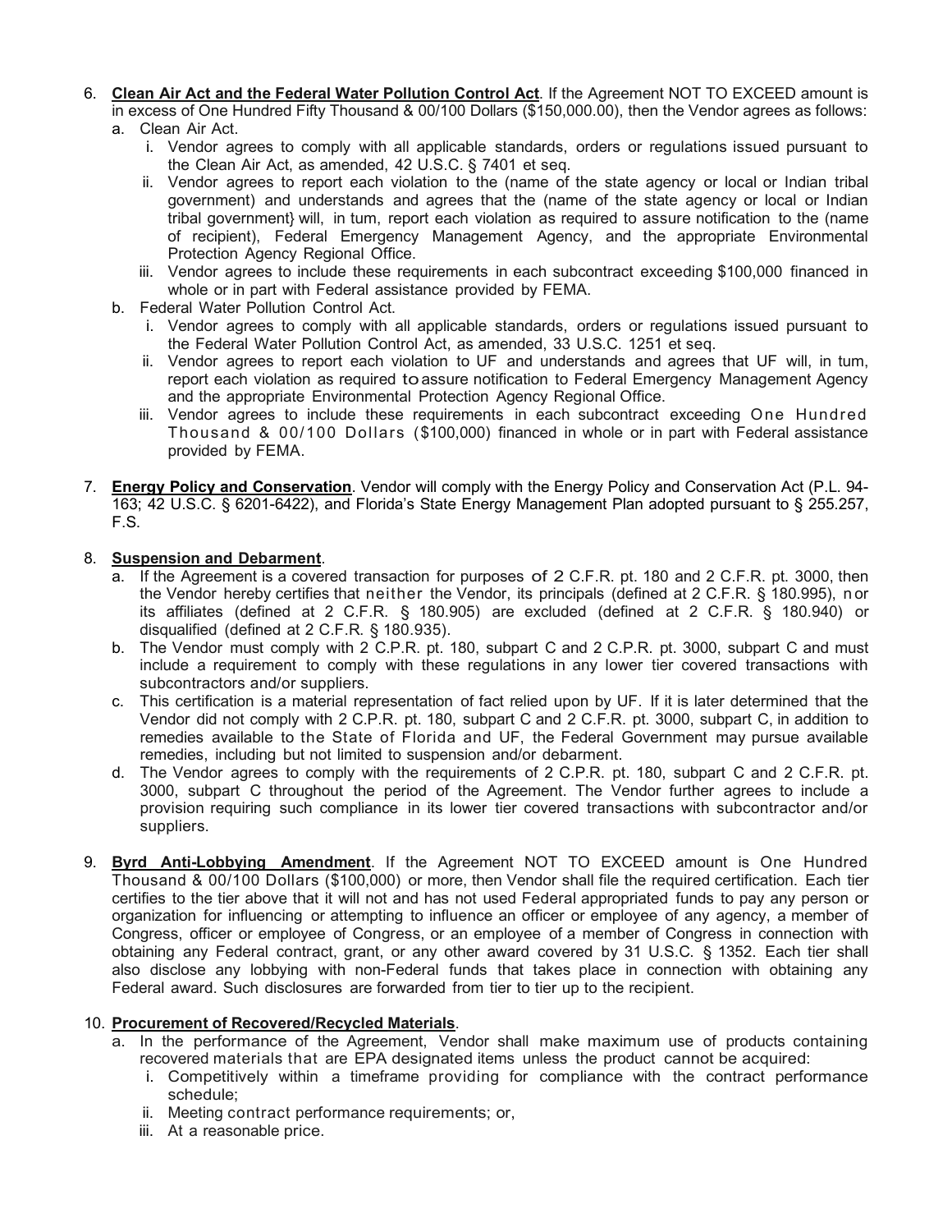6. **Clean Air Act and the Federal Water Pollution Control Act**. If the Agreement NOT TO EXCEED amount is in excess of One Hundred Fifty Thousand & 00/100 Dollars ($150,000.00), then the Vendor agrees as follows:
   a. Clean Air Act.
      i. Vendor agrees to comply with all applicable standards, orders or regulations issued pursuant to the Clean Air Act, as amended, 42 U.S.C. § 7401 et seq.
      ii. Vendor agrees to report each violation to the (name of the state agency or local or Indian tribal government) and understands and agrees that the (name of the state agency or local or Indian tribal government} will, in tum, report each violation as required to assure notification to the (name of recipient), Federal Emergency Management Agency, and the appropriate Environmental Protection Agency Regional Office.
      iii. Vendor agrees to include these requirements in each subcontract exceeding $100,000 financed in whole or in part with Federal assistance provided by FEMA.
   b. Federal Water Pollution Control Act.
      i. Vendor agrees to comply with all applicable standards, orders or regulations issued pursuant to the Federal Water Pollution Control Act, as amended, 33 U.S.C. 1251 et seq.
      ii. Vendor agrees to report each violation to UF and understands and agrees that UF will, in tum, report each violation as required to assure notification to Federal Emergency Management Agency and the appropriate Environmental Protection Agency Regional Office.
      iii. Vendor agrees to include these requirements in each subcontract exceeding One Hundred Thousand & 00/100 Dollars ($100,000) financed in whole or in part with Federal assistance provided by FEMA.

7. **Energy Policy and Conservation**. Vendor will comply with the Energy Policy and Conservation Act (P.L. 94-163; 42 U.S.C. § 6201-6422), and Florida's State Energy Management Plan adopted pursuant to § 255.257, F.S.

8. **Suspension and Debarment**.
   a. If the Agreement is a covered transaction for purposes of 2 C.F.R. pt. 180 and 2 C.F.R. pt. 3000, then the Vendor hereby certifies that neither the Vendor, its principals (defined at 2 C.F.R. § 180.995), nor its affiliates (defined at 2 C.F.R. § 180.905) are excluded (defined at 2 C.F.R. § 180.940) or disqualified (defined at 2 C.F.R. § 180.935).
   b. The Vendor must comply with 2 C.P.R. pt. 180, subpart C and 2 C.P.R. pt. 3000, subpart C and must include a requirement to comply with these regulations in any lower tier covered transactions with subcontractors and/or suppliers.
   c. This certification is a material representation of fact relied upon by UF. If it is later determined that the Vendor did not comply with 2 C.P.R. pt. 180, subpart C and 2 C.F.R. pt. 3000, subpart C, in addition to remedies available to the State of Florida and UF, the Federal Government may pursue available remedies, including but not limited to suspension and/or debarment.
   d. The Vendor agrees to comply with the requirements of 2 C.P.R. pt. 180, subpart C and 2 C.F.R. pt. 3000, subpart C throughout the period of the Agreement. The Vendor further agrees to include a provision requiring such compliance in its lower tier covered transactions with subcontractor and/or suppliers.

9. **Byrd Anti-Lobbying Amendment**. If the Agreement NOT TO EXCEED amount is One Hundred Thousand & 00/100 Dollars ($100,000) or more, then Vendor shall file the required certification. Each tier certifies to the tier above that it will not and has not used Federal appropriated funds to pay any person or organization for influencing or attempting to influence an officer or employee of any agency, a member of Congress, officer or employee of Congress, or an employee of a member of Congress in connection with obtaining any Federal contract, grant, or any other award covered by 31 U.S.C. § 1352. Each tier shall also disclose any lobbying with non-Federal funds that takes place in connection with obtaining any Federal award. Such disclosures are forwarded from tier to tier up to the recipient.

10. **Procurement of Recovered/Recycled Materials**.
    a. In the performance of the Agreement, Vendor shall make maximum use of products containing recovered materials that are EPA designated items unless the product cannot be acquired:
       i. Competitively within a timeframe providing for compliance with the contract performance schedule;
       ii. Meeting contract performance requirements; or,
       iii. At a reasonable price.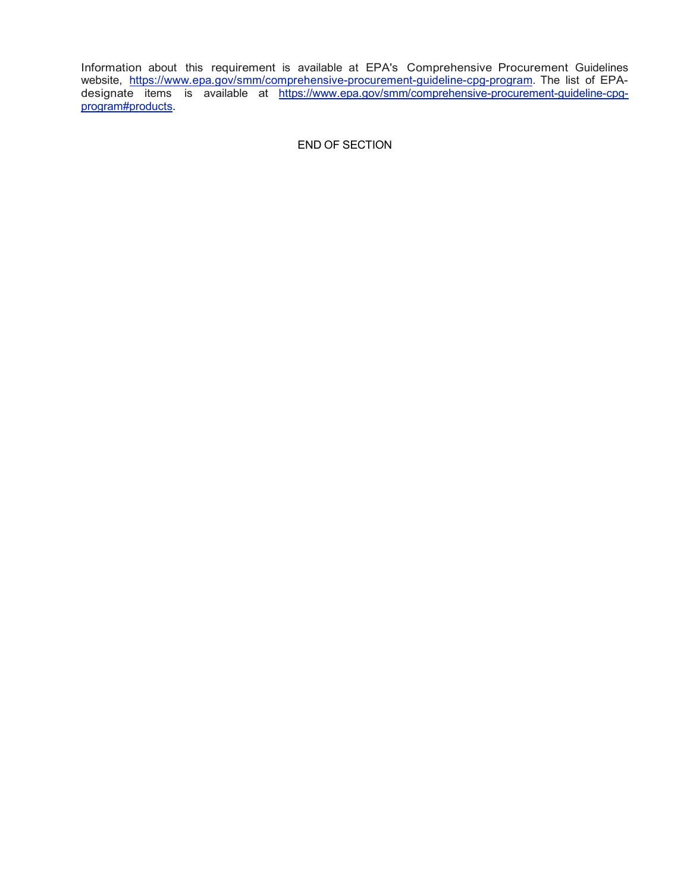Information about this requirement is available at EPA's Comprehensive Procurement Guidelines website, [https://www.epa.gov/smm/comprehensive-procurement-guideline-cpg-program](https://www.epa.gov/smm/comprehensive-procurement-guideline-cpg-program). The list of EPA-designate items is available at [https://www.epa.gov/smm/comprehensive-procurement-guideline-cpg-program#products](https://www.epa.gov/smm/comprehensive-procurement-guideline-cpg-program#products).

END OF SECTION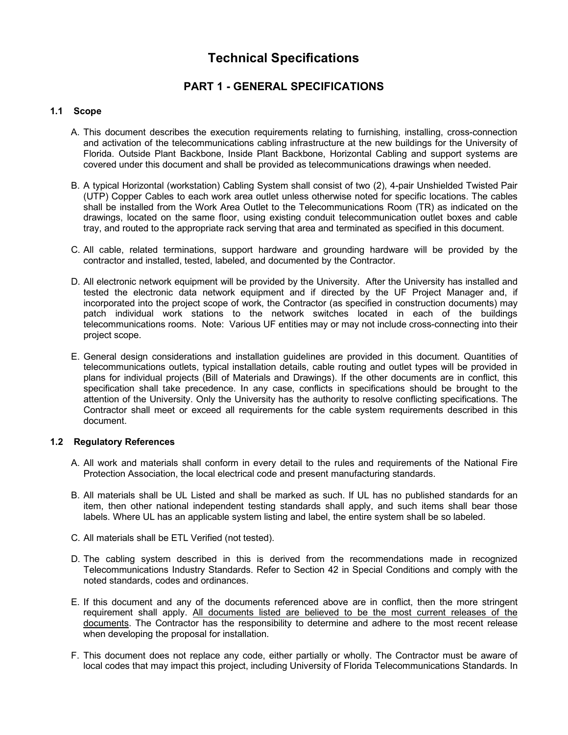# Technical Specifications

## PART 1 - GENERAL SPECIFICATIONS

### 1.1 Scope

A. This document describes the execution requirements relating to furnishing, installing, cross-connection and activation of the telecommunications cabling infrastructure at the new buildings for the University of Florida. Outside Plant Backbone, Inside Plant Backbone, Horizontal Cabling and support systems are covered under this document and shall be provided as telecommunications drawings when needed.

B. A typical Horizontal (workstation) Cabling System shall consist of two (2), 4-pair Unshielded Twisted Pair (UTP) Copper Cables to each work area outlet unless otherwise noted for specific locations. The cables shall be installed from the Work Area Outlet to the Telecommunications Room (TR) as indicated on the drawings, located on the same floor, using existing conduit telecommunication outlet boxes and cable tray, and routed to the appropriate rack serving that area and terminated as specified in this document.

C. All cable, related terminations, support hardware and grounding hardware will be provided by the contractor and installed, tested, labeled, and documented by the Contractor.

D. All electronic network equipment will be provided by the University. After the University has installed and tested the electronic data network equipment and if directed by the UF Project Manager and, if incorporated into the project scope of work, the Contractor (as specified in construction documents) may patch individual work stations to the network switches located in each of the buildings telecommunications rooms. Note: Various UF entities may or may not include cross-connecting into their project scope.

E. General design considerations and installation guidelines are provided in this document. Quantities of telecommunications outlets, typical installation details, cable routing and outlet types will be provided in plans for individual projects (Bill of Materials and Drawings). If the other documents are in conflict, this specification shall take precedence. In any case, conflicts in specifications should be brought to the attention of the University. Only the University has the authority to resolve conflicting specifications. The Contractor shall meet or exceed all requirements for the cable system requirements described in this document.

### 1.2 Regulatory References

A. All work and materials shall conform in every detail to the rules and requirements of the National Fire Protection Association, the local electrical code and present manufacturing standards.

B. All materials shall be UL Listed and shall be marked as such. If UL has no published standards for an item, then other national independent testing standards shall apply, and such items shall bear those labels. Where UL has an applicable system listing and label, the entire system shall be so labeled.

C. All materials shall be ETL Verified (not tested).

D. The cabling system described in this is derived from the recommendations made in recognized Telecommunications Industry Standards. Refer to Section 42 in Special Conditions and comply with the noted standards, codes and ordinances.

E. If this document and any of the documents referenced above are in conflict, then the more stringent requirement shall apply. <u>All documents listed are believed to be the most current releases of the documents</u>. The Contractor has the responsibility to determine and adhere to the most recent release when developing the proposal for installation.

F. This document does not replace any code, either partially or wholly. The Contractor must be aware of local codes that may impact this project, including University of Florida Telecommunications Standards. In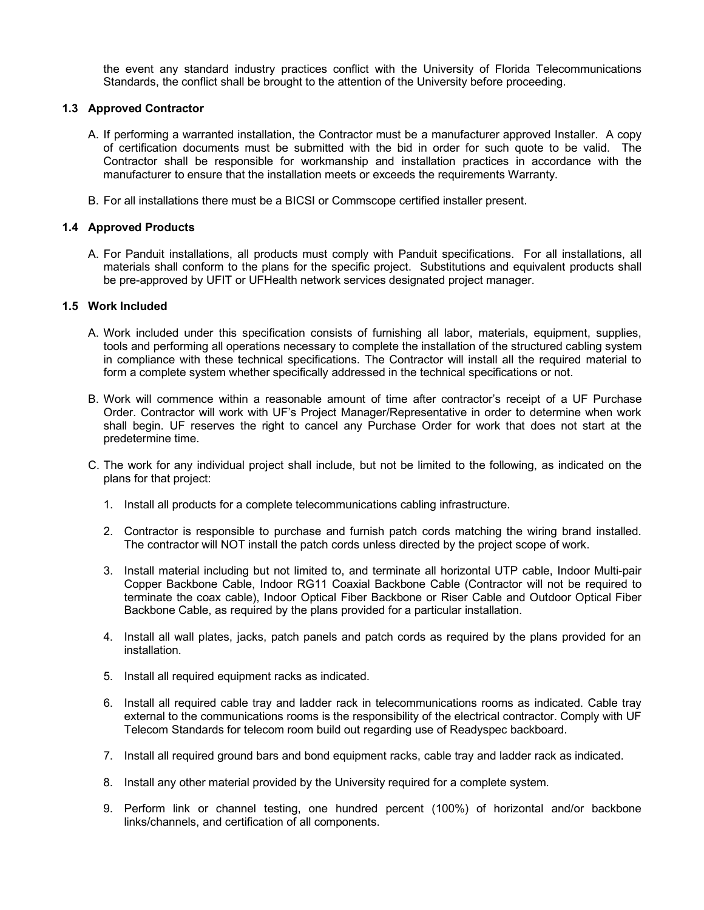the event any standard industry practices conflict with the University of Florida Telecommunications Standards, the conflict shall be brought to the attention of the University before proceeding.

### 1.3 Approved Contractor

A. If performing a warranted installation, the Contractor must be a manufacturer approved Installer. A copy of certification documents must be submitted with the bid in order for such quote to be valid. The Contractor shall be responsible for workmanship and installation practices in accordance with the manufacturer to ensure that the installation meets or exceeds the requirements Warranty.

B. For all installations there must be a BICSI or Commscope certified installer present.

### 1.4 Approved Products

A. For Panduit installations, all products must comply with Panduit specifications. For all installations, all materials shall conform to the plans for the specific project. Substitutions and equivalent products shall be pre-approved by UFIT or UFHealth network services designated project manager.

### 1.5 Work Included

A. Work included under this specification consists of furnishing all labor, materials, equipment, supplies, tools and performing all operations necessary to complete the installation of the structured cabling system in compliance with these technical specifications. The Contractor will install all the required material to form a complete system whether specifically addressed in the technical specifications or not.

B. Work will commence within a reasonable amount of time after contractor's receipt of a UF Purchase Order. Contractor will work with UF's Project Manager/Representative in order to determine when work shall begin. UF reserves the right to cancel any Purchase Order for work that does not start at the predetermine time.

C. The work for any individual project shall include, but not be limited to the following, as indicated on the plans for that project:

1. Install all products for a complete telecommunications cabling infrastructure.
2. Contractor is responsible to purchase and furnish patch cords matching the wiring brand installed. The contractor will NOT install the patch cords unless directed by the project scope of work.
3. Install material including but not limited to, and terminate all horizontal UTP cable, Indoor Multi-pair Copper Backbone Cable, Indoor RG11 Coaxial Backbone Cable (Contractor will not be required to terminate the coax cable), Indoor Optical Fiber Backbone or Riser Cable and Outdoor Optical Fiber Backbone Cable, as required by the plans provided for a particular installation.
4. Install all wall plates, jacks, patch panels and patch cords as required by the plans provided for an installation.
5. Install all required equipment racks as indicated.
6. Install all required cable tray and ladder rack in telecommunications rooms as indicated. Cable tray external to the communications rooms is the responsibility of the electrical contractor. Comply with UF Telecom Standards for telecom room build out regarding use of Readyspec backboard.
7. Install all required ground bars and bond equipment racks, cable tray and ladder rack as indicated.
8. Install any other material provided by the University required for a complete system.
9. Perform link or channel testing, one hundred percent (100%) of horizontal and/or backbone links/channels, and certification of all components.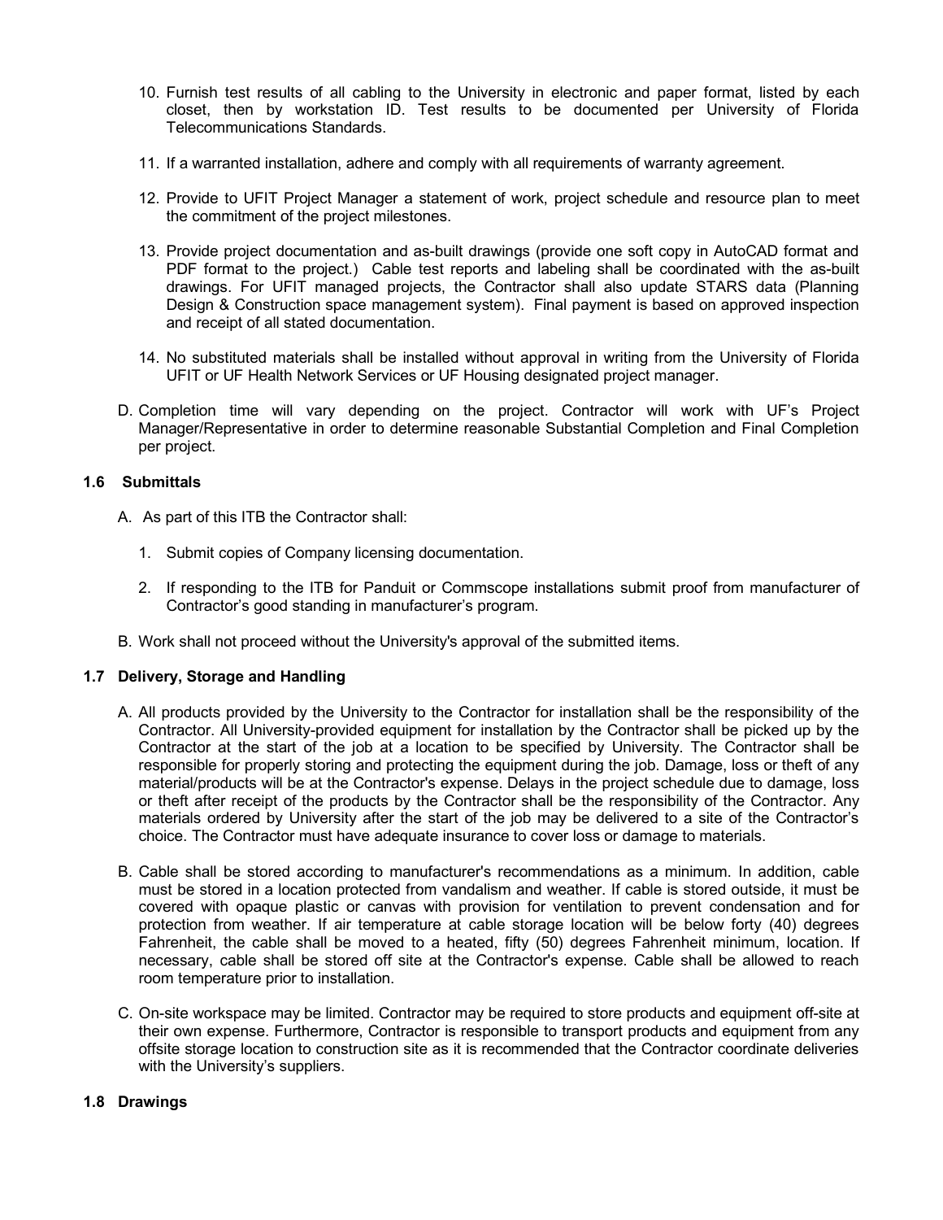10. Furnish test results of all cabling to the University in electronic and paper format, listed by each closet, then by workstation ID. Test results to be documented per University of Florida Telecommunications Standards.

11. If a warranted installation, adhere and comply with all requirements of warranty agreement.

12. Provide to UFIT Project Manager a statement of work, project schedule and resource plan to meet the commitment of the project milestones.

13. Provide project documentation and as-built drawings (provide one soft copy in AutoCAD format and PDF format to the project.) Cable test reports and labeling shall be coordinated with the as-built drawings. For UFIT managed projects, the Contractor shall also update STARS data (Planning Design & Construction space management system). Final payment is based on approved inspection and receipt of all stated documentation.

14. No substituted materials shall be installed without approval in writing from the University of Florida UFIT or UF Health Network Services or UF Housing designated project manager.

D. Completion time will vary depending on the project. Contractor will work with UF's Project Manager/Representative in order to determine reasonable Substantial Completion and Final Completion per project.

### 1.6 Submittals

A. As part of this ITB the Contractor shall:

1. Submit copies of Company licensing documentation.

2. If responding to the ITB for Panduit or Commscope installations submit proof from manufacturer of Contractor's good standing in manufacturer's program.

B. Work shall not proceed without the University's approval of the submitted items.

### 1.7 Delivery, Storage and Handling

A. All products provided by the University to the Contractor for installation shall be the responsibility of the Contractor. All University-provided equipment for installation by the Contractor shall be picked up by the Contractor at the start of the job at a location to be specified by University. The Contractor shall be responsible for properly storing and protecting the equipment during the job. Damage, loss or theft of any material/products will be at the Contractor's expense. Delays in the project schedule due to damage, loss or theft after receipt of the products by the Contractor shall be the responsibility of the Contractor. Any materials ordered by University after the start of the job may be delivered to a site of the Contractor's choice. The Contractor must have adequate insurance to cover loss or damage to materials.

B. Cable shall be stored according to manufacturer's recommendations as a minimum. In addition, cable must be stored in a location protected from vandalism and weather. If cable is stored outside, it must be covered with opaque plastic or canvas with provision for ventilation to prevent condensation and for protection from weather. If air temperature at cable storage location will be below forty (40) degrees Fahrenheit, the cable shall be moved to a heated, fifty (50) degrees Fahrenheit minimum, location. If necessary, cable shall be stored off site at the Contractor's expense. Cable shall be allowed to reach room temperature prior to installation.

C. On-site workspace may be limited. Contractor may be required to store products and equipment off-site at their own expense. Furthermore, Contractor is responsible to transport products and equipment from any offsite storage location to construction site as it is recommended that the Contractor coordinate deliveries with the University's suppliers.

### 1.8 Drawings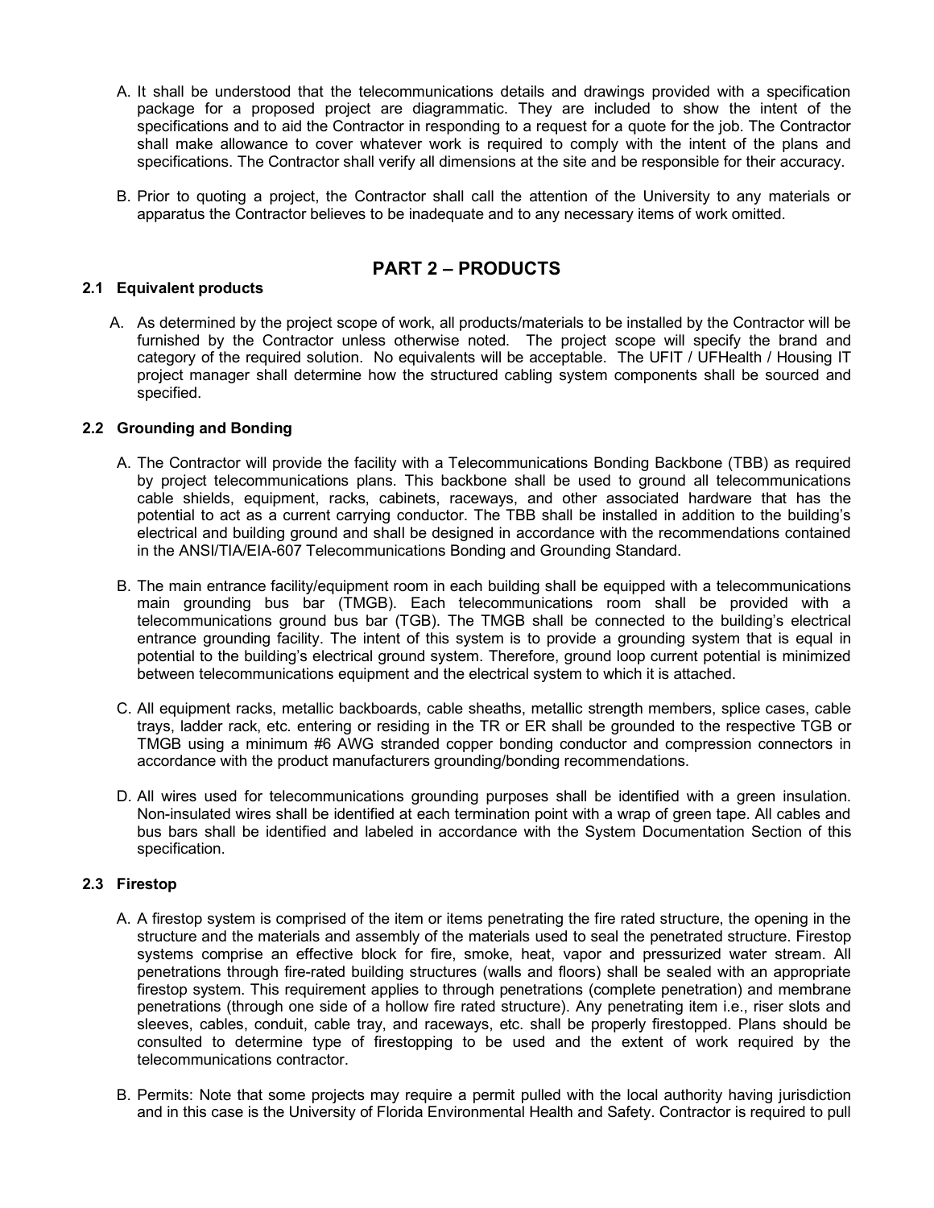A. It shall be understood that the telecommunications details and drawings provided with a specification package for a proposed project are diagrammatic. They are included to show the intent of the specifications and to aid the Contractor in responding to a request for a quote for the job. The Contractor shall make allowance to cover whatever work is required to comply with the intent of the plans and specifications. The Contractor shall verify all dimensions at the site and be responsible for their accuracy.

B. Prior to quoting a project, the Contractor shall call the attention of the University to any materials or apparatus the Contractor believes to be inadequate and to any necessary items of work omitted.

## PART 2 – PRODUCTS

### 2.1 Equivalent products

A. As determined by the project scope of work, all products/materials to be installed by the Contractor will be furnished by the Contractor unless otherwise noted. The project scope will specify the brand and category of the required solution. No equivalents will be acceptable. The UFIT / UFHealth / Housing IT project manager shall determine how the structured cabling system components shall be sourced and specified.

### 2.2 Grounding and Bonding

A. The Contractor will provide the facility with a Telecommunications Bonding Backbone (TBB) as required by project telecommunications plans. This backbone shall be used to ground all telecommunications cable shields, equipment, racks, cabinets, raceways, and other associated hardware that has the potential to act as a current carrying conductor. The TBB shall be installed in addition to the building's electrical and building ground and shall be designed in accordance with the recommendations contained in the ANSI/TIA/EIA-607 Telecommunications Bonding and Grounding Standard.

B. The main entrance facility/equipment room in each building shall be equipped with a telecommunications main grounding bus bar (TMGB). Each telecommunications room shall be provided with a telecommunications ground bus bar (TGB). The TMGB shall be connected to the building's electrical entrance grounding facility. The intent of this system is to provide a grounding system that is equal in potential to the building's electrical ground system. Therefore, ground loop current potential is minimized between telecommunications equipment and the electrical system to which it is attached.

C. All equipment racks, metallic backboards, cable sheaths, metallic strength members, splice cases, cable trays, ladder rack, etc. entering or residing in the TR or ER shall be grounded to the respective TGB or TMGB using a minimum #6 AWG stranded copper bonding conductor and compression connectors in accordance with the product manufacturers grounding/bonding recommendations.

D. All wires used for telecommunications grounding purposes shall be identified with a green insulation. Non-insulated wires shall be identified at each termination point with a wrap of green tape. All cables and bus bars shall be identified and labeled in accordance with the System Documentation Section of this specification.

### 2.3 Firestop

A. A firestop system is comprised of the item or items penetrating the fire rated structure, the opening in the structure and the materials and assembly of the materials used to seal the penetrated structure. Firestop systems comprise an effective block for fire, smoke, heat, vapor and pressurized water stream. All penetrations through fire-rated building structures (walls and floors) shall be sealed with an appropriate firestop system. This requirement applies to through penetrations (complete penetration) and membrane penetrations (through one side of a hollow fire rated structure). Any penetrating item i.e., riser slots and sleeves, cables, conduit, cable tray, and raceways, etc. shall be properly firestopped. Plans should be consulted to determine type of firestopping to be used and the extent of work required by the telecommunications contractor.

B. Permits: Note that some projects may require a permit pulled with the local authority having jurisdiction and in this case is the University of Florida Environmental Health and Safety. Contractor is required to pull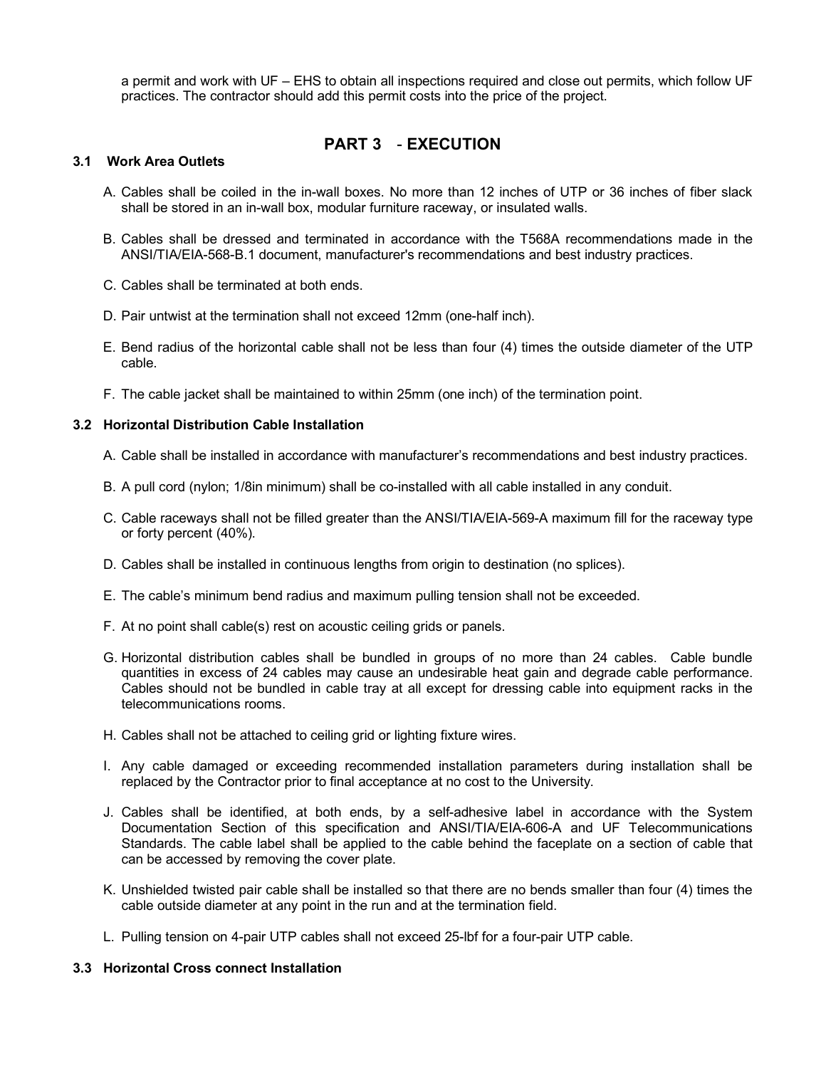a permit and work with UF – EHS to obtain all inspections required and close out permits, which follow UF practices. The contractor should add this permit costs into the price of the project.

# PART 3 - EXECUTION

### 3.1 Work Area Outlets

A. Cables shall be coiled in the in-wall boxes. No more than 12 inches of UTP or 36 inches of fiber slack shall be stored in an in-wall box, modular furniture raceway, or insulated walls.

B. Cables shall be dressed and terminated in accordance with the T568A recommendations made in the ANSI/TIA/EIA-568-B.1 document, manufacturer's recommendations and best industry practices.

C. Cables shall be terminated at both ends.

D. Pair untwist at the termination shall not exceed 12mm (one-half inch).

E. Bend radius of the horizontal cable shall not be less than four (4) times the outside diameter of the UTP cable.

F. The cable jacket shall be maintained to within 25mm (one inch) of the termination point.

### 3.2 Horizontal Distribution Cable Installation

A. Cable shall be installed in accordance with manufacturer's recommendations and best industry practices.

B. A pull cord (nylon; 1/8in minimum) shall be co-installed with all cable installed in any conduit.

C. Cable raceways shall not be filled greater than the ANSI/TIA/EIA-569-A maximum fill for the raceway type or forty percent (40%).

D. Cables shall be installed in continuous lengths from origin to destination (no splices).

E. The cable's minimum bend radius and maximum pulling tension shall not be exceeded.

F. At no point shall cable(s) rest on acoustic ceiling grids or panels.

G. Horizontal distribution cables shall be bundled in groups of no more than 24 cables. Cable bundle quantities in excess of 24 cables may cause an undesirable heat gain and degrade cable performance. Cables should not be bundled in cable tray at all except for dressing cable into equipment racks in the telecommunications rooms.

H. Cables shall not be attached to ceiling grid or lighting fixture wires.

I. Any cable damaged or exceeding recommended installation parameters during installation shall be replaced by the Contractor prior to final acceptance at no cost to the University.

J. Cables shall be identified, at both ends, by a self-adhesive label in accordance with the System Documentation Section of this specification and ANSI/TIA/EIA-606-A and UF Telecommunications Standards. The cable label shall be applied to the cable behind the faceplate on a section of cable that can be accessed by removing the cover plate.

K. Unshielded twisted pair cable shall be installed so that there are no bends smaller than four (4) times the cable outside diameter at any point in the run and at the termination field.

L. Pulling tension on 4-pair UTP cables shall not exceed 25-lbf for a four-pair UTP cable.

### 3.3 Horizontal Cross connect Installation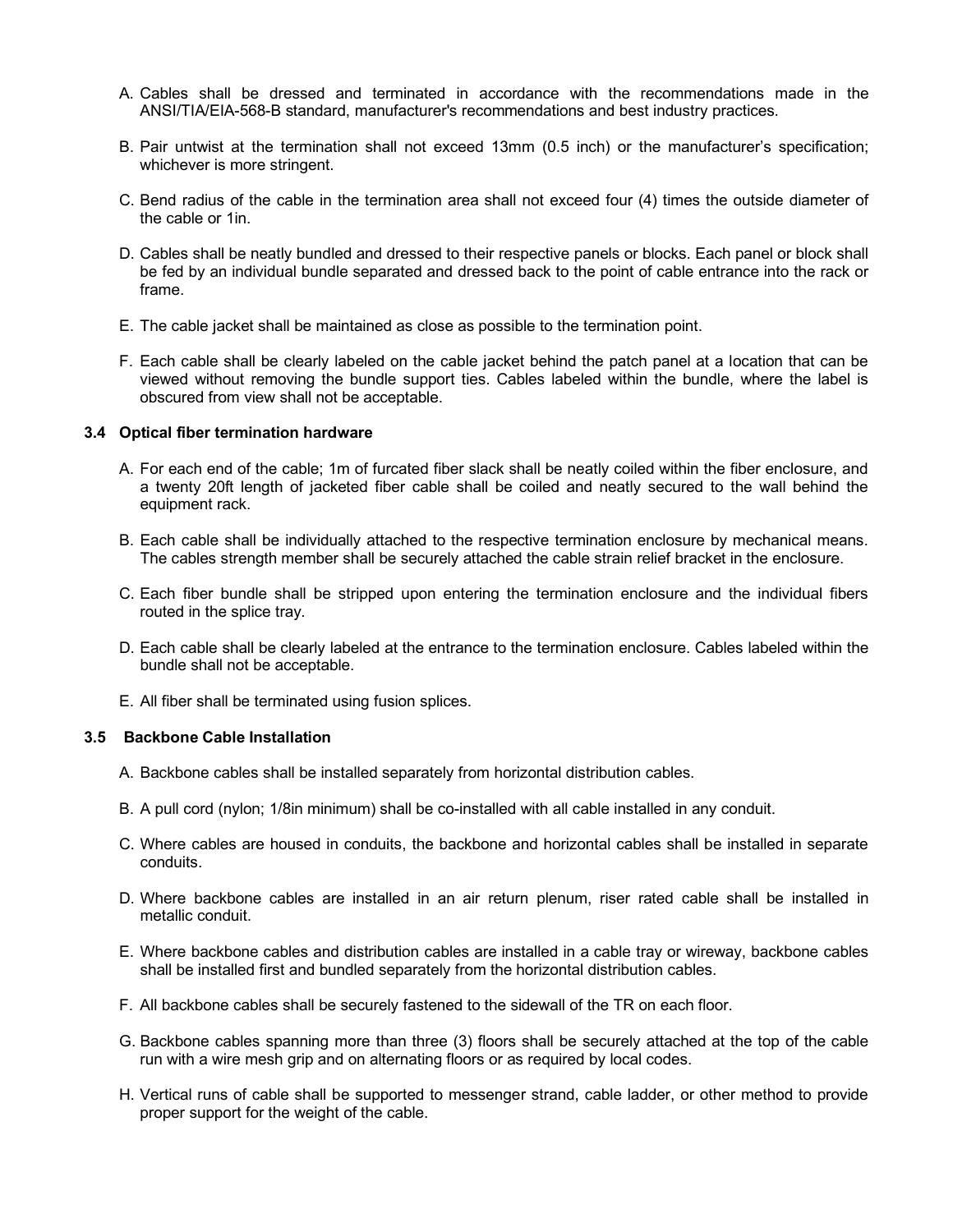A. Cables shall be dressed and terminated in accordance with the recommendations made in the ANSI/TIA/EIA-568-B standard, manufacturer's recommendations and best industry practices.

B. Pair untwist at the termination shall not exceed 13mm (0.5 inch) or the manufacturer's specification; whichever is more stringent.

C. Bend radius of the cable in the termination area shall not exceed four (4) times the outside diameter of the cable or 1in.

D. Cables shall be neatly bundled and dressed to their respective panels or blocks. Each panel or block shall be fed by an individual bundle separated and dressed back to the point of cable entrance into the rack or frame.

E. The cable jacket shall be maintained as close as possible to the termination point.

F. Each cable shall be clearly labeled on the cable jacket behind the patch panel at a location that can be viewed without removing the bundle support ties. Cables labeled within the bundle, where the label is obscured from view shall not be acceptable.

### 3.4 Optical fiber termination hardware

A. For each end of the cable; 1m of furcated fiber slack shall be neatly coiled within the fiber enclosure, and a twenty 20ft length of jacketed fiber cable shall be coiled and neatly secured to the wall behind the equipment rack.

B. Each cable shall be individually attached to the respective termination enclosure by mechanical means. The cables strength member shall be securely attached the cable strain relief bracket in the enclosure.

C. Each fiber bundle shall be stripped upon entering the termination enclosure and the individual fibers routed in the splice tray.

D. Each cable shall be clearly labeled at the entrance to the termination enclosure. Cables labeled within the bundle shall not be acceptable.

E. All fiber shall be terminated using fusion splices.

### 3.5 Backbone Cable Installation

A. Backbone cables shall be installed separately from horizontal distribution cables.

B. A pull cord (nylon; 1/8in minimum) shall be co-installed with all cable installed in any conduit.

C. Where cables are housed in conduits, the backbone and horizontal cables shall be installed in separate conduits.

D. Where backbone cables are installed in an air return plenum, riser rated cable shall be installed in metallic conduit.

E. Where backbone cables and distribution cables are installed in a cable tray or wireway, backbone cables shall be installed first and bundled separately from the horizontal distribution cables.

F. All backbone cables shall be securely fastened to the sidewall of the TR on each floor.

G. Backbone cables spanning more than three (3) floors shall be securely attached at the top of the cable run with a wire mesh grip and on alternating floors or as required by local codes.

H. Vertical runs of cable shall be supported to messenger strand, cable ladder, or other method to provide proper support for the weight of the cable.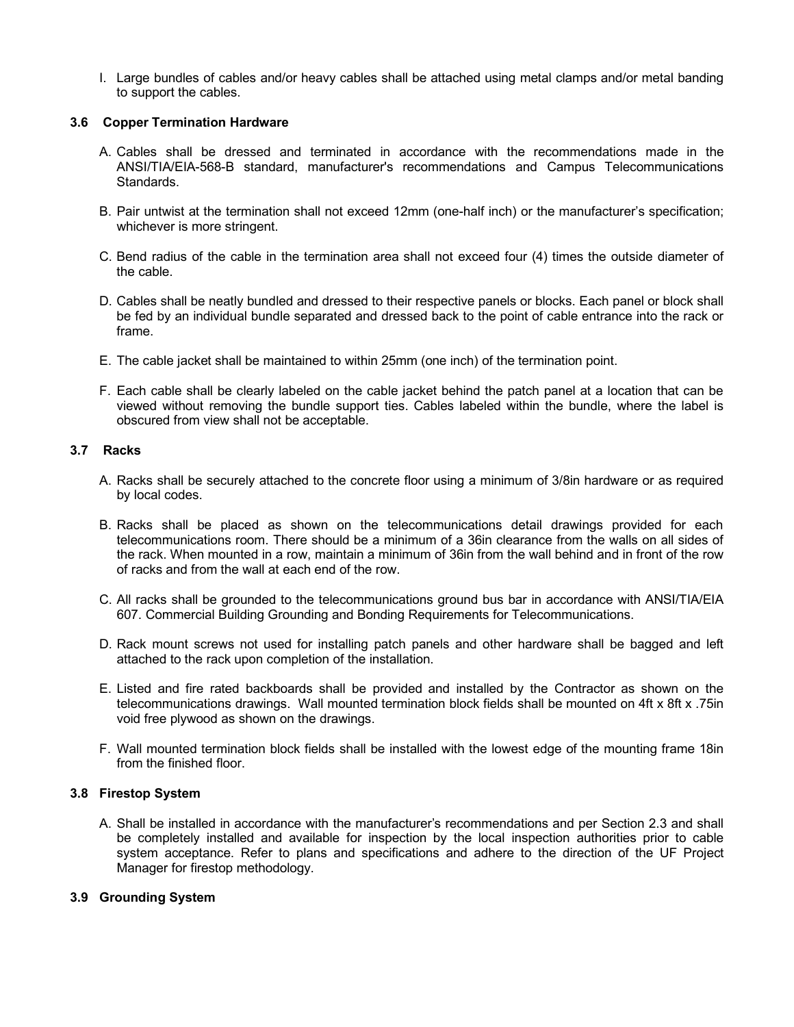I. Large bundles of cables and/or heavy cables shall be attached using metal clamps and/or metal banding to support the cables.

### 3.6 Copper Termination Hardware

A. Cables shall be dressed and terminated in accordance with the recommendations made in the ANSI/TIA/EIA-568-B standard, manufacturer's recommendations and Campus Telecommunications Standards.

B. Pair untwist at the termination shall not exceed 12mm (one-half inch) or the manufacturer's specification; whichever is more stringent.

C. Bend radius of the cable in the termination area shall not exceed four (4) times the outside diameter of the cable.

D. Cables shall be neatly bundled and dressed to their respective panels or blocks. Each panel or block shall be fed by an individual bundle separated and dressed back to the point of cable entrance into the rack or frame.

E. The cable jacket shall be maintained to within 25mm (one inch) of the termination point.

F. Each cable shall be clearly labeled on the cable jacket behind the patch panel at a location that can be viewed without removing the bundle support ties. Cables labeled within the bundle, where the label is obscured from view shall not be acceptable.

### 3.7 Racks

A. Racks shall be securely attached to the concrete floor using a minimum of 3/8in hardware or as required by local codes.

B. Racks shall be placed as shown on the telecommunications detail drawings provided for each telecommunications room. There should be a minimum of a 36in clearance from the walls on all sides of the rack. When mounted in a row, maintain a minimum of 36in from the wall behind and in front of the row of racks and from the wall at each end of the row.

C. All racks shall be grounded to the telecommunications ground bus bar in accordance with ANSI/TIA/EIA 607. Commercial Building Grounding and Bonding Requirements for Telecommunications.

D. Rack mount screws not used for installing patch panels and other hardware shall be bagged and left attached to the rack upon completion of the installation.

E. Listed and fire rated backboards shall be provided and installed by the Contractor as shown on the telecommunications drawings. Wall mounted termination block fields shall be mounted on 4ft x 8ft x .75in void free plywood as shown on the drawings.

F. Wall mounted termination block fields shall be installed with the lowest edge of the mounting frame 18in from the finished floor.

### 3.8 Firestop System

A. Shall be installed in accordance with the manufacturer's recommendations and per Section 2.3 and shall be completely installed and available for inspection by the local inspection authorities prior to cable system acceptance. Refer to plans and specifications and adhere to the direction of the UF Project Manager for firestop methodology.

### 3.9 Grounding System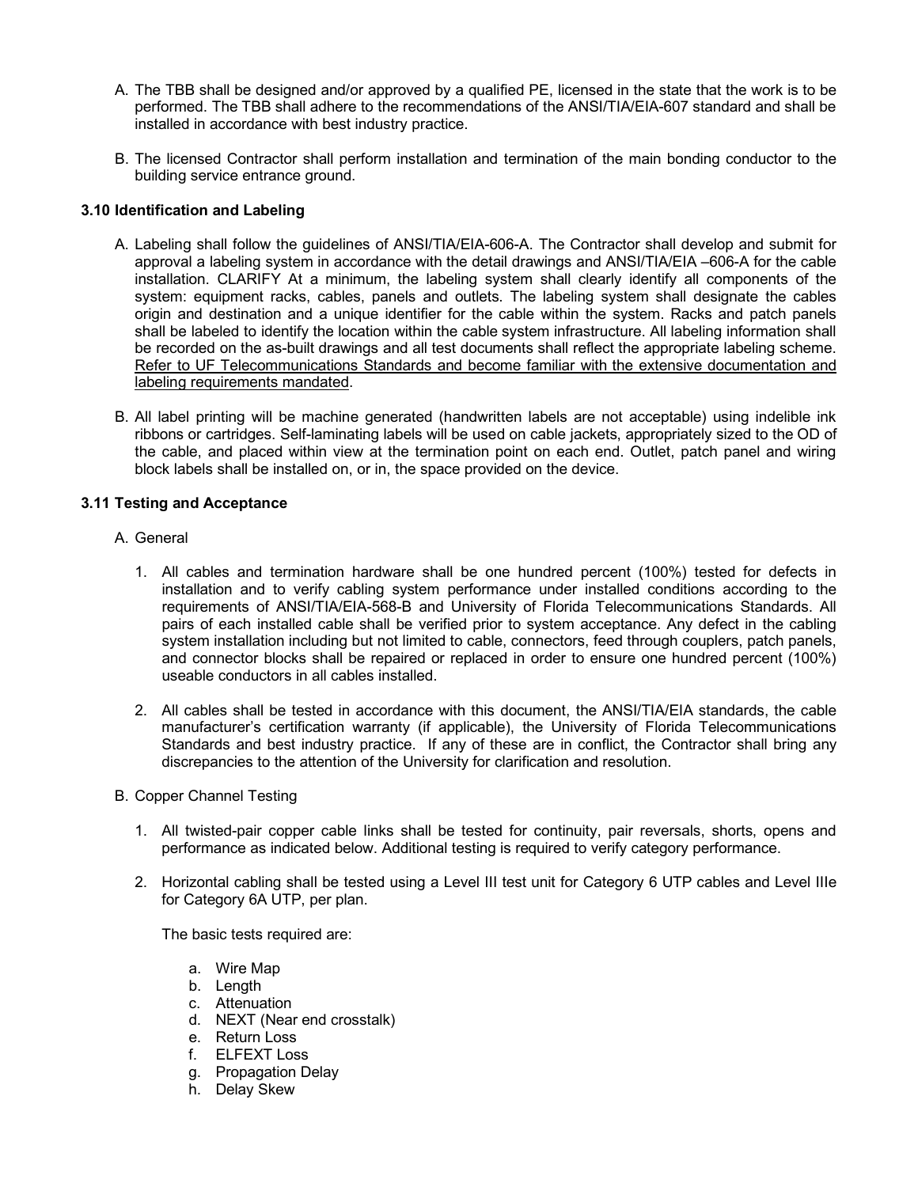A. The TBB shall be designed and/or approved by a qualified PE, licensed in the state that the work is to be performed. The TBB shall adhere to the recommendations of the ANSI/TIA/EIA-607 standard and shall be installed in accordance with best industry practice.

B. The licensed Contractor shall perform installation and termination of the main bonding conductor to the building service entrance ground.

### 3.10 Identification and Labeling

A. Labeling shall follow the guidelines of ANSI/TIA/EIA-606-A. The Contractor shall develop and submit for approval a labeling system in accordance with the detail drawings and ANSI/TIA/EIA –606-A for the cable installation. CLARIFY At a minimum, the labeling system shall clearly identify all components of the system: equipment racks, cables, panels and outlets. The labeling system shall designate the cables origin and destination and a unique identifier for the cable within the system. Racks and patch panels shall be labeled to identify the location within the cable system infrastructure. All labeling information shall be recorded on the as-built drawings and all test documents shall reflect the appropriate labeling scheme. <u>Refer to UF Telecommunications Standards and become familiar with the extensive documentation and labeling requirements mandated</u>.

B. All label printing will be machine generated (handwritten labels are not acceptable) using indelible ink ribbons or cartridges. Self-laminating labels will be used on cable jackets, appropriately sized to the OD of the cable, and placed within view at the termination point on each end. Outlet, patch panel and wiring block labels shall be installed on, or in, the space provided on the device.

### 3.11 Testing and Acceptance

A. General

1. All cables and termination hardware shall be one hundred percent (100%) tested for defects in installation and to verify cabling system performance under installed conditions according to the requirements of ANSI/TIA/EIA-568-B and University of Florida Telecommunications Standards. All pairs of each installed cable shall be verified prior to system acceptance. Any defect in the cabling system installation including but not limited to cable, connectors, feed through couplers, patch panels, and connector blocks shall be repaired or replaced in order to ensure one hundred percent (100%) useable conductors in all cables installed.

2. All cables shall be tested in accordance with this document, the ANSI/TIA/EIA standards, the cable manufacturer's certification warranty (if applicable), the University of Florida Telecommunications Standards and best industry practice. If any of these are in conflict, the Contractor shall bring any discrepancies to the attention of the University for clarification and resolution.

B. Copper Channel Testing

1. All twisted-pair copper cable links shall be tested for continuity, pair reversals, shorts, opens and performance as indicated below. Additional testing is required to verify category performance.

2. Horizontal cabling shall be tested using a Level III test unit for Category 6 UTP cables and Level IIIe for Category 6A UTP, per plan.

   The basic tests required are:

   a. Wire Map
   b. Length
   c. Attenuation
   d. NEXT (Near end crosstalk)
   e. Return Loss
   f. ELFEXT Loss
   g. Propagation Delay
   h. Delay Skew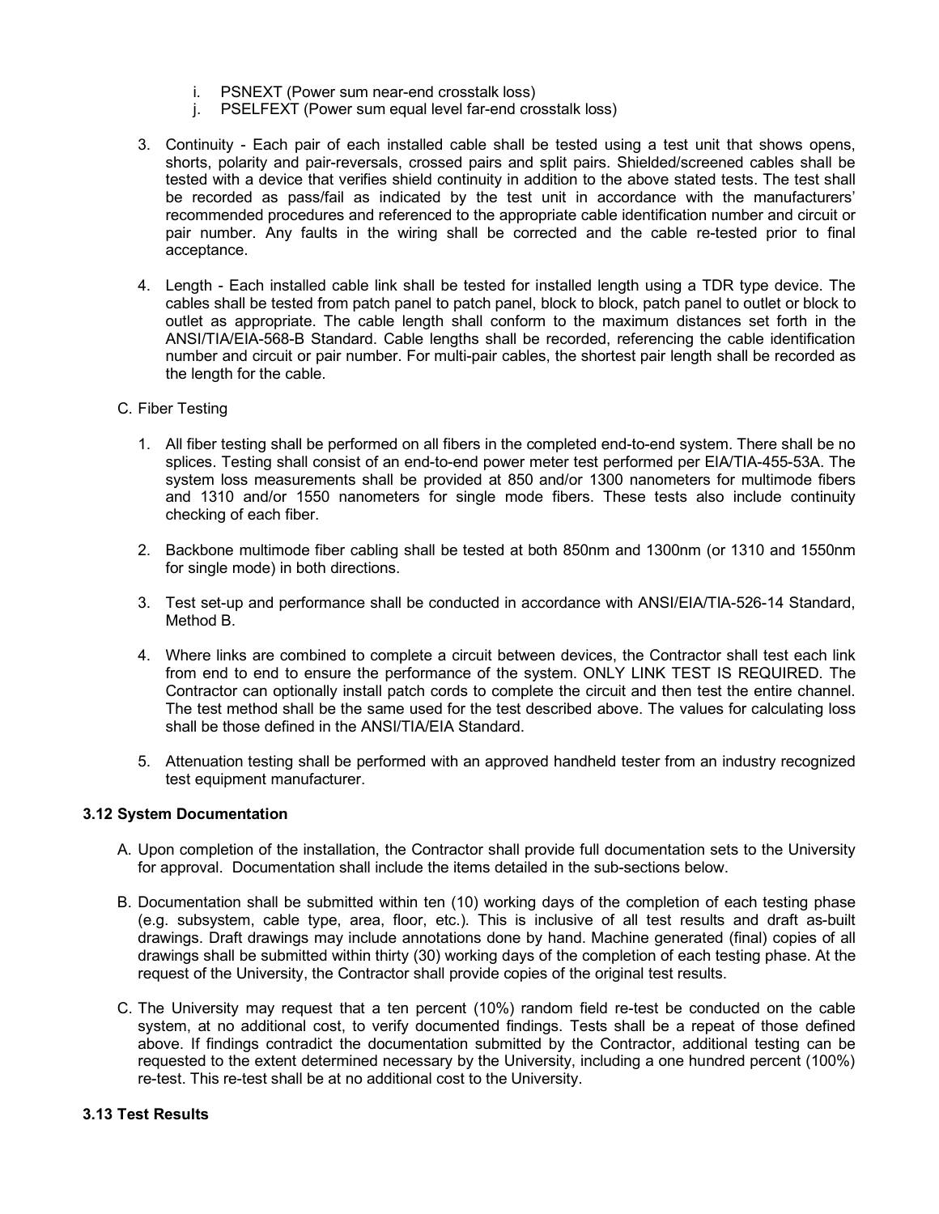i. PSNEXT (Power sum near-end crosstalk loss)
j. PSELFEXT (Power sum equal level far-end crosstalk loss)

3. Continuity - Each pair of each installed cable shall be tested using a test unit that shows opens, shorts, polarity and pair-reversals, crossed pairs and split pairs. Shielded/screened cables shall be tested with a device that verifies shield continuity in addition to the above stated tests. The test shall be recorded as pass/fail as indicated by the test unit in accordance with the manufacturers' recommended procedures and referenced to the appropriate cable identification number and circuit or pair number. Any faults in the wiring shall be corrected and the cable re-tested prior to final acceptance.

4. Length - Each installed cable link shall be tested for installed length using a TDR type device. The cables shall be tested from patch panel to patch panel, block to block, patch panel to outlet or block to outlet as appropriate. The cable length shall conform to the maximum distances set forth in the ANSI/TIA/EIA-568-B Standard. Cable lengths shall be recorded, referencing the cable identification number and circuit or pair number. For multi-pair cables, the shortest pair length shall be recorded as the length for the cable.

C. Fiber Testing

1. All fiber testing shall be performed on all fibers in the completed end-to-end system. There shall be no splices. Testing shall consist of an end-to-end power meter test performed per EIA/TIA-455-53A. The system loss measurements shall be provided at 850 and/or 1300 nanometers for multimode fibers and 1310 and/or 1550 nanometers for single mode fibers. These tests also include continuity checking of each fiber.

2. Backbone multimode fiber cabling shall be tested at both 850nm and 1300nm (or 1310 and 1550nm for single mode) in both directions.

3. Test set-up and performance shall be conducted in accordance with ANSI/EIA/TIA-526-14 Standard, Method B.

4. Where links are combined to complete a circuit between devices, the Contractor shall test each link from end to end to ensure the performance of the system. ONLY LINK TEST IS REQUIRED. The Contractor can optionally install patch cords to complete the circuit and then test the entire channel. The test method shall be the same used for the test described above. The values for calculating loss shall be those defined in the ANSI/TIA/EIA Standard.

5. Attenuation testing shall be performed with an approved handheld tester from an industry recognized test equipment manufacturer.

### 3.12 System Documentation

A. Upon completion of the installation, the Contractor shall provide full documentation sets to the University for approval. Documentation shall include the items detailed in the sub-sections below.

B. Documentation shall be submitted within ten (10) working days of the completion of each testing phase (e.g. subsystem, cable type, area, floor, etc.). This is inclusive of all test results and draft as-built drawings. Draft drawings may include annotations done by hand. Machine generated (final) copies of all drawings shall be submitted within thirty (30) working days of the completion of each testing phase. At the request of the University, the Contractor shall provide copies of the original test results.

C. The University may request that a ten percent (10%) random field re-test be conducted on the cable system, at no additional cost, to verify documented findings. Tests shall be a repeat of those defined above. If findings contradict the documentation submitted by the Contractor, additional testing can be requested to the extent determined necessary by the University, including a one hundred percent (100%) re-test. This re-test shall be at no additional cost to the University.

### 3.13 Test Results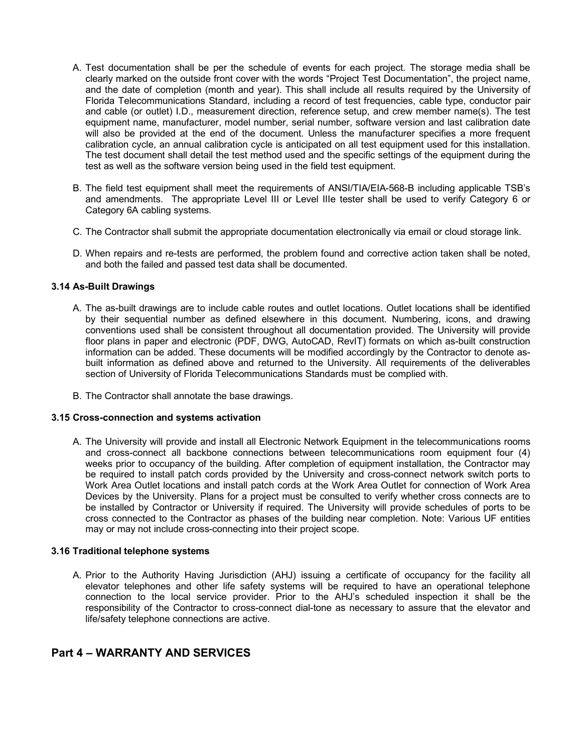A. Test documentation shall be per the schedule of events for each project. The storage media shall be clearly marked on the outside front cover with the words “Project Test Documentation”, the project name, and the date of completion (month and year). This shall include all results required by the University of Florida Telecommunications Standard, including a record of test frequencies, cable type, conductor pair and cable (or outlet) I.D., measurement direction, reference setup, and crew member name(s). The test equipment name, manufacturer, model number, serial number, software version and last calibration date will also be provided at the end of the document. Unless the manufacturer specifies a more frequent calibration cycle, an annual calibration cycle is anticipated on all test equipment used for this installation. The test document shall detail the test method used and the specific settings of the equipment during the test as well as the software version being used in the field test equipment.

B. The field test equipment shall meet the requirements of ANSI/TIA/EIA-568-B including applicable TSB's and amendments. The appropriate Level III or Level IIIe tester shall be used to verify Category 6 or Category 6A cabling systems.

C. The Contractor shall submit the appropriate documentation electronically via email or cloud storage link.

D. When repairs and re-tests are performed, the problem found and corrective action taken shall be noted, and both the failed and passed test data shall be documented.

**3.14 As-Built Drawings**

A. The as-built drawings are to include cable routes and outlet locations. Outlet locations shall be identified by their sequential number as defined elsewhere in this document. Numbering, icons, and drawing conventions used shall be consistent throughout all documentation provided. The University will provide floor plans in paper and electronic (PDF, DWG, AutoCAD, RevIT) formats on which as-built construction information can be added. These documents will be modified accordingly by the Contractor to denote as-built information as defined above and returned to the University. All requirements of the deliverables section of University of Florida Telecommunications Standards must be complied with.

B. The Contractor shall annotate the base drawings.

**3.15 Cross-connection and systems activation**

A. The University will provide and install all Electronic Network Equipment in the telecommunications rooms and cross-connect all backbone connections between telecommunications room equipment four (4) weeks prior to occupancy of the building. After completion of equipment installation, the Contractor may be required to install patch cords provided by the University and cross-connect network switch ports to Work Area Outlet locations and install patch cords at the Work Area Outlet for connection of Work Area Devices by the University. Plans for a project must be consulted to verify whether cross connects are to be installed by Contractor or University if required. The University will provide schedules of ports to be cross connected to the Contractor as phases of the building near completion. Note: Various UF entities may or may not include cross-connecting into their project scope.

**3.16 Traditional telephone systems**

A. Prior to the Authority Having Jurisdiction (AHJ) issuing a certificate of occupancy for the facility all elevator telephones and other life safety systems will be required to have an operational telephone connection to the local service provider. Prior to the AHJ's scheduled inspection it shall be the responsibility of the Contractor to cross-connect dial-tone as necessary to assure that the elevator and life/safety telephone connections are active.

## Part 4 – WARRANTY AND SERVICES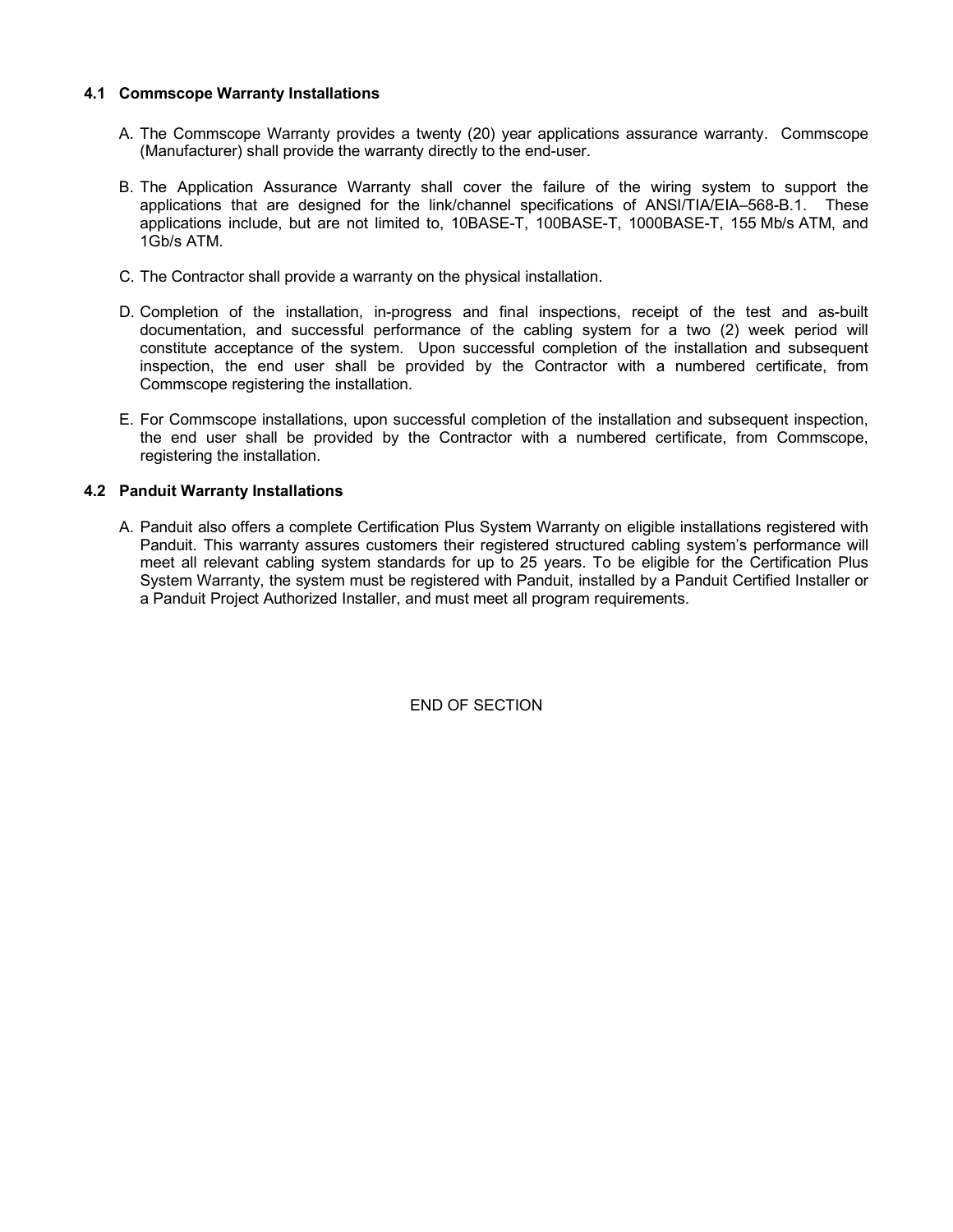### 4.1 Commscope Warranty Installations

A. The Commscope Warranty provides a twenty (20) year applications assurance warranty. Commscope (Manufacturer) shall provide the warranty directly to the end-user.

B. The Application Assurance Warranty shall cover the failure of the wiring system to support the applications that are designed for the link/channel specifications of ANSI/TIA/EIA–568-B.1. These applications include, but are not limited to, 10BASE-T, 100BASE-T, 1000BASE-T, 155 Mb/s ATM, and 1Gb/s ATM.

C. The Contractor shall provide a warranty on the physical installation.

D. Completion of the installation, in-progress and final inspections, receipt of the test and as-built documentation, and successful performance of the cabling system for a two (2) week period will constitute acceptance of the system. Upon successful completion of the installation and subsequent inspection, the end user shall be provided by the Contractor with a numbered certificate, from Commscope registering the installation.

E. For Commscope installations, upon successful completion of the installation and subsequent inspection, the end user shall be provided by the Contractor with a numbered certificate, from Commscope, registering the installation.

### 4.2 Panduit Warranty Installations

A. Panduit also offers a complete Certification Plus System Warranty on eligible installations registered with Panduit. This warranty assures customers their registered structured cabling system's performance will meet all relevant cabling system standards for up to 25 years. To be eligible for the Certification Plus System Warranty, the system must be registered with Panduit, installed by a Panduit Certified Installer or a Panduit Project Authorized Installer, and must meet all program requirements.

END OF SECTION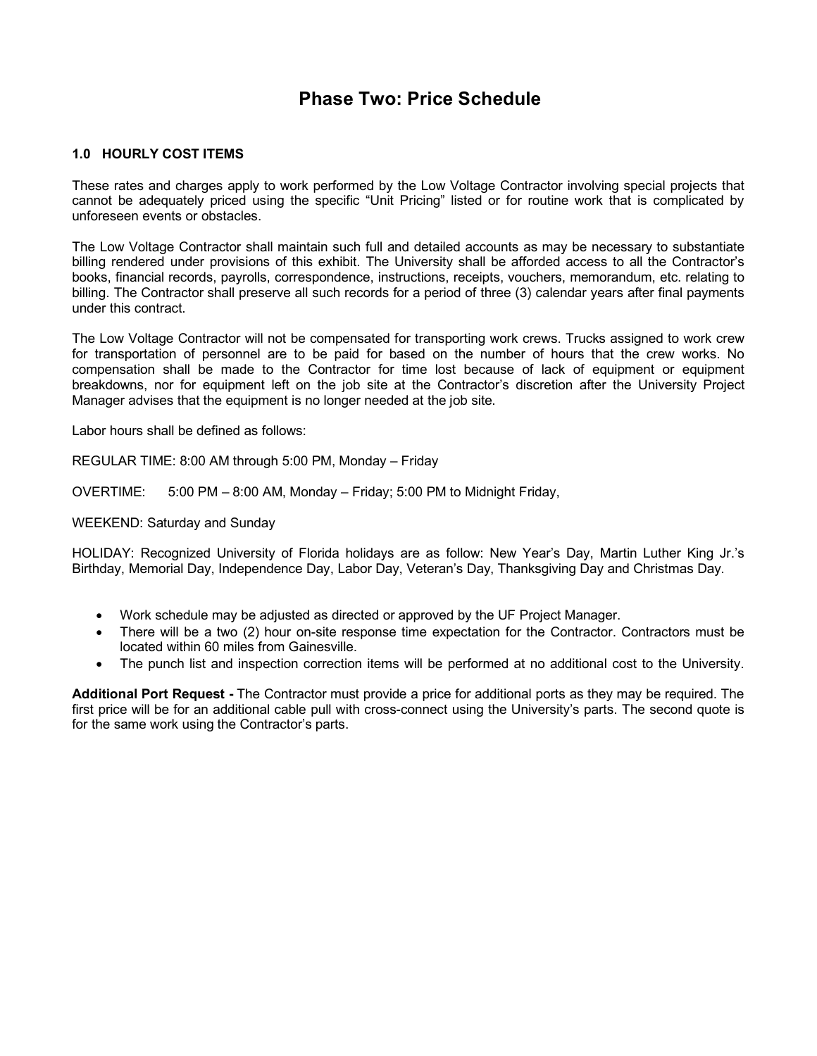# Phase Two: Price Schedule

### 1.0 HOURLY COST ITEMS

These rates and charges apply to work performed by the Low Voltage Contractor involving special projects that cannot be adequately priced using the specific "Unit Pricing" listed or for routine work that is complicated by unforeseen events or obstacles.

The Low Voltage Contractor shall maintain such full and detailed accounts as may be necessary to substantiate billing rendered under provisions of this exhibit. The University shall be afforded access to all the Contractor's books, financial records, payrolls, correspondence, instructions, receipts, vouchers, memorandum, etc. relating to billing. The Contractor shall preserve all such records for a period of three (3) calendar years after final payments under this contract.

The Low Voltage Contractor will not be compensated for transporting work crews. Trucks assigned to work crew for transportation of personnel are to be paid for based on the number of hours that the crew works. No compensation shall be made to the Contractor for time lost because of lack of equipment or equipment breakdowns, nor for equipment left on the job site at the Contractor's discretion after the University Project Manager advises that the equipment is no longer needed at the job site.

Labor hours shall be defined as follows:

REGULAR TIME: 8:00 AM through 5:00 PM, Monday – Friday

OVERTIME: 5:00 PM – 8:00 AM, Monday – Friday; 5:00 PM to Midnight Friday,

WEEKEND: Saturday and Sunday

HOLIDAY: Recognized University of Florida holidays are as follow: New Year's Day, Martin Luther King Jr.'s Birthday, Memorial Day, Independence Day, Labor Day, Veteran's Day, Thanksgiving Day and Christmas Day.

- Work schedule may be adjusted as directed or approved by the UF Project Manager.
- There will be a two (2) hour on-site response time expectation for the Contractor. Contractors must be located within 60 miles from Gainesville.
- The punch list and inspection correction items will be performed at no additional cost to the University.

**Additional Port Request -** The Contractor must provide a price for additional ports as they may be required. The first price will be for an additional cable pull with cross-connect using the University's parts. The second quote is for the same work using the Contractor's parts.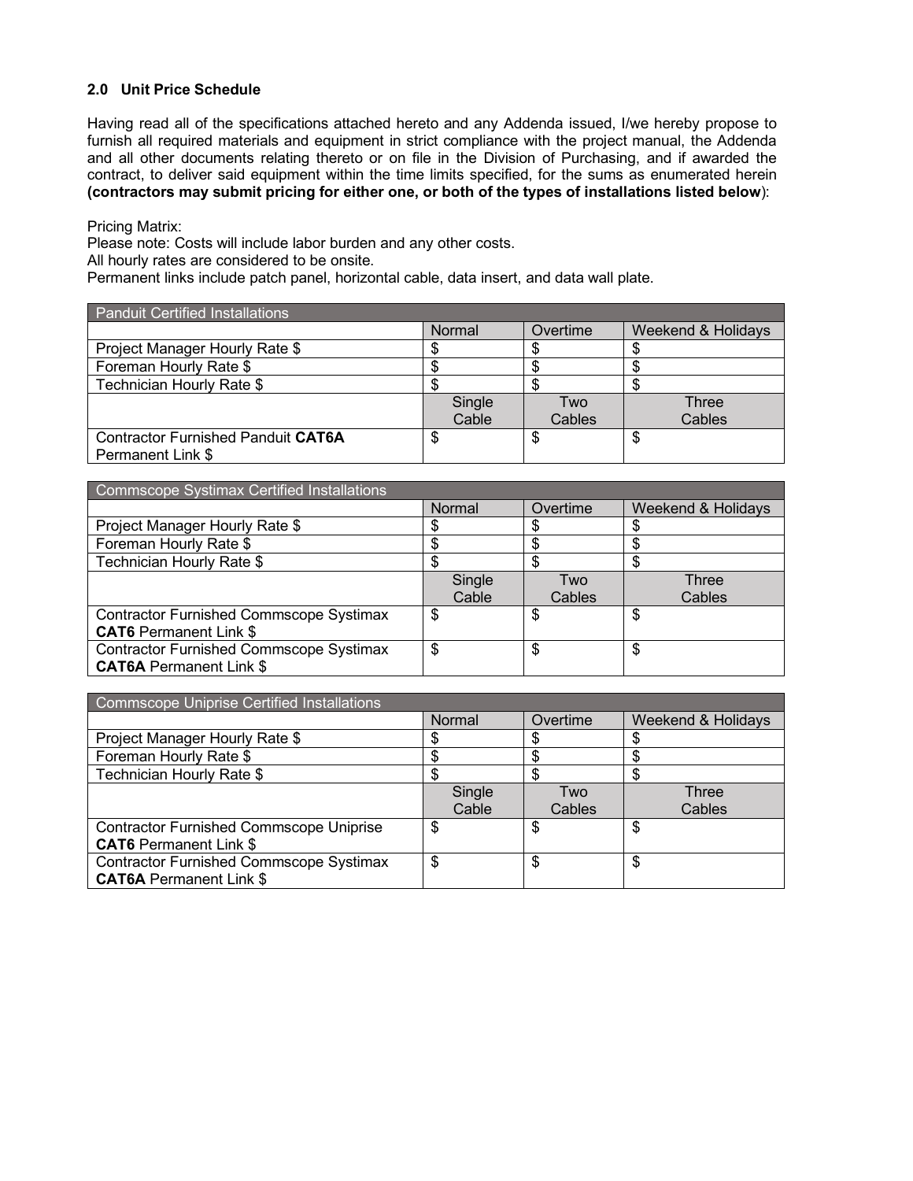## 2.0 Unit Price Schedule

Having read all of the specifications attached hereto and any Addenda issued, I/we hereby propose to furnish all required materials and equipment in strict compliance with the project manual, the Addenda and all other documents relating thereto or on file in the Division of Purchasing, and if awarded the contract, to deliver said equipment within the time limits specified, for the sums as enumerated herein **(contractors may submit pricing for either one, or both of the types of installations listed below)**:

Pricing Matrix:
Please note: Costs will include labor burden and any other costs.
All hourly rates are considered to be onsite.
Permanent links include patch panel, horizontal cable, data insert, and data wall plate.

| Panduit Certified Installations | | | |
|---|---|---|---|
| | Normal | Overtime | Weekend & Holidays |
| Project Manager Hourly Rate $ | $ | $ | $ |
| Foreman Hourly Rate $ | $ | $ | $ |
| Technician Hourly Rate $ | $ | $ | $ |
| | Single Cable | Two Cables | Three Cables |
| Contractor Furnished Panduit **CAT6A** Permanent Link $ | $ | $ | $ |

| Commscope Systimax Certified Installations | | | |
|---|---|---|---|
| | Normal | Overtime | Weekend & Holidays |
| Project Manager Hourly Rate $ | $ | $ | $ |
| Foreman Hourly Rate $ | $ | $ | $ |
| Technician Hourly Rate $ | $ | $ | $ |
| | Single Cable | Two Cables | Three Cables |
| Contractor Furnished Commscope Systimax **CAT6** Permanent Link $ | $ | $ | $ |
| Contractor Furnished Commscope Systimax **CAT6A** Permanent Link $ | $ | $ | $ |

| Commscope Uniprise Certified Installations | | | |
|---|---|---|---|
| | Normal | Overtime | Weekend & Holidays |
| Project Manager Hourly Rate $ | $ | $ | $ |
| Foreman Hourly Rate $ | $ | $ | $ |
| Technician Hourly Rate $ | $ | $ | $ |
| | Single Cable | Two Cables | Three Cables |
| Contractor Furnished Commscope Uniprise **CAT6** Permanent Link $ | $ | $ | $ |
| Contractor Furnished Commscope Systimax **CAT6A** Permanent Link $ | $ | $ | $ |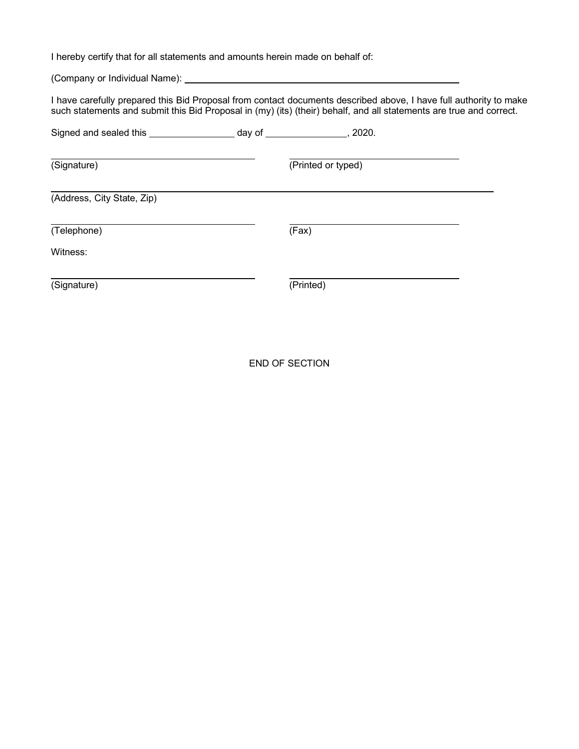I hereby certify that for all statements and amounts herein made on behalf of:

(Company or Individual Name): ____________________________________________

I have carefully prepared this Bid Proposal from contact documents described above, I have full authority to make such statements and submit this Bid Proposal in (my) (its) (their) behalf, and all statements are true and correct.

Signed and sealed this ________________ day of ________________, 2020.

| | |
|---|---|
| ______________________________ | ______________________________ |
| (Signature) | (Printed or typed) |

______________________________________________________________________

(Address, City State, Zip)

| | |
|---|---|
| ______________________________ | ______________________________ |
| (Telephone) | (Fax) |

Witness:

| | |
|---|---|
| ______________________________ | ______________________________ |
| (Signature) | (Printed) |

END OF SECTION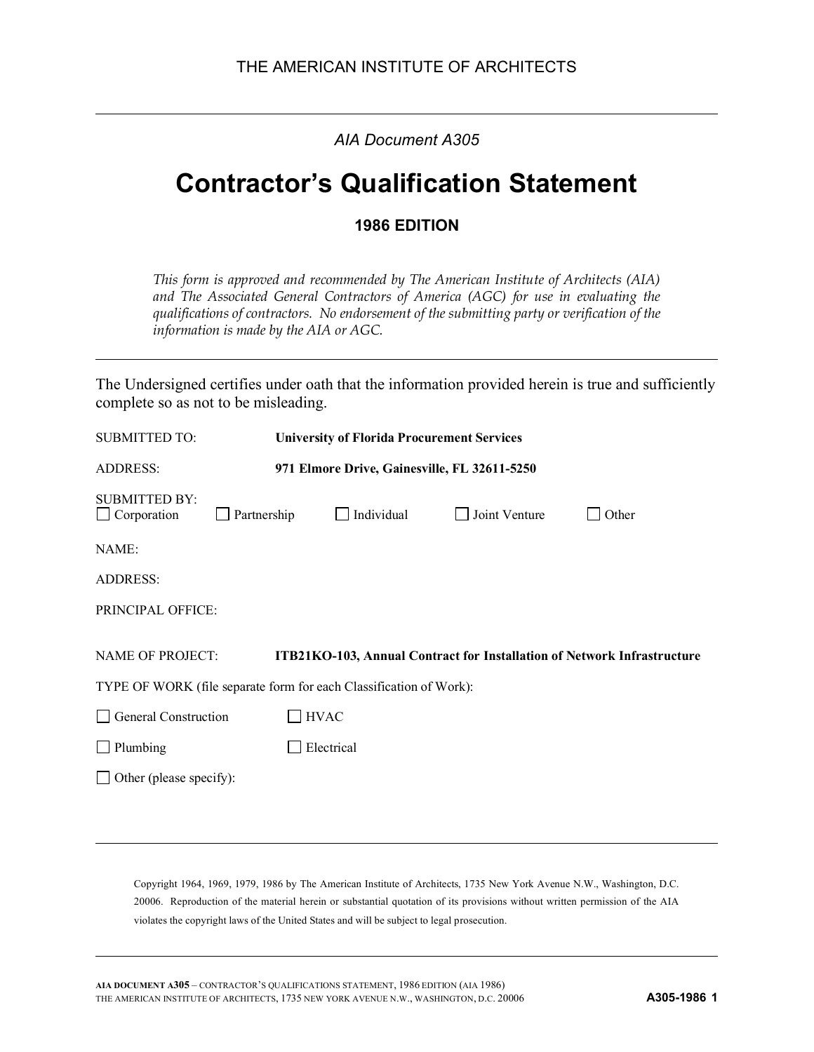THE AMERICAN INSTITUTE OF ARCHITECTS

---

*AIA Document A305*

# Contractor's Qualification Statement

**1986 EDITION**

*This form is approved and recommended by The American Institute of Architects (AIA) and The Associated General Contractors of America (AGC) for use in evaluating the qualifications of contractors. No endorsement of the submitting party or verification of the information is made by the AIA or AGC.*

---

The Undersigned certifies under oath that the information provided herein is true and sufficiently complete so as not to be misleading.

SUBMITTED TO: **University of Florida Procurement Services**

ADDRESS: **971 Elmore Drive, Gainesville, FL 32611-5250**

SUBMITTED BY:
☐ Corporation ☐ Partnership ☐ Individual ☐ Joint Venture ☐ Other

NAME:

ADDRESS:

PRINCIPAL OFFICE:

NAME OF PROJECT: **ITB21KO-103, Annual Contract for Installation of Network Infrastructure**

TYPE OF WORK (file separate form for each Classification of Work):

☐ General Construction ☐ HVAC

☐ Plumbing ☐ Electrical

☐ Other (please specify):

---

Copyright 1964, 1969, 1979, 1986 by The American Institute of Architects, 1735 New York Avenue N.W., Washington, D.C. 20006. Reproduction of the material herein or substantial quotation of its provisions without written permission of the AIA violates the copyright laws of the United States and will be subject to legal prosecution.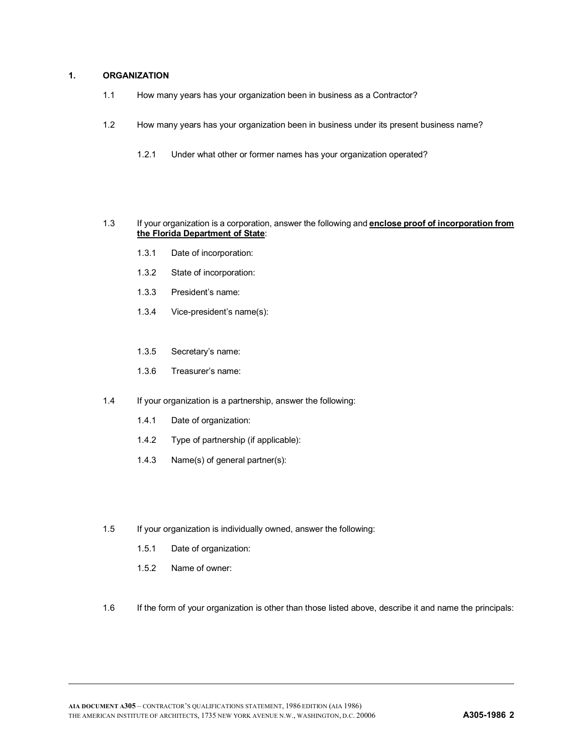## 1. ORGANIZATION

1.1 How many years has your organization been in business as a Contractor?

1.2 How many years has your organization been in business under its present business name?

1.2.1 Under what other or former names has your organization operated?

1.3 If your organization is a corporation, answer the following and **enclose proof of incorporation from the Florida Department of State**:

1.3.1 Date of incorporation:

1.3.2 State of incorporation:

1.3.3 President's name:

1.3.4 Vice-president's name(s):

1.3.5 Secretary's name:

1.3.6 Treasurer's name:

1.4 If your organization is a partnership, answer the following:

1.4.1 Date of organization:

1.4.2 Type of partnership (if applicable):

1.4.3 Name(s) of general partner(s):

1.5 If your organization is individually owned, answer the following:

1.5.1 Date of organization:

1.5.2 Name of owner:

1.6 If the form of your organization is other than those listed above, describe it and name the principals: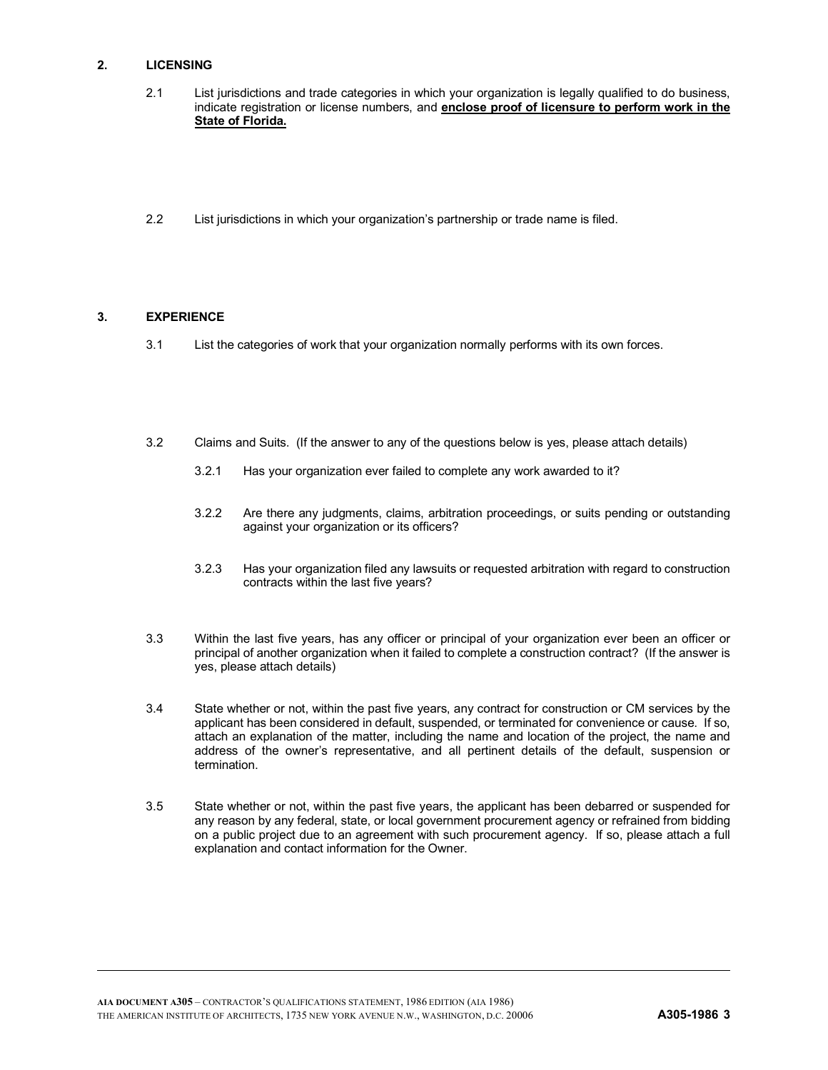## 2. LICENSING

2.1 List jurisdictions and trade categories in which your organization is legally qualified to do business, indicate registration or license numbers, and **enclose proof of licensure to perform work in the State of Florida.**

2.2 List jurisdictions in which your organization's partnership or trade name is filed.

## 3. EXPERIENCE

3.1 List the categories of work that your organization normally performs with its own forces.

3.2 Claims and Suits. (If the answer to any of the questions below is yes, please attach details)

3.2.1 Has your organization ever failed to complete any work awarded to it?

3.2.2 Are there any judgments, claims, arbitration proceedings, or suits pending or outstanding against your organization or its officers?

3.2.3 Has your organization filed any lawsuits or requested arbitration with regard to construction contracts within the last five years?

3.3 Within the last five years, has any officer or principal of your organization ever been an officer or principal of another organization when it failed to complete a construction contract? (If the answer is yes, please attach details)

3.4 State whether or not, within the past five years, any contract for construction or CM services by the applicant has been considered in default, suspended, or terminated for convenience or cause. If so, attach an explanation of the matter, including the name and location of the project, the name and address of the owner's representative, and all pertinent details of the default, suspension or termination.

3.5 State whether or not, within the past five years, the applicant has been debarred or suspended for any reason by any federal, state, or local government procurement agency or refrained from bidding on a public project due to an agreement with such procurement agency. If so, please attach a full explanation and contact information for the Owner.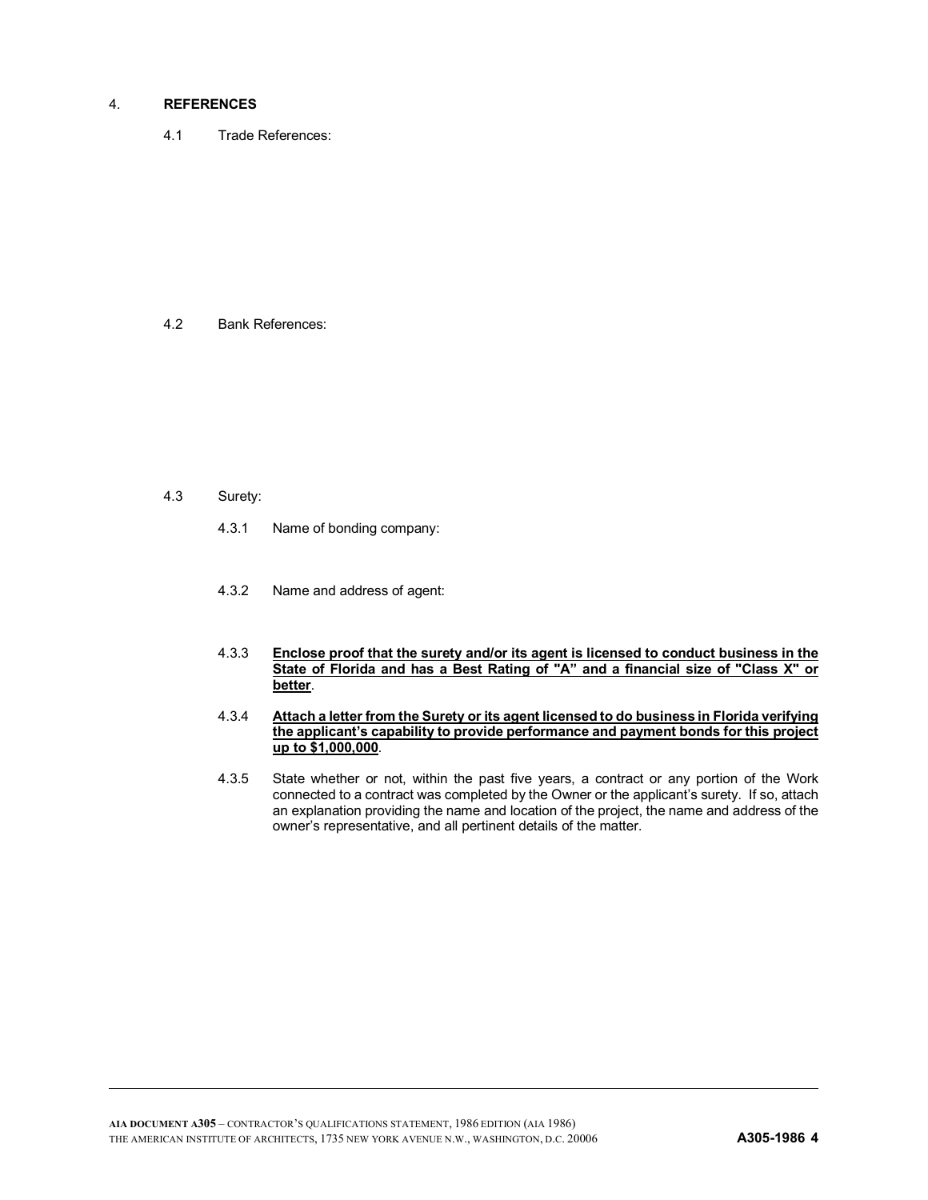4. **REFERENCES**

4.1 Trade References:

4.2 Bank References:

4.3 Surety:

4.3.1 Name of bonding company:

4.3.2 Name and address of agent:

4.3.3 **<u>Enclose proof that the surety and/or its agent is licensed to conduct business in the State of Florida and has a Best Rating of "A" and a financial size of "Class X" or better</u>**.

4.3.4 **<u>Attach a letter from the Surety or its agent licensed to do business in Florida verifying the applicant's capability to provide performance and payment bonds for this project up to $1,000,000</u>**.

4.3.5 State whether or not, within the past five years, a contract or any portion of the Work connected to a contract was completed by the Owner or the applicant's surety. If so, attach an explanation providing the name and location of the project, the name and address of the owner's representative, and all pertinent details of the matter.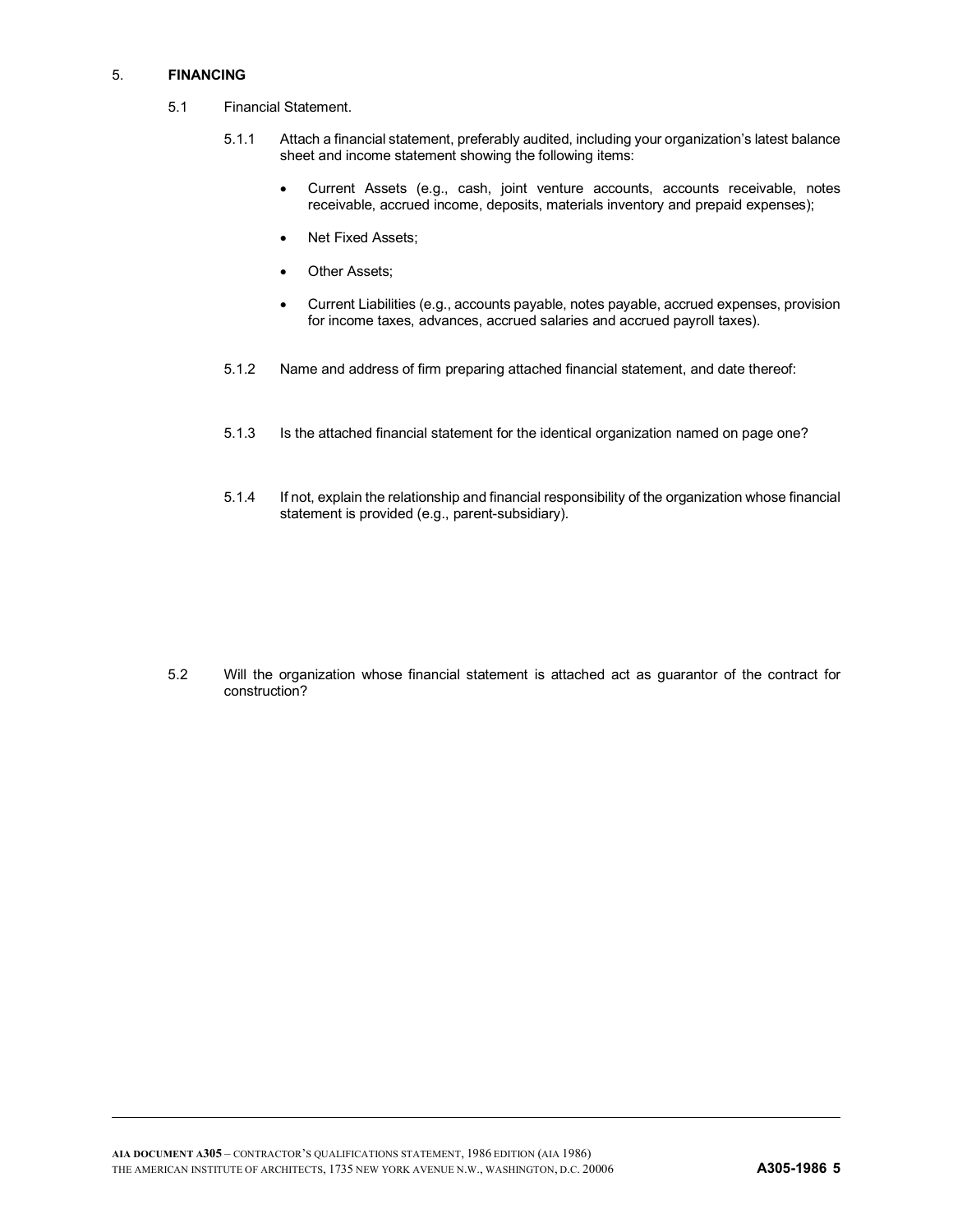## 5. FINANCING

5.1 Financial Statement.

5.1.1 Attach a financial statement, preferably audited, including your organization's latest balance sheet and income statement showing the following items:

- Current Assets (e.g., cash, joint venture accounts, accounts receivable, notes receivable, accrued income, deposits, materials inventory and prepaid expenses);
- Net Fixed Assets;
- Other Assets;
- Current Liabilities (e.g., accounts payable, notes payable, accrued expenses, provision for income taxes, advances, accrued salaries and accrued payroll taxes).

5.1.2 Name and address of firm preparing attached financial statement, and date thereof:

5.1.3 Is the attached financial statement for the identical organization named on page one?

5.1.4 If not, explain the relationship and financial responsibility of the organization whose financial statement is provided (e.g., parent-subsidiary).

5.2 Will the organization whose financial statement is attached act as guarantor of the contract for construction?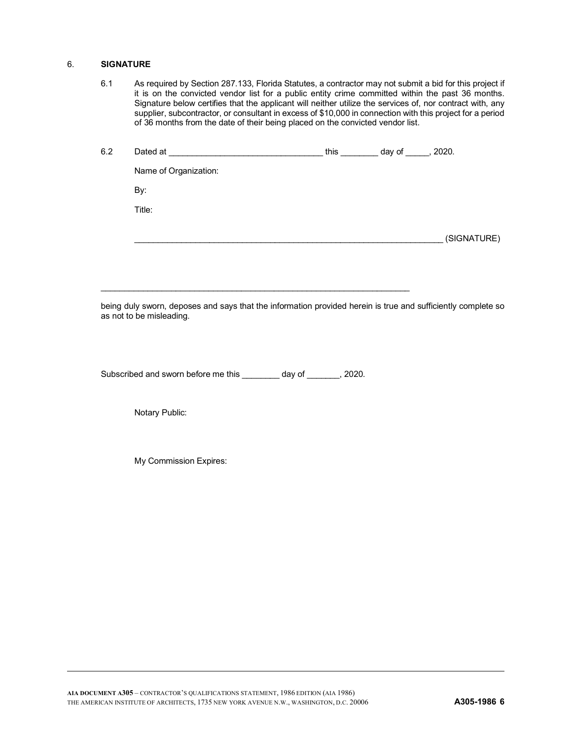6. **SIGNATURE**

6.1 As required by Section 287.133, Florida Statutes, a contractor may not submit a bid for this project if it is on the convicted vendor list for a public entity crime committed within the past 36 months. Signature below certifies that the applicant will neither utilize the services of, nor contract with, any supplier, subcontractor, or consultant in excess of $10,000 in connection with this project for a period of 36 months from the date of their being placed on the convicted vendor list.

6.2 Dated at _________________________________ this ________ day of _____, 2020.

Name of Organization:

By:

Title:

_____________________________________________________________________ (SIGNATURE)

_____________________________________________________________________

being duly sworn, deposes and says that the information provided herein is true and sufficiently complete so as not to be misleading.

Subscribed and sworn before me this ________ day of _______, 2020.

Notary Public:

My Commission Expires: